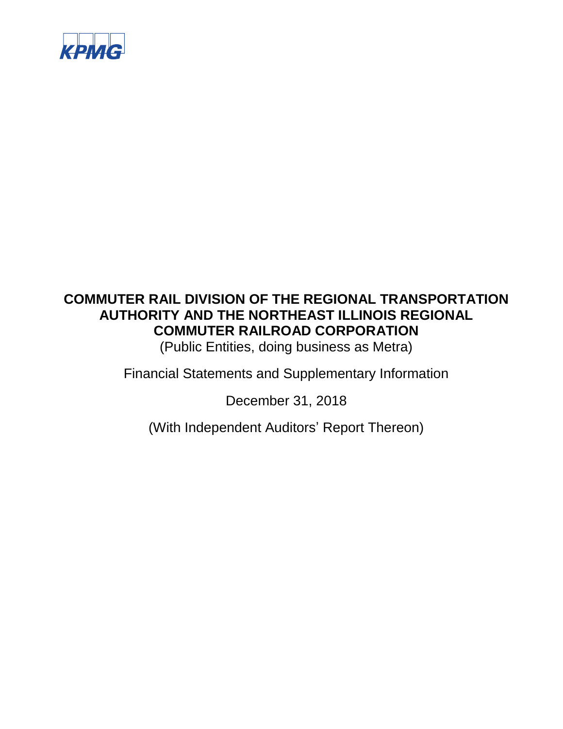KPMG

# COMMUTER RAIL DIVISION OF THE REGIONAL TRANSPORTATION AUTHORITY AND THE NORTHEAST ILLINOIS REGIONAL COMMUTER RAILROAD CORPORATION

(Public Entities, doing business as Metra)

Financial Statements and Supplementary Information

December 31, 2018

(With Independent Auditors' Report Thereon)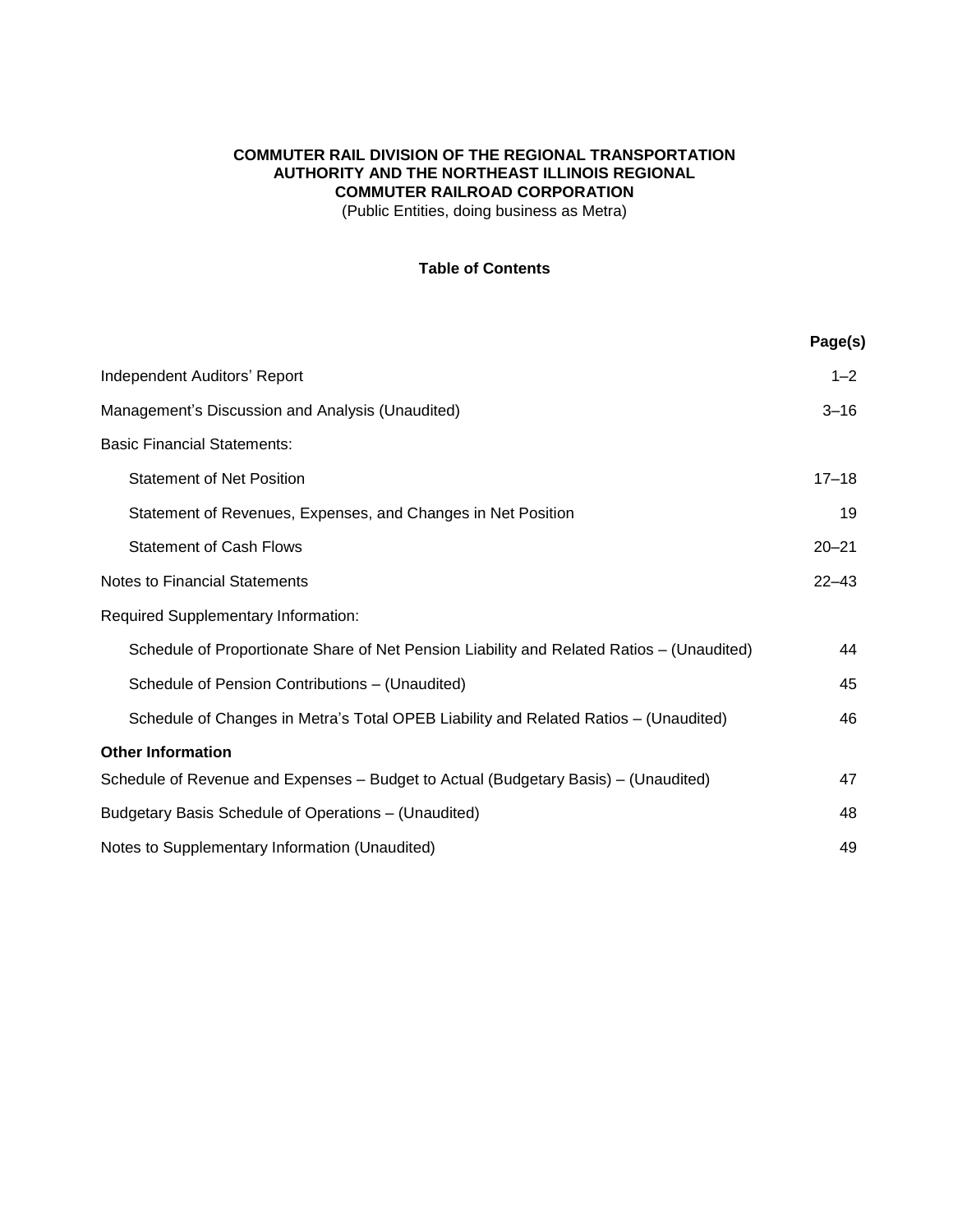**COMMUTER RAIL DIVISION OF THE REGIONAL TRANSPORTATION AUTHORITY AND THE NORTHEAST ILLINOIS REGIONAL COMMUTER RAILROAD CORPORATION**

(Public Entities, doing business as Metra)

**Table of Contents**

| | Page(s) |
|---|---|
| Independent Auditors' Report | 1–2 |
| Management's Discussion and Analysis (Unaudited) | 3–16 |
| Basic Financial Statements: | |
| Statement of Net Position | 17–18 |
| Statement of Revenues, Expenses, and Changes in Net Position | 19 |
| Statement of Cash Flows | 20–21 |
| Notes to Financial Statements | 22–43 |
| Required Supplementary Information: | |
| Schedule of Proportionate Share of Net Pension Liability and Related Ratios – (Unaudited) | 44 |
| Schedule of Pension Contributions – (Unaudited) | 45 |
| Schedule of Changes in Metra's Total OPEB Liability and Related Ratios – (Unaudited) | 46 |
| **Other Information** | |
| Schedule of Revenue and Expenses – Budget to Actual (Budgetary Basis) – (Unaudited) | 47 |
| Budgetary Basis Schedule of Operations – (Unaudited) | 48 |
| Notes to Supplementary Information (Unaudited) | 49 |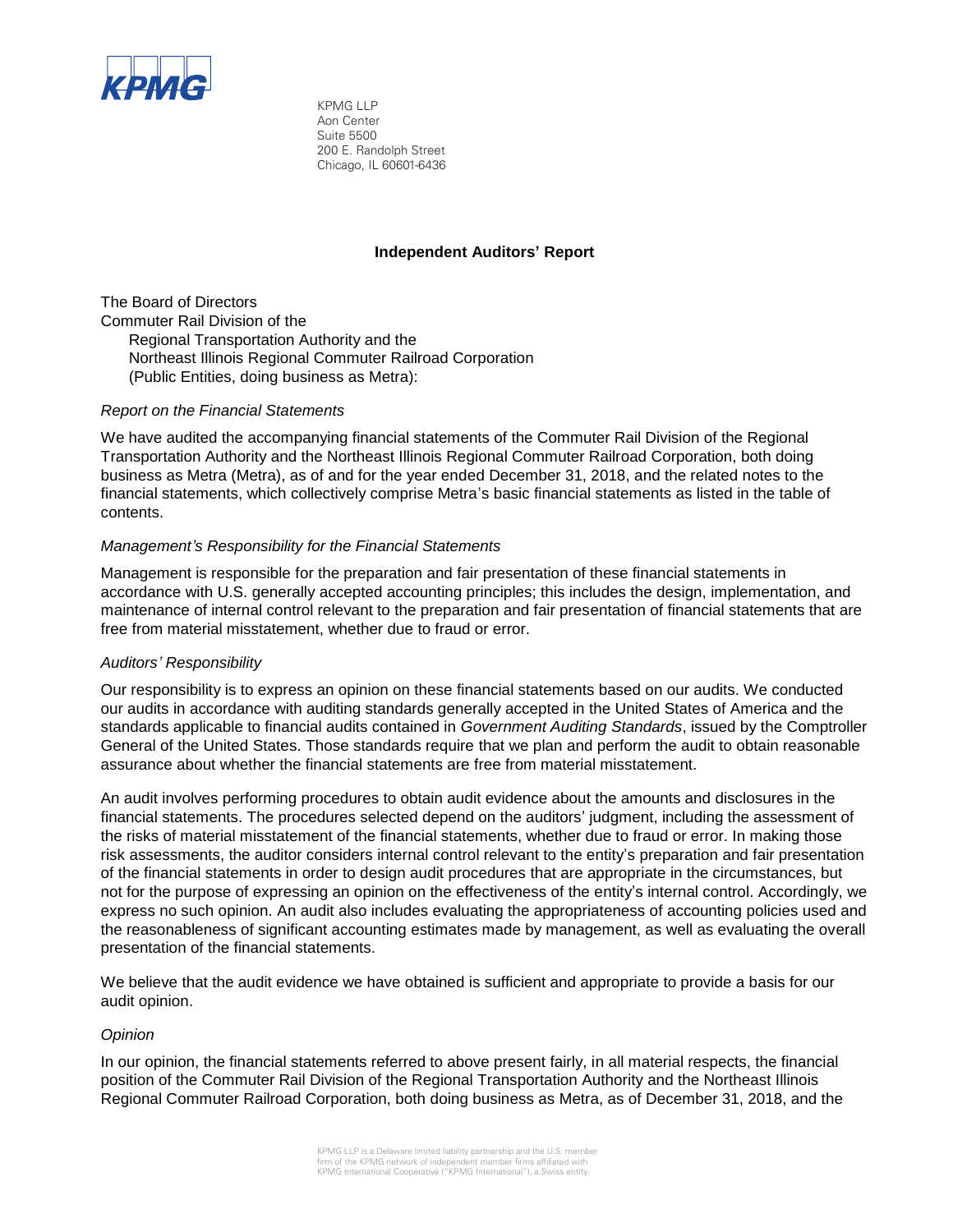KPMG LLP
Aon Center
Suite 5500
200 E. Randolph Street
Chicago, IL 60601-6436

## Independent Auditors' Report

The Board of Directors
Commuter Rail Division of the
Regional Transportation Authority and the
Northeast Illinois Regional Commuter Railroad Corporation
(Public Entities, doing business as Metra):

*Report on the Financial Statements*

We have audited the accompanying financial statements of the Commuter Rail Division of the Regional Transportation Authority and the Northeast Illinois Regional Commuter Railroad Corporation, both doing business as Metra (Metra), as of and for the year ended December 31, 2018, and the related notes to the financial statements, which collectively comprise Metra's basic financial statements as listed in the table of contents.

*Management's Responsibility for the Financial Statements*

Management is responsible for the preparation and fair presentation of these financial statements in accordance with U.S. generally accepted accounting principles; this includes the design, implementation, and maintenance of internal control relevant to the preparation and fair presentation of financial statements that are free from material misstatement, whether due to fraud or error.

*Auditors' Responsibility*

Our responsibility is to express an opinion on these financial statements based on our audits. We conducted our audits in accordance with auditing standards generally accepted in the United States of America and the standards applicable to financial audits contained in *Government Auditing Standards*, issued by the Comptroller General of the United States. Those standards require that we plan and perform the audit to obtain reasonable assurance about whether the financial statements are free from material misstatement.

An audit involves performing procedures to obtain audit evidence about the amounts and disclosures in the financial statements. The procedures selected depend on the auditors' judgment, including the assessment of the risks of material misstatement of the financial statements, whether due to fraud or error. In making those risk assessments, the auditor considers internal control relevant to the entity's preparation and fair presentation of the financial statements in order to design audit procedures that are appropriate in the circumstances, but not for the purpose of expressing an opinion on the effectiveness of the entity's internal control. Accordingly, we express no such opinion. An audit also includes evaluating the appropriateness of accounting policies used and the reasonableness of significant accounting estimates made by management, as well as evaluating the overall presentation of the financial statements.

We believe that the audit evidence we have obtained is sufficient and appropriate to provide a basis for our audit opinion.

*Opinion*

In our opinion, the financial statements referred to above present fairly, in all material respects, the financial position of the Commuter Rail Division of the Regional Transportation Authority and the Northeast Illinois Regional Commuter Railroad Corporation, both doing business as Metra, as of December 31, 2018, and the

KPMG LLP is a Delaware limited liability partnership and the U.S. member firm of the KPMG network of independent member firms affiliated with KPMG International Cooperative ("KPMG International"), a Swiss entity.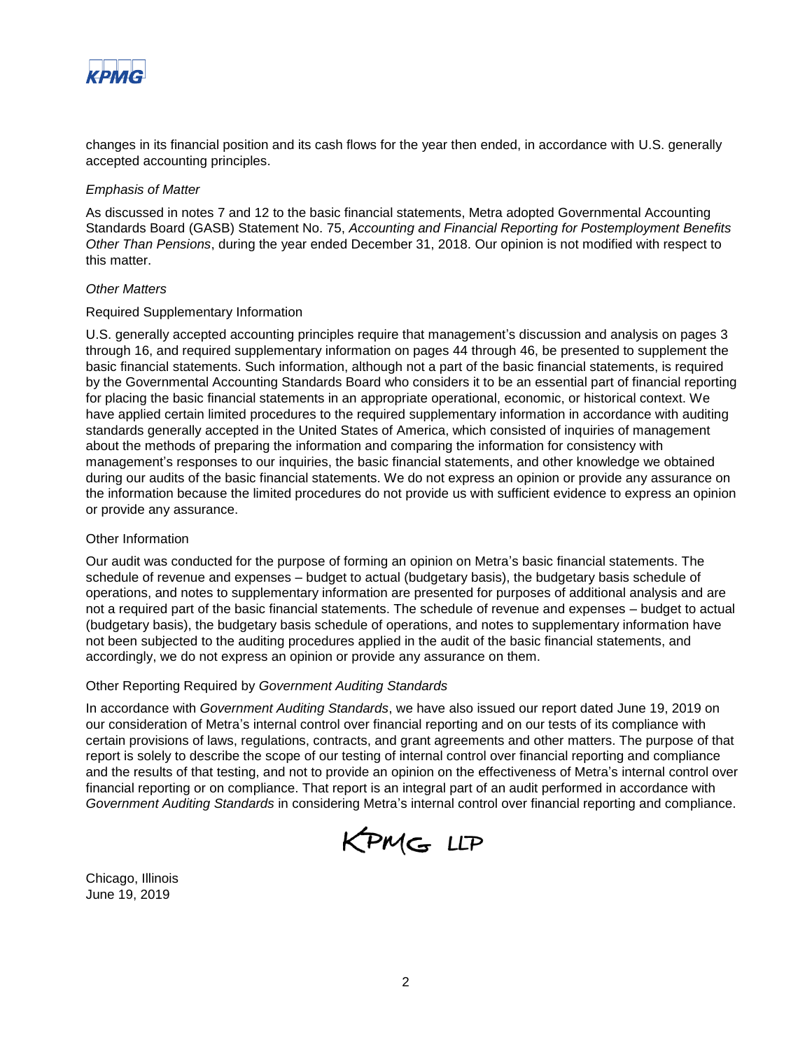changes in its financial position and its cash flows for the year then ended, in accordance with U.S. generally accepted accounting principles.

*Emphasis of Matter*

As discussed in notes 7 and 12 to the basic financial statements, Metra adopted Governmental Accounting Standards Board (GASB) Statement No. 75, *Accounting and Financial Reporting for Postemployment Benefits Other Than Pensions*, during the year ended December 31, 2018. Our opinion is not modified with respect to this matter.

*Other Matters*

Required Supplementary Information

U.S. generally accepted accounting principles require that management's discussion and analysis on pages 3 through 16, and required supplementary information on pages 44 through 46, be presented to supplement the basic financial statements. Such information, although not a part of the basic financial statements, is required by the Governmental Accounting Standards Board who considers it to be an essential part of financial reporting for placing the basic financial statements in an appropriate operational, economic, or historical context. We have applied certain limited procedures to the required supplementary information in accordance with auditing standards generally accepted in the United States of America, which consisted of inquiries of management about the methods of preparing the information and comparing the information for consistency with management's responses to our inquiries, the basic financial statements, and other knowledge we obtained during our audits of the basic financial statements. We do not express an opinion or provide any assurance on the information because the limited procedures do not provide us with sufficient evidence to express an opinion or provide any assurance.

Other Information

Our audit was conducted for the purpose of forming an opinion on Metra's basic financial statements. The schedule of revenue and expenses – budget to actual (budgetary basis), the budgetary basis schedule of operations, and notes to supplementary information are presented for purposes of additional analysis and are not a required part of the basic financial statements. The schedule of revenue and expenses – budget to actual (budgetary basis), the budgetary basis schedule of operations, and notes to supplementary information have not been subjected to the auditing procedures applied in the audit of the basic financial statements, and accordingly, we do not express an opinion or provide any assurance on them.

Other Reporting Required by *Government Auditing Standards*

In accordance with *Government Auditing Standards*, we have also issued our report dated June 19, 2019 on our consideration of Metra's internal control over financial reporting and on our tests of its compliance with certain provisions of laws, regulations, contracts, and grant agreements and other matters. The purpose of that report is solely to describe the scope of our testing of internal control over financial reporting and compliance and the results of that testing, and not to provide an opinion on the effectiveness of Metra's internal control over financial reporting or on compliance. That report is an integral part of an audit performed in accordance with *Government Auditing Standards* in considering Metra's internal control over financial reporting and compliance.

KPMG LLP

Chicago, Illinois
June 19, 2019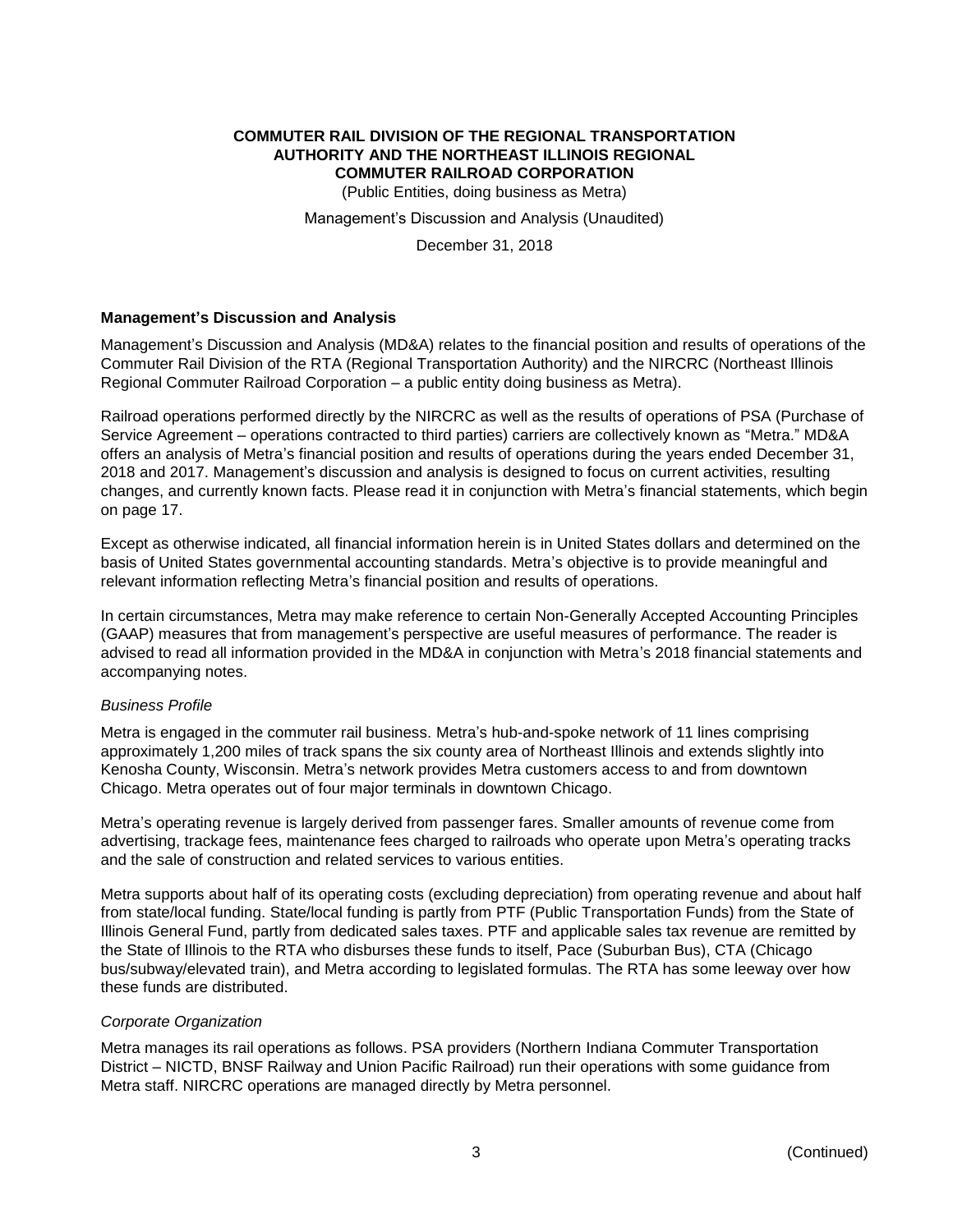**COMMUTER RAIL DIVISION OF THE REGIONAL TRANSPORTATION AUTHORITY AND THE NORTHEAST ILLINOIS REGIONAL COMMUTER RAILROAD CORPORATION**

(Public Entities, doing business as Metra)

Management's Discussion and Analysis (Unaudited)

December 31, 2018

## Management's Discussion and Analysis

Management's Discussion and Analysis (MD&A) relates to the financial position and results of operations of the Commuter Rail Division of the RTA (Regional Transportation Authority) and the NIRCRC (Northeast Illinois Regional Commuter Railroad Corporation – a public entity doing business as Metra).

Railroad operations performed directly by the NIRCRC as well as the results of operations of PSA (Purchase of Service Agreement – operations contracted to third parties) carriers are collectively known as "Metra." MD&A offers an analysis of Metra's financial position and results of operations during the years ended December 31, 2018 and 2017. Management's discussion and analysis is designed to focus on current activities, resulting changes, and currently known facts. Please read it in conjunction with Metra's financial statements, which begin on page 17.

Except as otherwise indicated, all financial information herein is in United States dollars and determined on the basis of United States governmental accounting standards. Metra's objective is to provide meaningful and relevant information reflecting Metra's financial position and results of operations.

In certain circumstances, Metra may make reference to certain Non-Generally Accepted Accounting Principles (GAAP) measures that from management's perspective are useful measures of performance. The reader is advised to read all information provided in the MD&A in conjunction with Metra's 2018 financial statements and accompanying notes.

### *Business Profile*

Metra is engaged in the commuter rail business. Metra's hub-and-spoke network of 11 lines comprising approximately 1,200 miles of track spans the six county area of Northeast Illinois and extends slightly into Kenosha County, Wisconsin. Metra's network provides Metra customers access to and from downtown Chicago. Metra operates out of four major terminals in downtown Chicago.

Metra's operating revenue is largely derived from passenger fares. Smaller amounts of revenue come from advertising, trackage fees, maintenance fees charged to railroads who operate upon Metra's operating tracks and the sale of construction and related services to various entities.

Metra supports about half of its operating costs (excluding depreciation) from operating revenue and about half from state/local funding. State/local funding is partly from PTF (Public Transportation Funds) from the State of Illinois General Fund, partly from dedicated sales taxes. PTF and applicable sales tax revenue are remitted by the State of Illinois to the RTA who disburses these funds to itself, Pace (Suburban Bus), CTA (Chicago bus/subway/elevated train), and Metra according to legislated formulas. The RTA has some leeway over how these funds are distributed.

### *Corporate Organization*

Metra manages its rail operations as follows. PSA providers (Northern Indiana Commuter Transportation District – NICTD, BNSF Railway and Union Pacific Railroad) run their operations with some guidance from Metra staff. NIRCRC operations are managed directly by Metra personnel.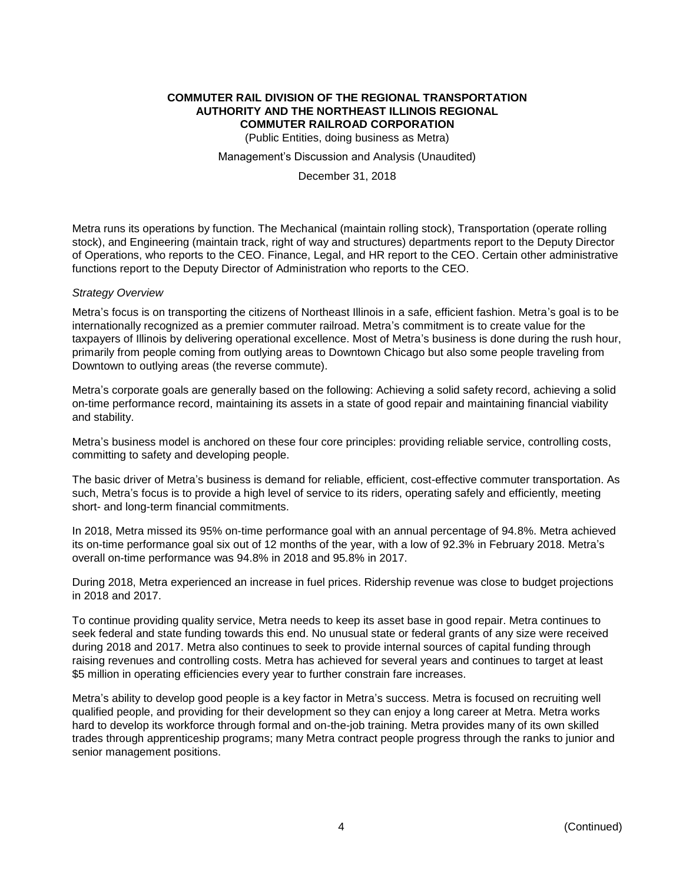Metra runs its operations by function. The Mechanical (maintain rolling stock), Transportation (operate rolling stock), and Engineering (maintain track, right of way and structures) departments report to the Deputy Director of Operations, who reports to the CEO. Finance, Legal, and HR report to the CEO. Certain other administrative functions report to the Deputy Director of Administration who reports to the CEO.

*Strategy Overview*

Metra's focus is on transporting the citizens of Northeast Illinois in a safe, efficient fashion. Metra's goal is to be internationally recognized as a premier commuter railroad. Metra's commitment is to create value for the taxpayers of Illinois by delivering operational excellence. Most of Metra's business is done during the rush hour, primarily from people coming from outlying areas to Downtown Chicago but also some people traveling from Downtown to outlying areas (the reverse commute).

Metra's corporate goals are generally based on the following: Achieving a solid safety record, achieving a solid on-time performance record, maintaining its assets in a state of good repair and maintaining financial viability and stability.

Metra's business model is anchored on these four core principles: providing reliable service, controlling costs, committing to safety and developing people.

The basic driver of Metra's business is demand for reliable, efficient, cost-effective commuter transportation. As such, Metra's focus is to provide a high level of service to its riders, operating safely and efficiently, meeting short- and long-term financial commitments.

In 2018, Metra missed its 95% on-time performance goal with an annual percentage of 94.8%. Metra achieved its on-time performance goal six out of 12 months of the year, with a low of 92.3% in February 2018. Metra's overall on-time performance was 94.8% in 2018 and 95.8% in 2017.

During 2018, Metra experienced an increase in fuel prices. Ridership revenue was close to budget projections in 2018 and 2017.

To continue providing quality service, Metra needs to keep its asset base in good repair. Metra continues to seek federal and state funding towards this end. No unusual state or federal grants of any size were received during 2018 and 2017. Metra also continues to seek to provide internal sources of capital funding through raising revenues and controlling costs. Metra has achieved for several years and continues to target at least $5 million in operating efficiencies every year to further constrain fare increases.

Metra's ability to develop good people is a key factor in Metra's success. Metra is focused on recruiting well qualified people, and providing for their development so they can enjoy a long career at Metra. Metra works hard to develop its workforce through formal and on-the-job training. Metra provides many of its own skilled trades through apprenticeship programs; many Metra contract people progress through the ranks to junior and senior management positions.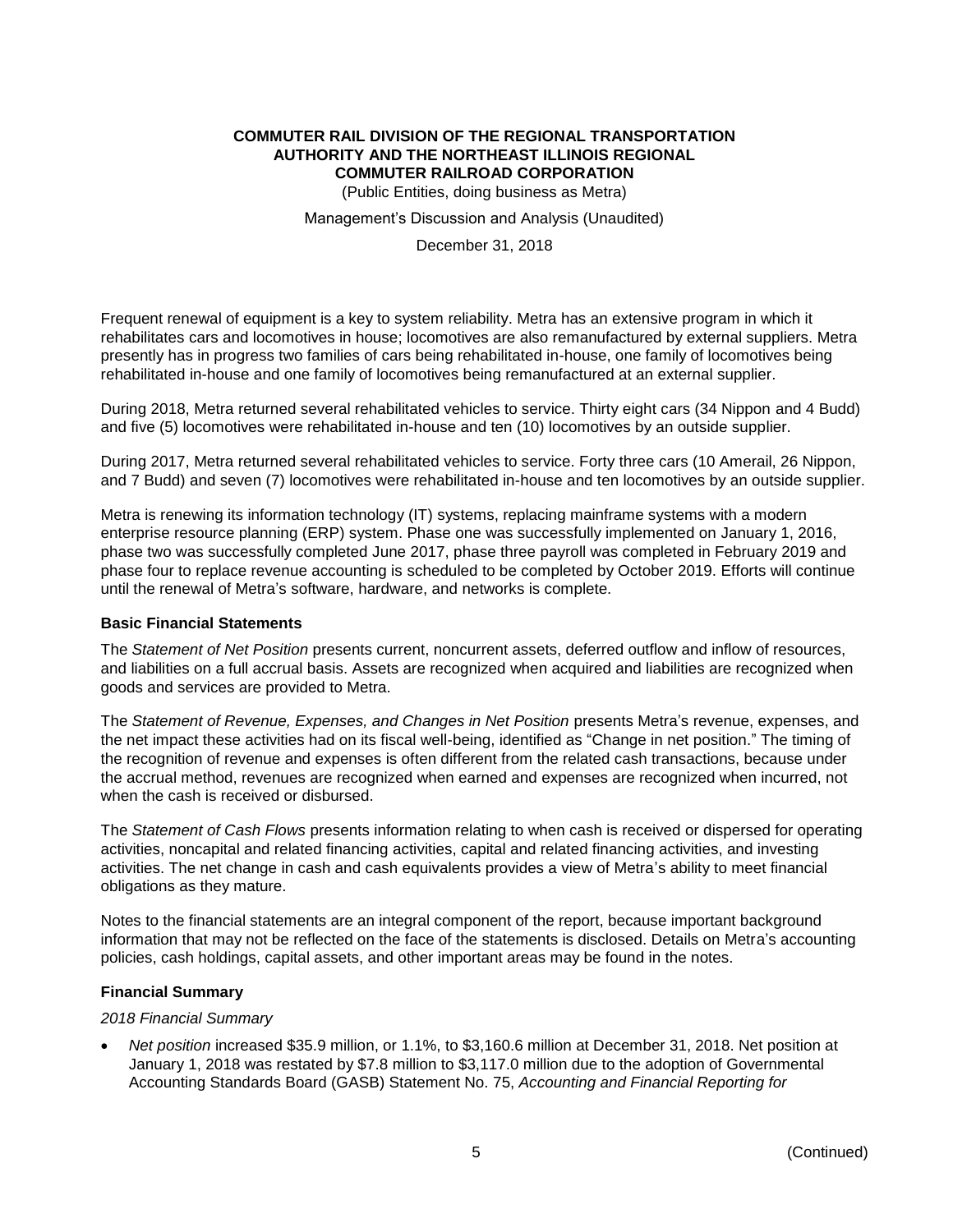Frequent renewal of equipment is a key to system reliability. Metra has an extensive program in which it rehabilitates cars and locomotives in house; locomotives are also remanufactured by external suppliers. Metra presently has in progress two families of cars being rehabilitated in-house, one family of locomotives being rehabilitated in-house and one family of locomotives being remanufactured at an external supplier.

During 2018, Metra returned several rehabilitated vehicles to service. Thirty eight cars (34 Nippon and 4 Budd) and five (5) locomotives were rehabilitated in-house and ten (10) locomotives by an outside supplier.

During 2017, Metra returned several rehabilitated vehicles to service. Forty three cars (10 Amerail, 26 Nippon, and 7 Budd) and seven (7) locomotives were rehabilitated in-house and ten locomotives by an outside supplier.

Metra is renewing its information technology (IT) systems, replacing mainframe systems with a modern enterprise resource planning (ERP) system. Phase one was successfully implemented on January 1, 2016, phase two was successfully completed June 2017, phase three payroll was completed in February 2019 and phase four to replace revenue accounting is scheduled to be completed by October 2019. Efforts will continue until the renewal of Metra's software, hardware, and networks is complete.

### Basic Financial Statements

The *Statement of Net Position* presents current, noncurrent assets, deferred outflow and inflow of resources, and liabilities on a full accrual basis. Assets are recognized when acquired and liabilities are recognized when goods and services are provided to Metra.

The *Statement of Revenue, Expenses, and Changes in Net Position* presents Metra's revenue, expenses, and the net impact these activities had on its fiscal well-being, identified as "Change in net position." The timing of the recognition of revenue and expenses is often different from the related cash transactions, because under the accrual method, revenues are recognized when earned and expenses are recognized when incurred, not when the cash is received or disbursed.

The *Statement of Cash Flows* presents information relating to when cash is received or dispersed for operating activities, noncapital and related financing activities, capital and related financing activities, and investing activities. The net change in cash and cash equivalents provides a view of Metra's ability to meet financial obligations as they mature.

Notes to the financial statements are an integral component of the report, because important background information that may not be reflected on the face of the statements is disclosed. Details on Metra's accounting policies, cash holdings, capital assets, and other important areas may be found in the notes.

### Financial Summary

*2018 Financial Summary*

- *Net position* increased $35.9 million, or 1.1%, to $3,160.6 million at December 31, 2018. Net position at January 1, 2018 was restated by $7.8 million to $3,117.0 million due to the adoption of Governmental Accounting Standards Board (GASB) Statement No. 75, *Accounting and Financial Reporting for*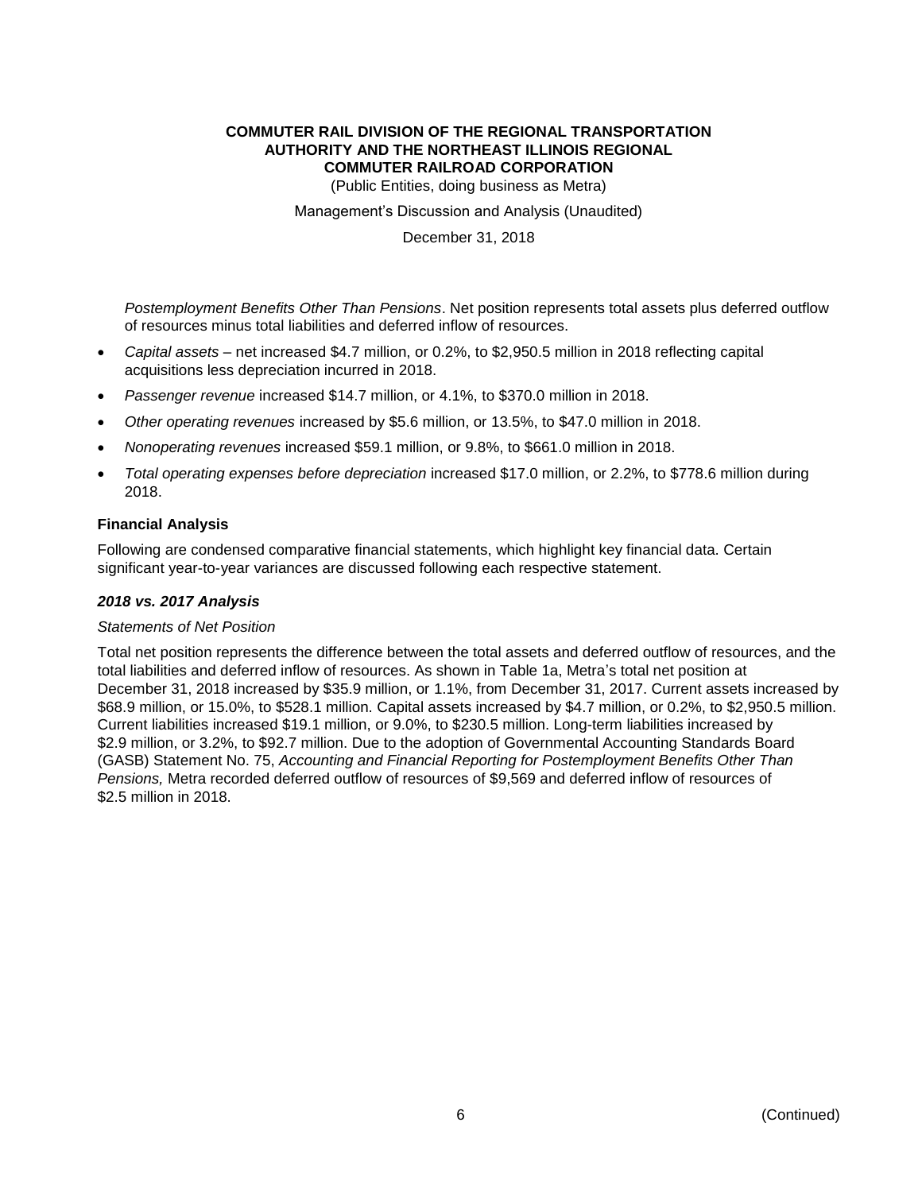*Postemployment Benefits Other Than Pensions*. Net position represents total assets plus deferred outflow of resources minus total liabilities and deferred inflow of resources.

- *Capital assets* – net increased $4.7 million, or 0.2%, to $2,950.5 million in 2018 reflecting capital acquisitions less depreciation incurred in 2018.
- *Passenger revenue* increased $14.7 million, or 4.1%, to $370.0 million in 2018.
- *Other operating revenues* increased by $5.6 million, or 13.5%, to $47.0 million in 2018.
- *Nonoperating revenues* increased $59.1 million, or 9.8%, to $661.0 million in 2018.
- *Total operating expenses before depreciation* increased $17.0 million, or 2.2%, to $778.6 million during 2018.

## Financial Analysis

Following are condensed comparative financial statements, which highlight key financial data. Certain significant year-to-year variances are discussed following each respective statement.

### *2018 vs. 2017 Analysis*

*Statements of Net Position*

Total net position represents the difference between the total assets and deferred outflow of resources, and the total liabilities and deferred inflow of resources. As shown in Table 1a, Metra's total net position at December 31, 2018 increased by $35.9 million, or 1.1%, from December 31, 2017. Current assets increased by $68.9 million, or 15.0%, to $528.1 million. Capital assets increased by $4.7 million, or 0.2%, to $2,950.5 million. Current liabilities increased $19.1 million, or 9.0%, to $230.5 million. Long-term liabilities increased by $2.9 million, or 3.2%, to $92.7 million. Due to the adoption of Governmental Accounting Standards Board (GASB) Statement No. 75, *Accounting and Financial Reporting for Postemployment Benefits Other Than Pensions,* Metra recorded deferred outflow of resources of $9,569 and deferred inflow of resources of $2.5 million in 2018.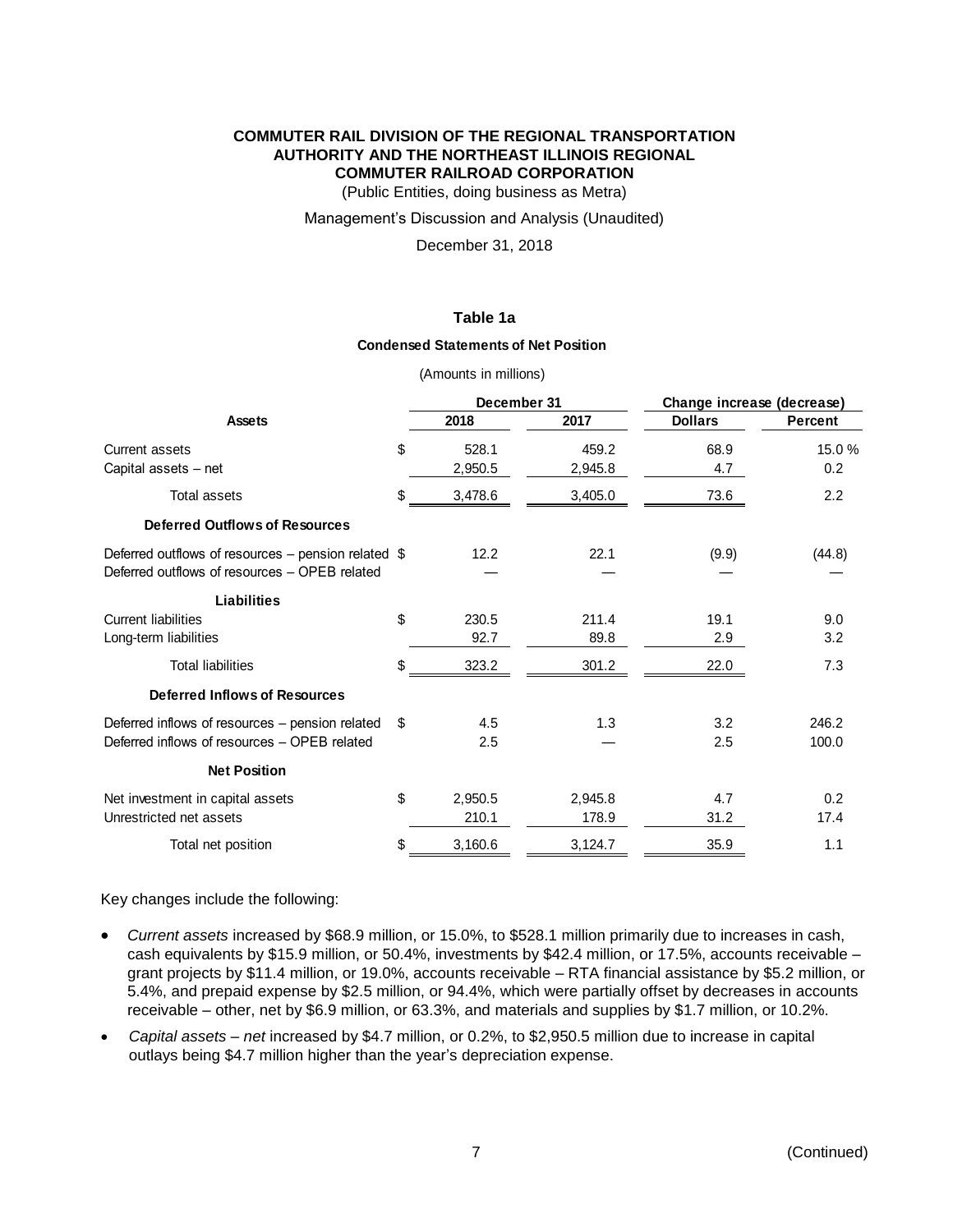**COMMUTER RAIL DIVISION OF THE REGIONAL TRANSPORTATION AUTHORITY AND THE NORTHEAST ILLINOIS REGIONAL COMMUTER RAILROAD CORPORATION**

(Public Entities, doing business as Metra)

Management's Discussion and Analysis (Unaudited)

December 31, 2018

**Table 1a**

**Condensed Statements of Net Position**

(Amounts in millions)

| | December 31 | | Change increase (decrease) | |
|---|---|---|---|---|
| **Assets** | **2018** | **2017** | **Dollars** | **Percent** |
| Current assets | $ 528.1 | 459.2 | 68.9 | 15.0 % |
| Capital assets – net | 2,950.5 | 2,945.8 | 4.7 | 0.2 |
| Total assets | $ 3,478.6 | 3,405.0 | 73.6 | 2.2 |
| **Deferred Outflows of Resources** | | | | |
| Deferred outflows of resources – pension related | $ 12.2 | 22.1 | (9.9) | (44.8) |
| Deferred outflows of resources – OPEB related | — | — | — | — |
| **Liabilities** | | | | |
| Current liabilities | $ 230.5 | 211.4 | 19.1 | 9.0 |
| Long-term liabilities | 92.7 | 89.8 | 2.9 | 3.2 |
| Total liabilities | $ 323.2 | 301.2 | 22.0 | 7.3 |
| **Deferred Inflows of Resources** | | | | |
| Deferred inflows of resources – pension related | $ 4.5 | 1.3 | 3.2 | 246.2 |
| Deferred inflows of resources – OPEB related | 2.5 | — | 2.5 | 100.0 |
| **Net Position** | | | | |
| Net investment in capital assets | $ 2,950.5 | 2,945.8 | 4.7 | 0.2 |
| Unrestricted net assets | 210.1 | 178.9 | 31.2 | 17.4 |
| Total net position | $ 3,160.6 | 3,124.7 | 35.9 | 1.1 |

Key changes include the following:

- *Current assets* increased by $68.9 million, or 15.0%, to $528.1 million primarily due to increases in cash, cash equivalents by $15.9 million, or 50.4%, investments by $42.4 million, or 17.5%, accounts receivable – grant projects by $11.4 million, or 19.0%, accounts receivable – RTA financial assistance by $5.2 million, or 5.4%, and prepaid expense by $2.5 million, or 94.4%, which were partially offset by decreases in accounts receivable – other, net by $6.9 million, or 63.3%, and materials and supplies by $1.7 million, or 10.2%.
- *Capital assets – net* increased by $4.7 million, or 0.2%, to $2,950.5 million due to increase in capital outlays being $4.7 million higher than the year's depreciation expense.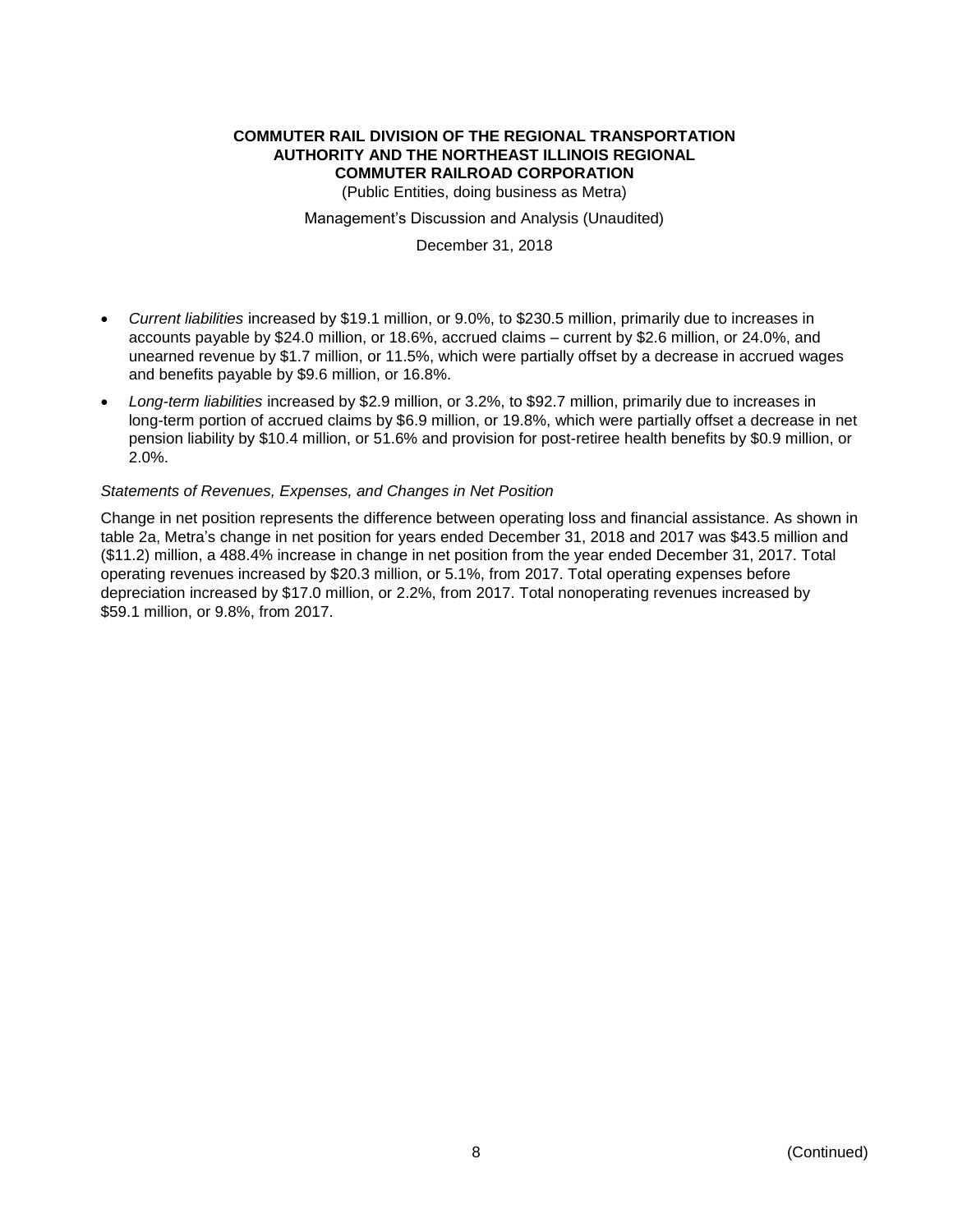- *Current liabilities* increased by \$19.1 million, or 9.0%, to \$230.5 million, primarily due to increases in accounts payable by \$24.0 million, or 18.6%, accrued claims – current by \$2.6 million, or 24.0%, and unearned revenue by \$1.7 million, or 11.5%, which were partially offset by a decrease in accrued wages and benefits payable by \$9.6 million, or 16.8%.
- *Long-term liabilities* increased by \$2.9 million, or 3.2%, to \$92.7 million, primarily due to increases in long-term portion of accrued claims by \$6.9 million, or 19.8%, which were partially offset a decrease in net pension liability by \$10.4 million, or 51.6% and provision for post-retiree health benefits by \$0.9 million, or 2.0%.

*Statements of Revenues, Expenses, and Changes in Net Position*

Change in net position represents the difference between operating loss and financial assistance. As shown in table 2a, Metra's change in net position for years ended December 31, 2018 and 2017 was \$43.5 million and (\$11.2) million, a 488.4% increase in change in net position from the year ended December 31, 2017. Total operating revenues increased by \$20.3 million, or 5.1%, from 2017. Total operating expenses before depreciation increased by \$17.0 million, or 2.2%, from 2017. Total nonoperating revenues increased by \$59.1 million, or 9.8%, from 2017.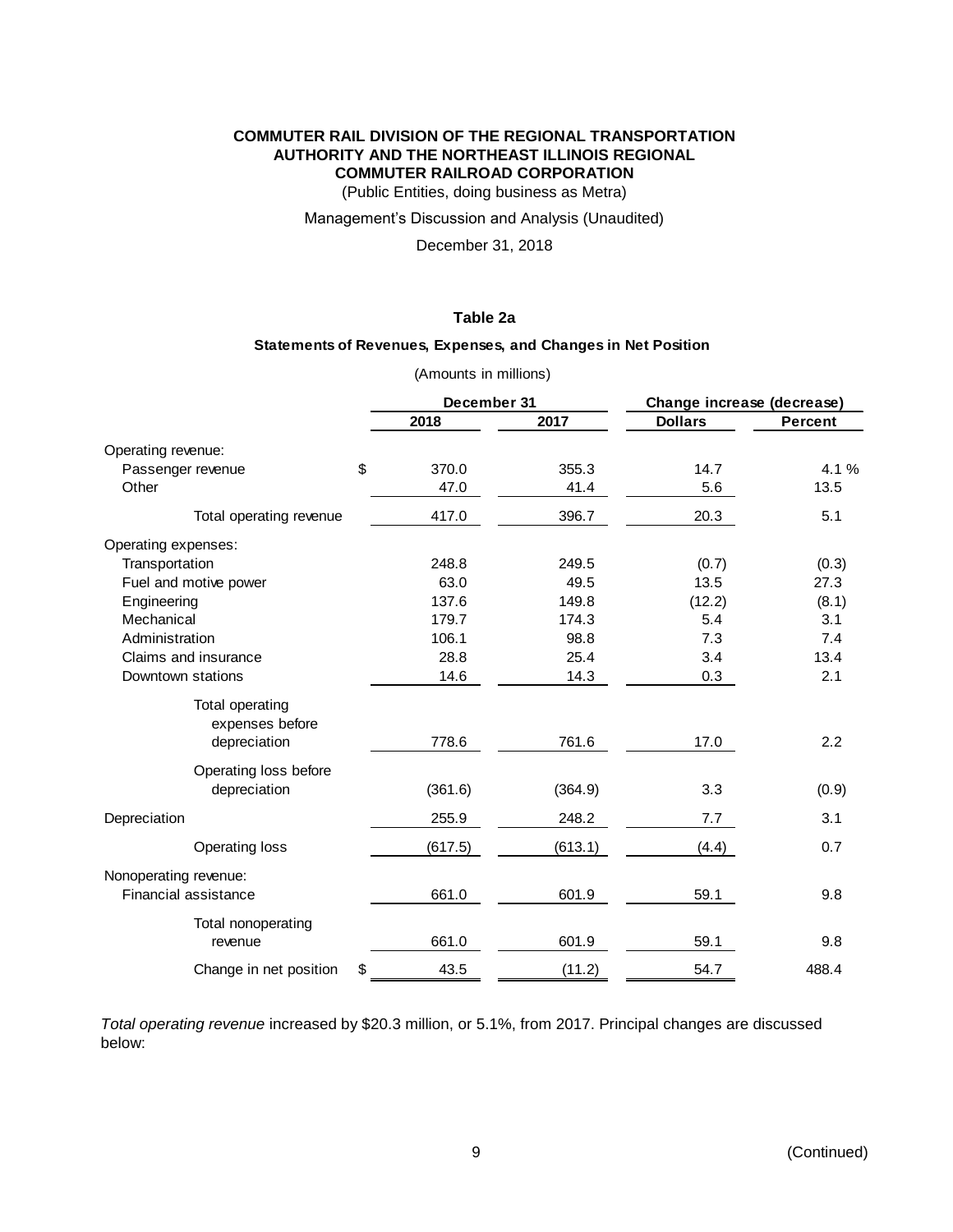**COMMUTER RAIL DIVISION OF THE REGIONAL TRANSPORTATION AUTHORITY AND THE NORTHEAST ILLINOIS REGIONAL COMMUTER RAILROAD CORPORATION**

(Public Entities, doing business as Metra)

Management's Discussion and Analysis (Unaudited)

December 31, 2018

**Table 2a**

**Statements of Revenues, Expenses, and Changes in Net Position**

(Amounts in millions)

| | December 31 | | Change increase (decrease) | |
|---|---|---|---|---|
| | **2018** | **2017** | **Dollars** | **Percent** |
| Operating revenue: | | | | |
| Passenger revenue | $ 370.0 | 355.3 | 14.7 | 4.1 % |
| Other | 47.0 | 41.4 | 5.6 | 13.5 |
| Total operating revenue | 417.0 | 396.7 | 20.3 | 5.1 |
| Operating expenses: | | | | |
| Transportation | 248.8 | 249.5 | (0.7) | (0.3) |
| Fuel and motive power | 63.0 | 49.5 | 13.5 | 27.3 |
| Engineering | 137.6 | 149.8 | (12.2) | (8.1) |
| Mechanical | 179.7 | 174.3 | 5.4 | 3.1 |
| Administration | 106.1 | 98.8 | 7.3 | 7.4 |
| Claims and insurance | 28.8 | 25.4 | 3.4 | 13.4 |
| Downtown stations | 14.6 | 14.3 | 0.3 | 2.1 |
| Total operating expenses before depreciation | 778.6 | 761.6 | 17.0 | 2.2 |
| Operating loss before depreciation | (361.6) | (364.9) | 3.3 | (0.9) |
| Depreciation | 255.9 | 248.2 | 7.7 | 3.1 |
| Operating loss | (617.5) | (613.1) | (4.4) | 0.7 |
| Nonoperating revenue: | | | | |
| Financial assistance | 661.0 | 601.9 | 59.1 | 9.8 |
| Total nonoperating revenue | 661.0 | 601.9 | 59.1 | 9.8 |
| Change in net position | $ 43.5 | (11.2) | 54.7 | 488.4 |

*Total operating revenue* increased by $20.3 million, or 5.1%, from 2017. Principal changes are discussed below: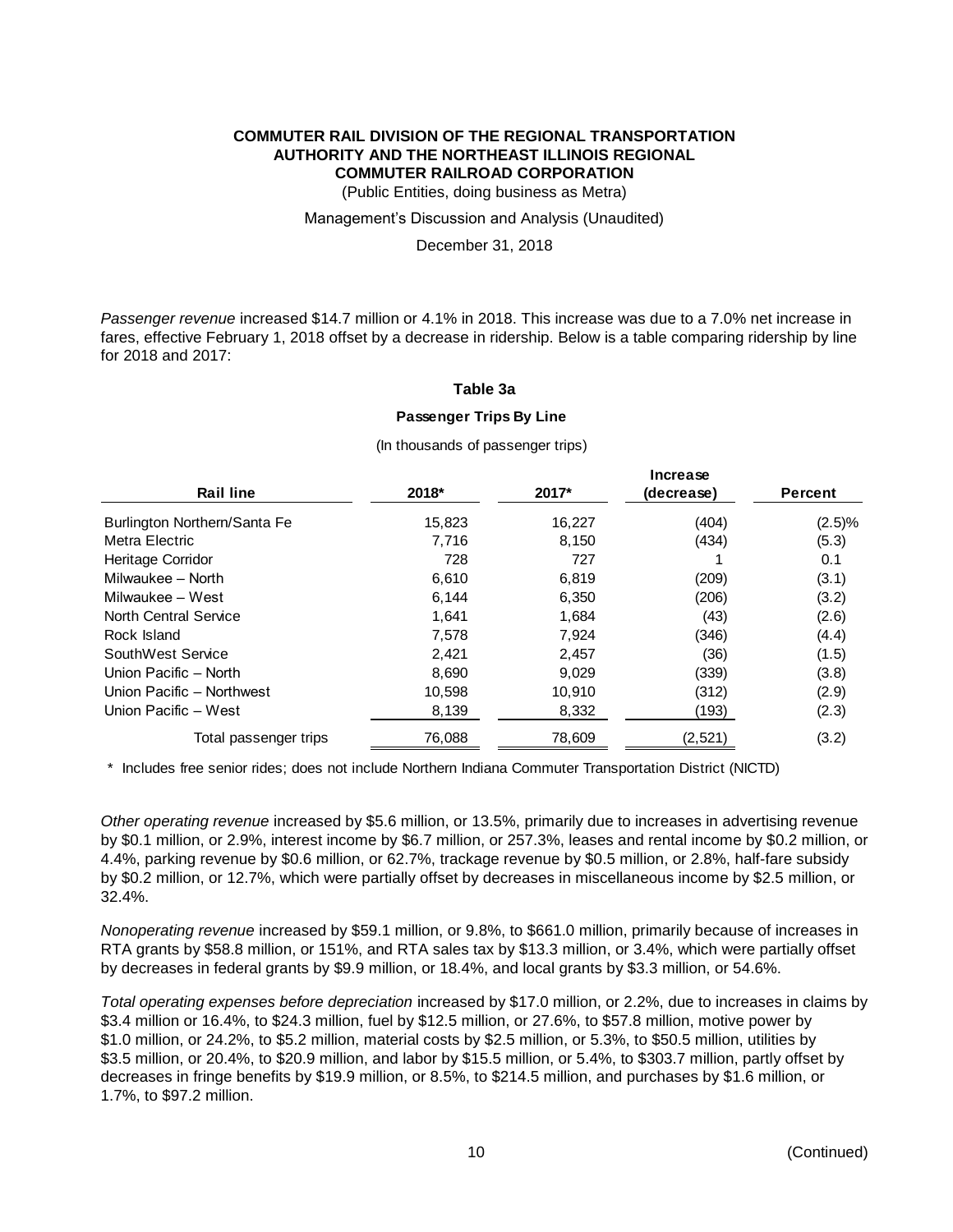**COMMUTER RAIL DIVISION OF THE REGIONAL TRANSPORTATION AUTHORITY AND THE NORTHEAST ILLINOIS REGIONAL COMMUTER RAILROAD CORPORATION**

(Public Entities, doing business as Metra)

Management's Discussion and Analysis (Unaudited)

December 31, 2018

*Passenger revenue* increased $14.7 million or 4.1% in 2018. This increase was due to a 7.0% net increase in fares, effective February 1, 2018 offset by a decrease in ridership. Below is a table comparing ridership by line for 2018 and 2017:

**Table 3a**

**Passenger Trips By Line**

(In thousands of passenger trips)

| Rail line | 2018* | 2017* | Increase (decrease) | Percent |
|---|---|---|---|---|
| Burlington Northern/Santa Fe | 15,823 | 16,227 | (404) | (2.5)% |
| Metra Electric | 7,716 | 8,150 | (434) | (5.3) |
| Heritage Corridor | 728 | 727 | 1 | 0.1 |
| Milwaukee – North | 6,610 | 6,819 | (209) | (3.1) |
| Milwaukee – West | 6,144 | 6,350 | (206) | (3.2) |
| North Central Service | 1,641 | 1,684 | (43) | (2.6) |
| Rock Island | 7,578 | 7,924 | (346) | (4.4) |
| SouthWest Service | 2,421 | 2,457 | (36) | (1.5) |
| Union Pacific – North | 8,690 | 9,029 | (339) | (3.8) |
| Union Pacific – Northwest | 10,598 | 10,910 | (312) | (2.9) |
| Union Pacific – West | 8,139 | 8,332 | (193) | (2.3) |
| Total passenger trips | 76,088 | 78,609 | (2,521) | (3.2) |

\* Includes free senior rides; does not include Northern Indiana Commuter Transportation District (NICTD)

*Other operating revenue* increased by $5.6 million, or 13.5%, primarily due to increases in advertising revenue by $0.1 million, or 2.9%, interest income by $6.7 million, or 257.3%, leases and rental income by $0.2 million, or 4.4%, parking revenue by $0.6 million, or 62.7%, trackage revenue by $0.5 million, or 2.8%, half-fare subsidy by $0.2 million, or 12.7%, which were partially offset by decreases in miscellaneous income by $2.5 million, or 32.4%.

*Nonoperating revenue* increased by $59.1 million, or 9.8%, to $661.0 million, primarily because of increases in RTA grants by $58.8 million, or 151%, and RTA sales tax by $13.3 million, or 3.4%, which were partially offset by decreases in federal grants by $9.9 million, or 18.4%, and local grants by $3.3 million, or 54.6%.

*Total operating expenses before depreciation* increased by $17.0 million, or 2.2%, due to increases in claims by $3.4 million or 16.4%, to $24.3 million, fuel by $12.5 million, or 27.6%, to $57.8 million, motive power by $1.0 million, or 24.2%, to $5.2 million, material costs by $2.5 million, or 5.3%, to $50.5 million, utilities by $3.5 million, or 20.4%, to $20.9 million, and labor by $15.5 million, or 5.4%, to $303.7 million, partly offset by decreases in fringe benefits by $19.9 million, or 8.5%, to $214.5 million, and purchases by $1.6 million, or 1.7%, to $97.2 million.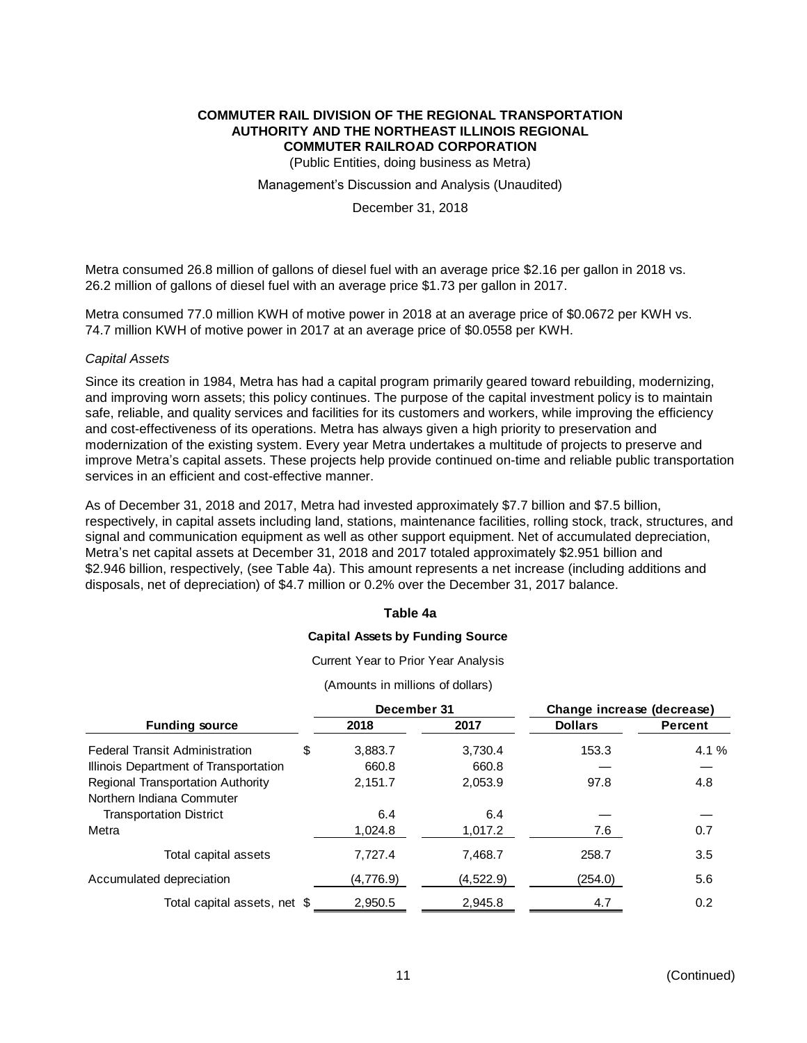Metra consumed 26.8 million of gallons of diesel fuel with an average price $2.16 per gallon in 2018 vs. 26.2 million of gallons of diesel fuel with an average price $1.73 per gallon in 2017.

Metra consumed 77.0 million KWH of motive power in 2018 at an average price of $0.0672 per KWH vs. 74.7 million KWH of motive power in 2017 at an average price of $0.0558 per KWH.

*Capital Assets*

Since its creation in 1984, Metra has had a capital program primarily geared toward rebuilding, modernizing, and improving worn assets; this policy continues. The purpose of the capital investment policy is to maintain safe, reliable, and quality services and facilities for its customers and workers, while improving the efficiency and cost-effectiveness of its operations. Metra has always given a high priority to preservation and modernization of the existing system. Every year Metra undertakes a multitude of projects to preserve and improve Metra's capital assets. These projects help provide continued on-time and reliable public transportation services in an efficient and cost-effective manner.

As of December 31, 2018 and 2017, Metra had invested approximately $7.7 billion and $7.5 billion, respectively, in capital assets including land, stations, maintenance facilities, rolling stock, track, structures, and signal and communication equipment as well as other support equipment. Net of accumulated depreciation, Metra's net capital assets at December 31, 2018 and 2017 totaled approximately $2.951 billion and $2.946 billion, respectively, (see Table 4a). This amount represents a net increase (including additions and disposals, net of depreciation) of $4.7 million or 0.2% over the December 31, 2017 balance.

**Table 4a**

**Capital Assets by Funding Source**

Current Year to Prior Year Analysis

(Amounts in millions of dollars)

| Funding source | December 31 | | Change increase (decrease) | |
|---|---|---|---|---|
| | 2018 | 2017 | Dollars | Percent |
| Federal Transit Administration | $ 3,883.7 | 3,730.4 | 153.3 | 4.1 % |
| Illinois Department of Transportation | 660.8 | 660.8 | — | — |
| Regional Transportation Authority | 2,151.7 | 2,053.9 | 97.8 | 4.8 |
| Northern Indiana Commuter Transportation District | 6.4 | 6.4 | — | — |
| Metra | 1,024.8 | 1,017.2 | 7.6 | 0.7 |
| Total capital assets | 7,727.4 | 7,468.7 | 258.7 | 3.5 |
| Accumulated depreciation | (4,776.9) | (4,522.9) | (254.0) | 5.6 |
| Total capital assets, net | $ 2,950.5 | 2,945.8 | 4.7 | 0.2 |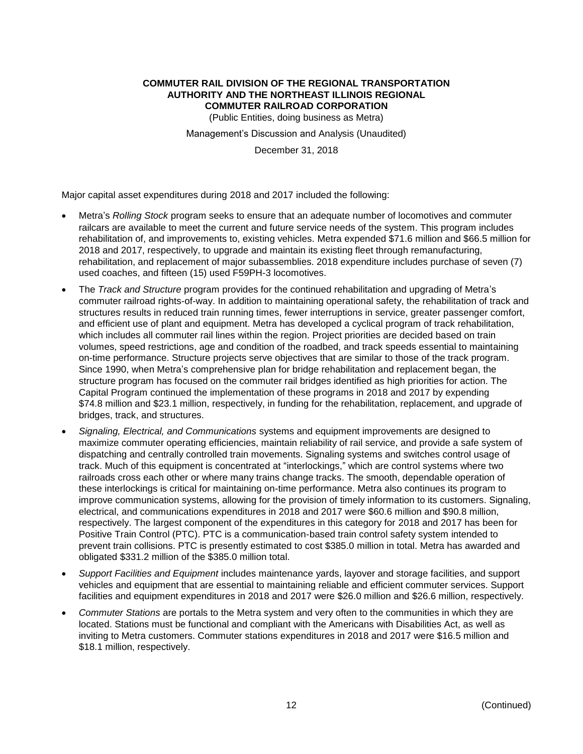Major capital asset expenditures during 2018 and 2017 included the following:

- Metra's *Rolling Stock* program seeks to ensure that an adequate number of locomotives and commuter railcars are available to meet the current and future service needs of the system. This program includes rehabilitation of, and improvements to, existing vehicles. Metra expended \$71.6 million and \$66.5 million for 2018 and 2017, respectively, to upgrade and maintain its existing fleet through remanufacturing, rehabilitation, and replacement of major subassemblies. 2018 expenditure includes purchase of seven (7) used coaches, and fifteen (15) used F59PH-3 locomotives.
- The *Track and Structure* program provides for the continued rehabilitation and upgrading of Metra's commuter railroad rights-of-way. In addition to maintaining operational safety, the rehabilitation of track and structures results in reduced train running times, fewer interruptions in service, greater passenger comfort, and efficient use of plant and equipment. Metra has developed a cyclical program of track rehabilitation, which includes all commuter rail lines within the region. Project priorities are decided based on train volumes, speed restrictions, age and condition of the roadbed, and track speeds essential to maintaining on-time performance. Structure projects serve objectives that are similar to those of the track program. Since 1990, when Metra's comprehensive plan for bridge rehabilitation and replacement began, the structure program has focused on the commuter rail bridges identified as high priorities for action. The Capital Program continued the implementation of these programs in 2018 and 2017 by expending \$74.8 million and \$23.1 million, respectively, in funding for the rehabilitation, replacement, and upgrade of bridges, track, and structures.
- *Signaling, Electrical, and Communications* systems and equipment improvements are designed to maximize commuter operating efficiencies, maintain reliability of rail service, and provide a safe system of dispatching and centrally controlled train movements. Signaling systems and switches control usage of track. Much of this equipment is concentrated at "interlockings," which are control systems where two railroads cross each other or where many trains change tracks. The smooth, dependable operation of these interlockings is critical for maintaining on-time performance. Metra also continues its program to improve communication systems, allowing for the provision of timely information to its customers. Signaling, electrical, and communications expenditures in 2018 and 2017 were \$60.6 million and \$90.8 million, respectively. The largest component of the expenditures in this category for 2018 and 2017 has been for Positive Train Control (PTC). PTC is a communication-based train control safety system intended to prevent train collisions. PTC is presently estimated to cost \$385.0 million in total. Metra has awarded and obligated \$331.2 million of the \$385.0 million total.
- *Support Facilities and Equipment* includes maintenance yards, layover and storage facilities, and support vehicles and equipment that are essential to maintaining reliable and efficient commuter services. Support facilities and equipment expenditures in 2018 and 2017 were \$26.0 million and \$26.6 million, respectively.
- *Commuter Stations* are portals to the Metra system and very often to the communities in which they are located. Stations must be functional and compliant with the Americans with Disabilities Act, as well as inviting to Metra customers. Commuter stations expenditures in 2018 and 2017 were \$16.5 million and \$18.1 million, respectively.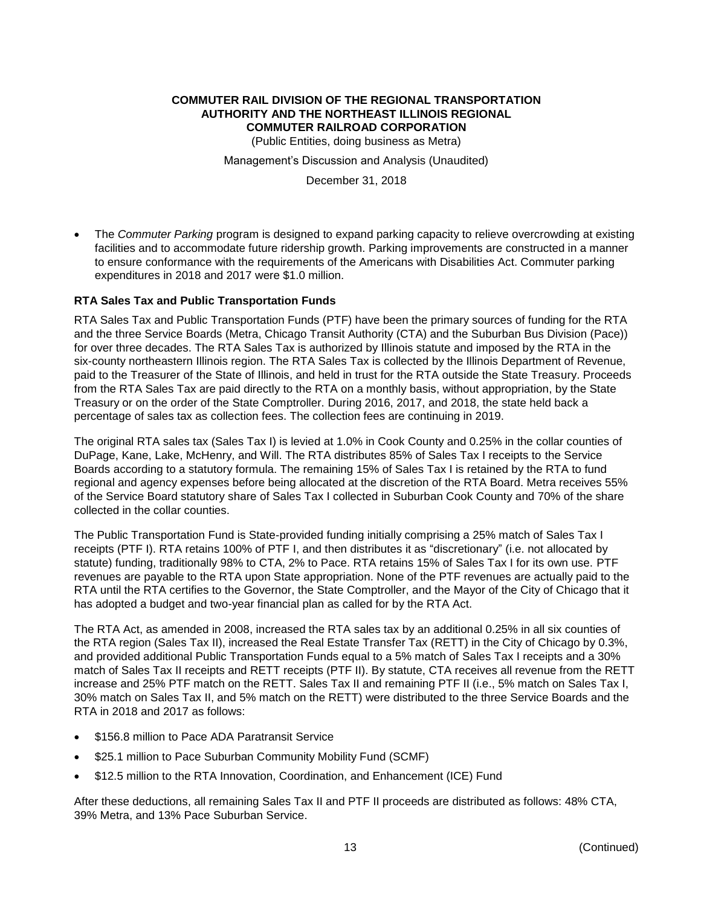- The *Commuter Parking* program is designed to expand parking capacity to relieve overcrowding at existing facilities and to accommodate future ridership growth. Parking improvements are constructed in a manner to ensure conformance with the requirements of the Americans with Disabilities Act. Commuter parking expenditures in 2018 and 2017 were $1.0 million.

**RTA Sales Tax and Public Transportation Funds**

RTA Sales Tax and Public Transportation Funds (PTF) have been the primary sources of funding for the RTA and the three Service Boards (Metra, Chicago Transit Authority (CTA) and the Suburban Bus Division (Pace)) for over three decades. The RTA Sales Tax is authorized by Illinois statute and imposed by the RTA in the six-county northeastern Illinois region. The RTA Sales Tax is collected by the Illinois Department of Revenue, paid to the Treasurer of the State of Illinois, and held in trust for the RTA outside the State Treasury. Proceeds from the RTA Sales Tax are paid directly to the RTA on a monthly basis, without appropriation, by the State Treasury or on the order of the State Comptroller. During 2016, 2017, and 2018, the state held back a percentage of sales tax as collection fees. The collection fees are continuing in 2019.

The original RTA sales tax (Sales Tax I) is levied at 1.0% in Cook County and 0.25% in the collar counties of DuPage, Kane, Lake, McHenry, and Will. The RTA distributes 85% of Sales Tax I receipts to the Service Boards according to a statutory formula. The remaining 15% of Sales Tax I is retained by the RTA to fund regional and agency expenses before being allocated at the discretion of the RTA Board. Metra receives 55% of the Service Board statutory share of Sales Tax I collected in Suburban Cook County and 70% of the share collected in the collar counties.

The Public Transportation Fund is State-provided funding initially comprising a 25% match of Sales Tax I receipts (PTF I). RTA retains 100% of PTF I, and then distributes it as "discretionary" (i.e. not allocated by statute) funding, traditionally 98% to CTA, 2% to Pace. RTA retains 15% of Sales Tax I for its own use. PTF revenues are payable to the RTA upon State appropriation. None of the PTF revenues are actually paid to the RTA until the RTA certifies to the Governor, the State Comptroller, and the Mayor of the City of Chicago that it has adopted a budget and two-year financial plan as called for by the RTA Act.

The RTA Act, as amended in 2008, increased the RTA sales tax by an additional 0.25% in all six counties of the RTA region (Sales Tax II), increased the Real Estate Transfer Tax (RETT) in the City of Chicago by 0.3%, and provided additional Public Transportation Funds equal to a 5% match of Sales Tax I receipts and a 30% match of Sales Tax II receipts and RETT receipts (PTF II). By statute, CTA receives all revenue from the RETT increase and 25% PTF match on the RETT. Sales Tax II and remaining PTF II (i.e., 5% match on Sales Tax I, 30% match on Sales Tax II, and 5% match on the RETT) were distributed to the three Service Boards and the RTA in 2018 and 2017 as follows:

- $156.8 million to Pace ADA Paratransit Service
- $25.1 million to Pace Suburban Community Mobility Fund (SCMF)
- $12.5 million to the RTA Innovation, Coordination, and Enhancement (ICE) Fund

After these deductions, all remaining Sales Tax II and PTF II proceeds are distributed as follows: 48% CTA, 39% Metra, and 13% Pace Suburban Service.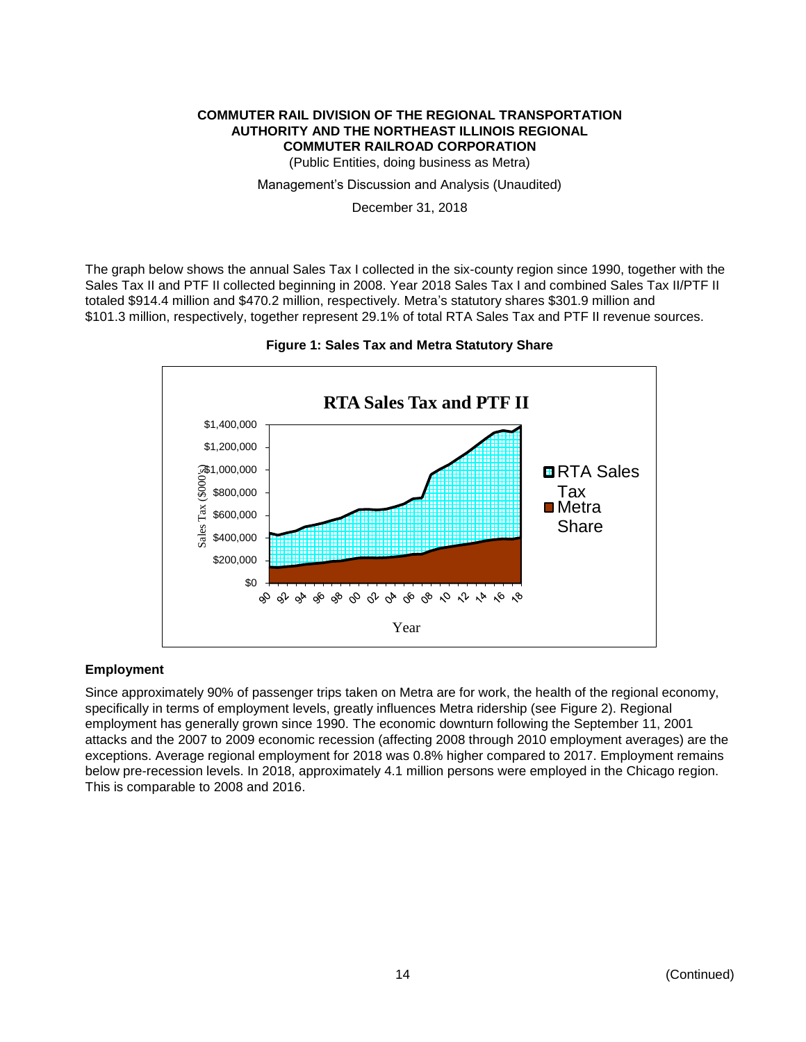The graph below shows the annual Sales Tax I collected in the six-county region since 1990, together with the Sales Tax II and PTF II collected beginning in 2008. Year 2018 Sales Tax I and combined Sales Tax II/PTF II totaled $914.4 million and $470.2 million, respectively. Metra's statutory shares $301.9 million and $101.3 million, respectively, together represent 29.1% of total RTA Sales Tax and PTF II revenue sources.

**Figure 1: Sales Tax and Metra Statutory Share**

### Employment

Since approximately 90% of passenger trips taken on Metra are for work, the health of the regional economy, specifically in terms of employment levels, greatly influences Metra ridership (see Figure 2). Regional employment has generally grown since 1990. The economic downturn following the September 11, 2001 attacks and the 2007 to 2009 economic recession (affecting 2008 through 2010 employment averages) are the exceptions. Average regional employment for 2018 was 0.8% higher compared to 2017. Employment remains below pre-recession levels. In 2018, approximately 4.1 million persons were employed in the Chicago region. This is comparable to 2008 and 2016.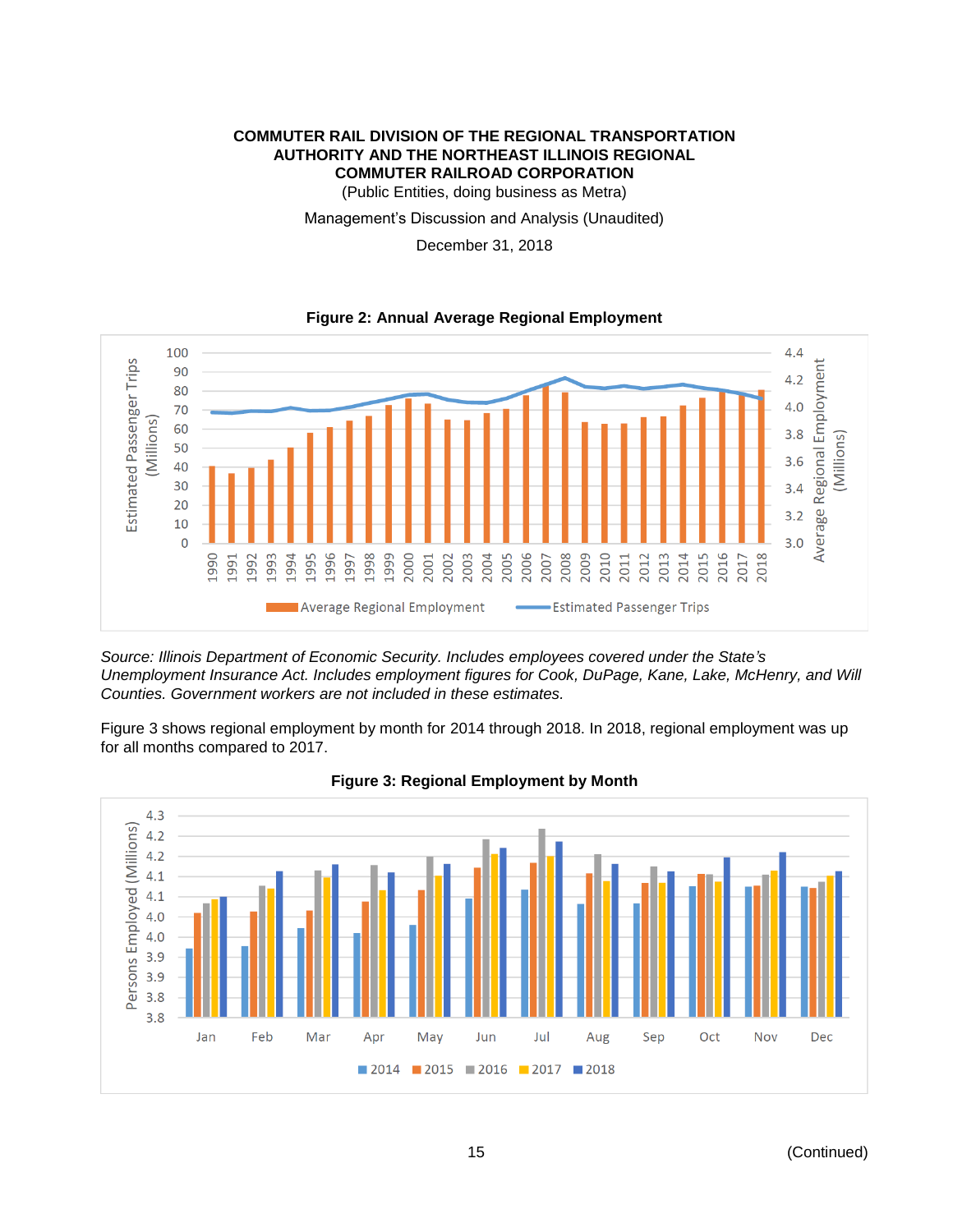**Figure 2: Annual Average Regional Employment**

*Source: Illinois Department of Economic Security. Includes employees covered under the State's Unemployment Insurance Act. Includes employment figures for Cook, DuPage, Kane, Lake, McHenry, and Will Counties. Government workers are not included in these estimates.*

Figure 3 shows regional employment by month for 2014 through 2018. In 2018, regional employment was up for all months compared to 2017.

**Figure 3: Regional Employment by Month**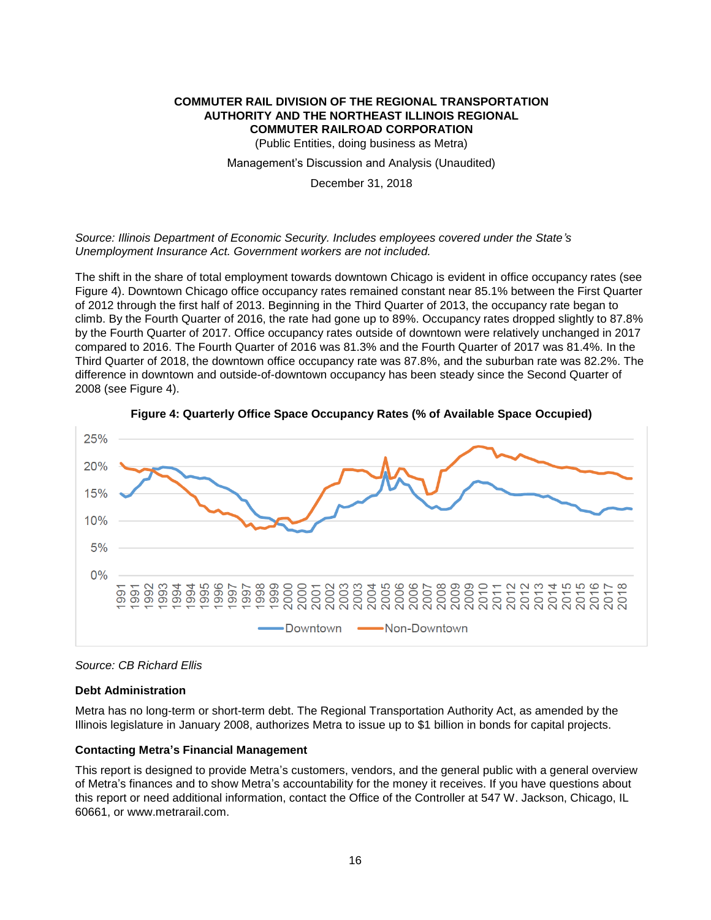*Source: Illinois Department of Economic Security. Includes employees covered under the State's Unemployment Insurance Act. Government workers are not included.*

The shift in the share of total employment towards downtown Chicago is evident in office occupancy rates (see Figure 4). Downtown Chicago office occupancy rates remained constant near 85.1% between the First Quarter of 2012 through the first half of 2013. Beginning in the Third Quarter of 2013, the occupancy rate began to climb. By the Fourth Quarter of 2016, the rate had gone up to 89%. Occupancy rates dropped slightly to 87.8% by the Fourth Quarter of 2017. Office occupancy rates outside of downtown were relatively unchanged in 2017 compared to 2016. The Fourth Quarter of 2016 was 81.3% and the Fourth Quarter of 2017 was 81.4%. In the Third Quarter of 2018, the downtown office occupancy rate was 87.8%, and the suburban rate was 82.2%. The difference in downtown and outside-of-downtown occupancy has been steady since the Second Quarter of 2008 (see Figure 4).

**Figure 4: Quarterly Office Space Occupancy Rates (% of Available Space Occupied)**

*Source: CB Richard Ellis*

### Debt Administration

Metra has no long-term or short-term debt. The Regional Transportation Authority Act, as amended by the Illinois legislature in January 2008, authorizes Metra to issue up to $1 billion in bonds for capital projects.

### Contacting Metra's Financial Management

This report is designed to provide Metra's customers, vendors, and the general public with a general overview of Metra's finances and to show Metra's accountability for the money it receives. If you have questions about this report or need additional information, contact the Office of the Controller at 547 W. Jackson, Chicago, IL 60661, or www.metrarail.com.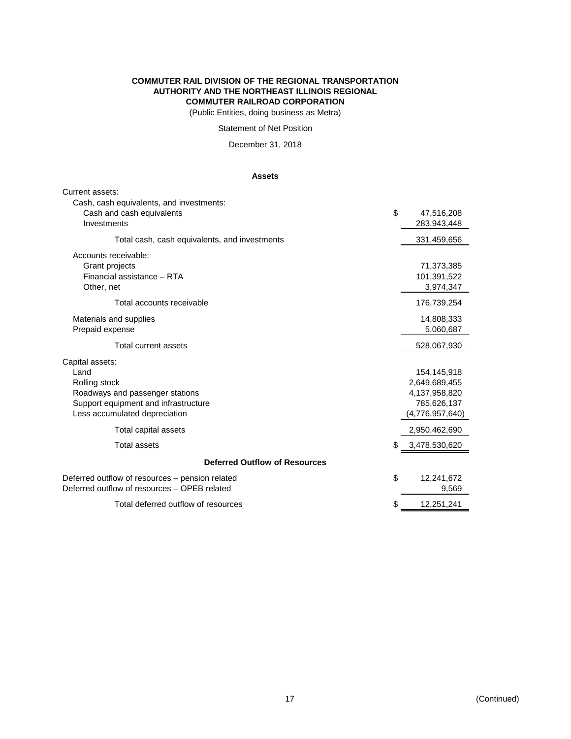**COMMUTER RAIL DIVISION OF THE REGIONAL TRANSPORTATION AUTHORITY AND THE NORTHEAST ILLINOIS REGIONAL COMMUTER RAILROAD CORPORATION**

(Public Entities, doing business as Metra)

Statement of Net Position

December 31, 2018

| **Assets** | |
|---|---|
| Current assets: | |
| Cash, cash equivalents, and investments: | |
| Cash and cash equivalents | $ 47,516,208 |
| Investments | 283,943,448 |
| Total cash, cash equivalents, and investments | 331,459,656 |
| Accounts receivable: | |
| Grant projects | 71,373,385 |
| Financial assistance – RTA | 101,391,522 |
| Other, net | 3,974,347 |
| Total accounts receivable | 176,739,254 |
| Materials and supplies | 14,808,333 |
| Prepaid expense | 5,060,687 |
| Total current assets | 528,067,930 |
| Capital assets: | |
| Land | 154,145,918 |
| Rolling stock | 2,649,689,455 |
| Roadways and passenger stations | 4,137,958,820 |
| Support equipment and infrastructure | 785,626,137 |
| Less accumulated depreciation | (4,776,957,640) |
| Total capital assets | 2,950,462,690 |
| Total assets | $ 3,478,530,620 |
| **Deferred Outflow of Resources** | |
| Deferred outflow of resources – pension related | $ 12,241,672 |
| Deferred outflow of resources – OPEB related | 9,569 |
| Total deferred outflow of resources | $ 12,251,241 |

(Continued)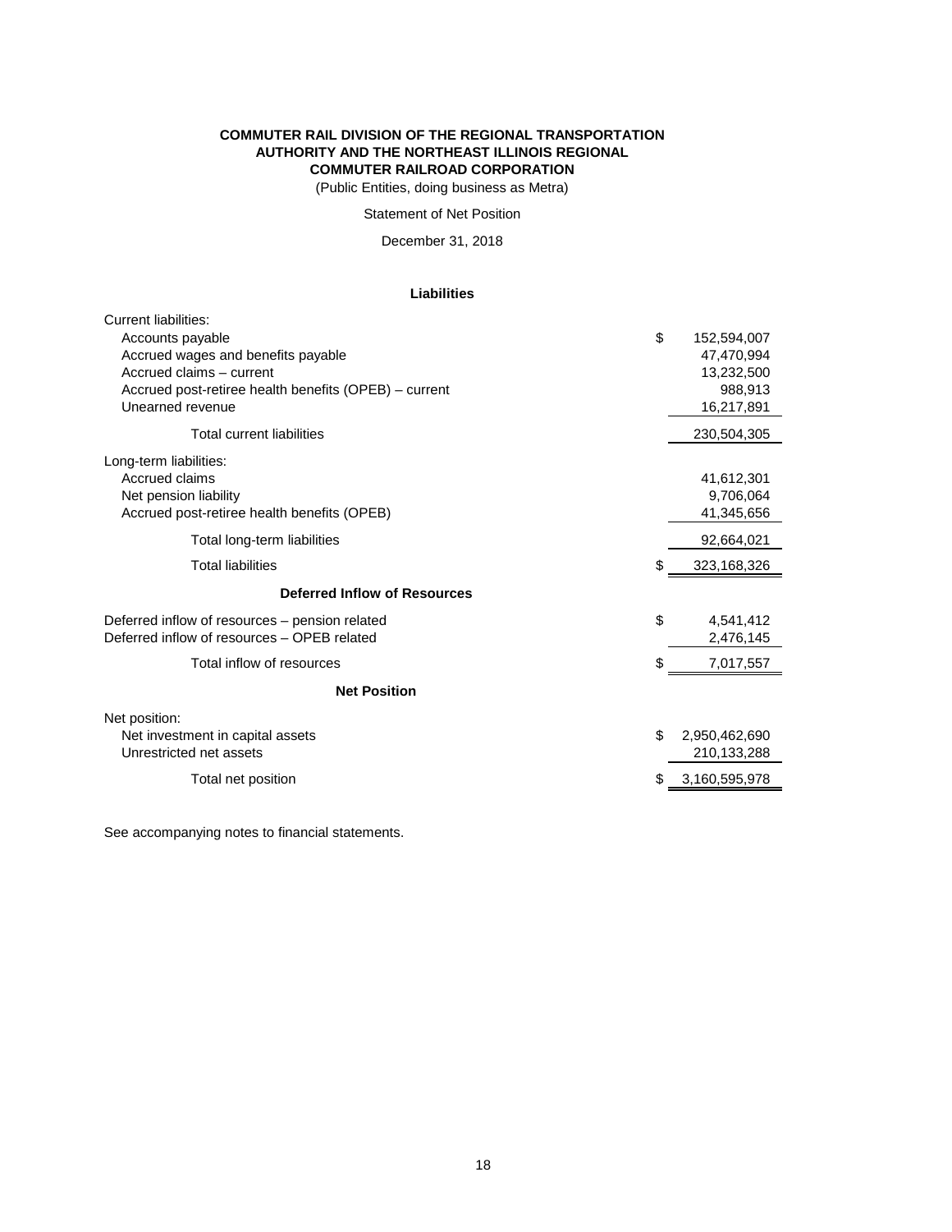**COMMUTER RAIL DIVISION OF THE REGIONAL TRANSPORTATION AUTHORITY AND THE NORTHEAST ILLINOIS REGIONAL COMMUTER RAILROAD CORPORATION**

(Public Entities, doing business as Metra)

Statement of Net Position

December 31, 2018

| **Liabilities** | | |
|---|---|---|
| Current liabilities: | | |
| Accounts payable | $ | 152,594,007 |
| Accrued wages and benefits payable | | 47,470,994 |
| Accrued claims – current | | 13,232,500 |
| Accrued post-retiree health benefits (OPEB) – current | | 988,913 |
| Unearned revenue | | 16,217,891 |
| Total current liabilities | | 230,504,305 |
| Long-term liabilities: | | |
| Accrued claims | | 41,612,301 |
| Net pension liability | | 9,706,064 |
| Accrued post-retiree health benefits (OPEB) | | 41,345,656 |
| Total long-term liabilities | | 92,664,021 |
| Total liabilities | $ | 323,168,326 |
| **Deferred Inflow of Resources** | | |
| Deferred inflow of resources – pension related | $ | 4,541,412 |
| Deferred inflow of resources – OPEB related | | 2,476,145 |
| Total inflow of resources | $ | 7,017,557 |
| **Net Position** | | |
| Net position: | | |
| Net investment in capital assets | $ | 2,950,462,690 |
| Unrestricted net assets | | 210,133,288 |
| Total net position | $ | 3,160,595,978 |

See accompanying notes to financial statements.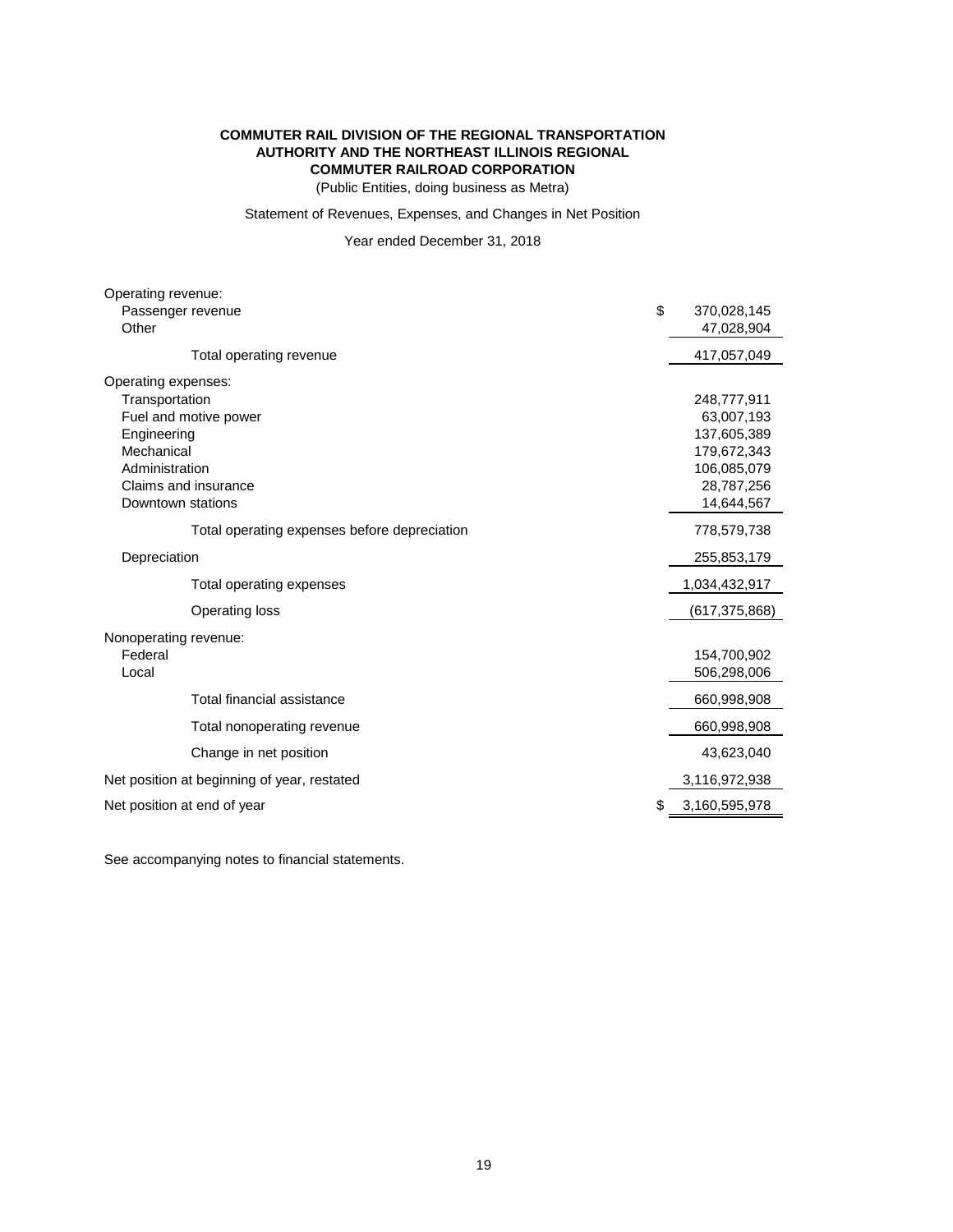**COMMUTER RAIL DIVISION OF THE REGIONAL TRANSPORTATION AUTHORITY AND THE NORTHEAST ILLINOIS REGIONAL COMMUTER RAILROAD CORPORATION**

(Public Entities, doing business as Metra)

Statement of Revenues, Expenses, and Changes in Net Position

Year ended December 31, 2018

| | |
|---|---|
| Operating revenue: | |
| Passenger revenue | $ 370,028,145 |
| Other | 47,028,904 |
| Total operating revenue | 417,057,049 |
| Operating expenses: | |
| Transportation | 248,777,911 |
| Fuel and motive power | 63,007,193 |
| Engineering | 137,605,389 |
| Mechanical | 179,672,343 |
| Administration | 106,085,079 |
| Claims and insurance | 28,787,256 |
| Downtown stations | 14,644,567 |
| Total operating expenses before depreciation | 778,579,738 |
| Depreciation | 255,853,179 |
| Total operating expenses | 1,034,432,917 |
| Operating loss | (617,375,868) |
| Nonoperating revenue: | |
| Federal | 154,700,902 |
| Local | 506,298,006 |
| Total financial assistance | 660,998,908 |
| Total nonoperating revenue | 660,998,908 |
| Change in net position | 43,623,040 |
| Net position at beginning of year, restated | 3,116,972,938 |
| Net position at end of year | $ 3,160,595,978 |

See accompanying notes to financial statements.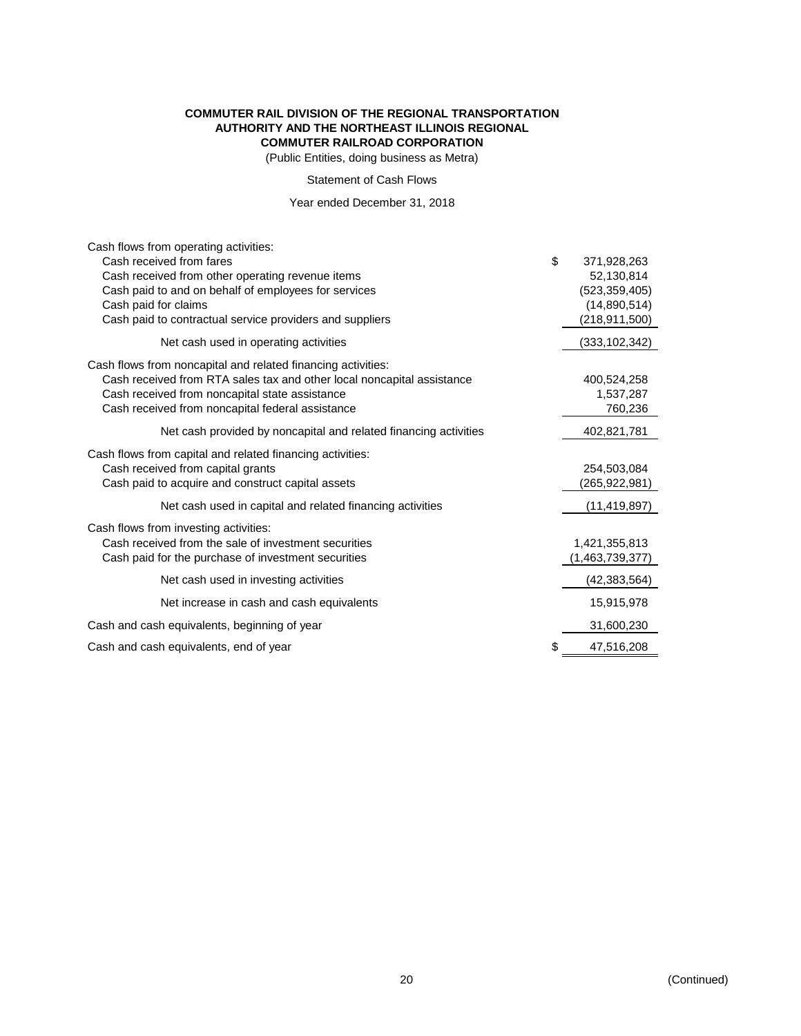**COMMUTER RAIL DIVISION OF THE REGIONAL TRANSPORTATION AUTHORITY AND THE NORTHEAST ILLINOIS REGIONAL COMMUTER RAILROAD CORPORATION**

(Public Entities, doing business as Metra)

Statement of Cash Flows

Year ended December 31, 2018

| | |
|---|---|
| Cash flows from operating activities: | |
| Cash received from fares | $ 371,928,263 |
| Cash received from other operating revenue items | 52,130,814 |
| Cash paid to and on behalf of employees for services | (523,359,405) |
| Cash paid for claims | (14,890,514) |
| Cash paid to contractual service providers and suppliers | (218,911,500) |
| Net cash used in operating activities | (333,102,342) |
| Cash flows from noncapital and related financing activities: | |
| Cash received from RTA sales tax and other local noncapital assistance | 400,524,258 |
| Cash received from noncapital state assistance | 1,537,287 |
| Cash received from noncapital federal assistance | 760,236 |
| Net cash provided by noncapital and related financing activities | 402,821,781 |
| Cash flows from capital and related financing activities: | |
| Cash received from capital grants | 254,503,084 |
| Cash paid to acquire and construct capital assets | (265,922,981) |
| Net cash used in capital and related financing activities | (11,419,897) |
| Cash flows from investing activities: | |
| Cash received from the sale of investment securities | 1,421,355,813 |
| Cash paid for the purchase of investment securities | (1,463,739,377) |
| Net cash used in investing activities | (42,383,564) |
| Net increase in cash and cash equivalents | 15,915,978 |
| Cash and cash equivalents, beginning of year | 31,600,230 |
| Cash and cash equivalents, end of year | $ 47,516,208 |

(Continued)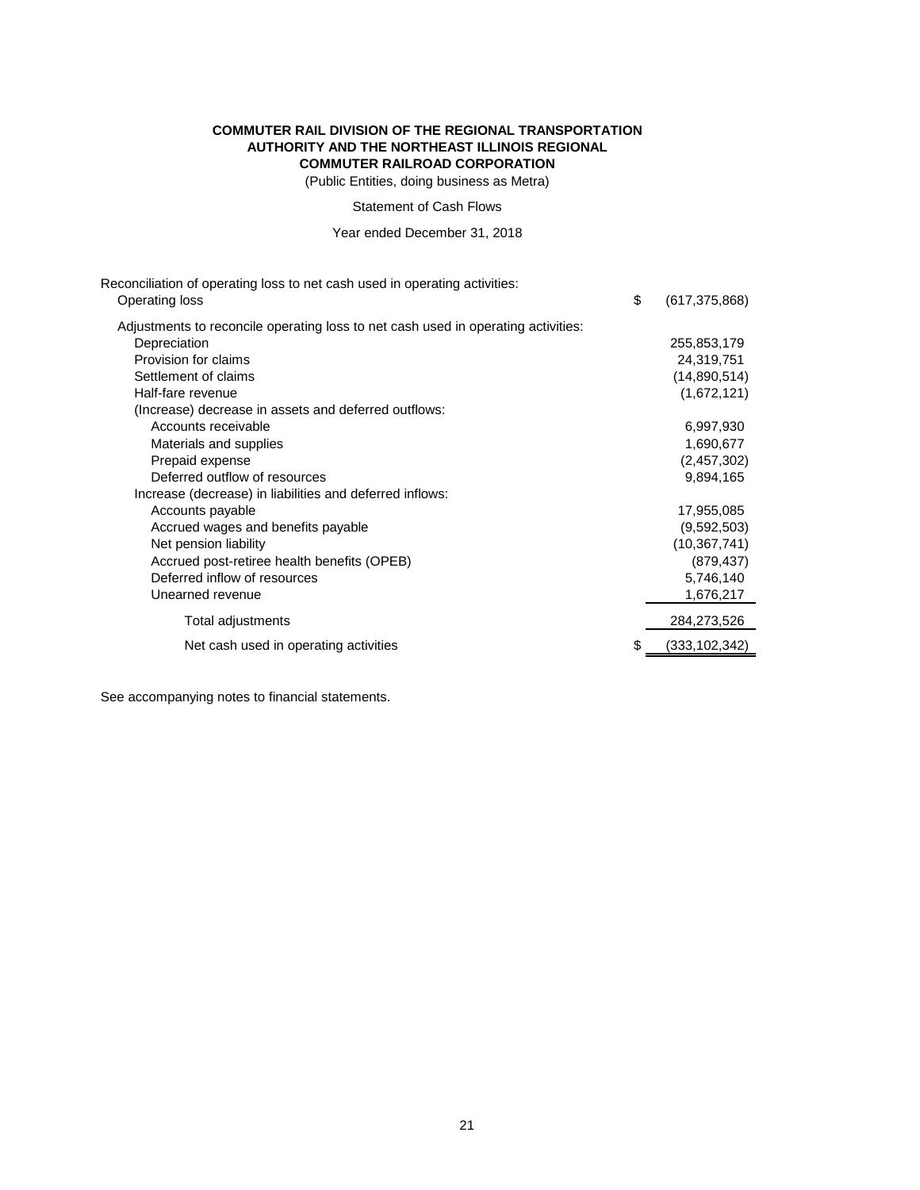**COMMUTER RAIL DIVISION OF THE REGIONAL TRANSPORTATION AUTHORITY AND THE NORTHEAST ILLINOIS REGIONAL COMMUTER RAILROAD CORPORATION**

(Public Entities, doing business as Metra)

Statement of Cash Flows

Year ended December 31, 2018

| | | |
|---|---|---|
| Reconciliation of operating loss to net cash used in operating activities: | | |
| Operating loss | $ | (617,375,868) |
| Adjustments to reconcile operating loss to net cash used in operating activities: | | |
| Depreciation | | 255,853,179 |
| Provision for claims | | 24,319,751 |
| Settlement of claims | | (14,890,514) |
| Half-fare revenue | | (1,672,121) |
| (Increase) decrease in assets and deferred outflows: | | |
| Accounts receivable | | 6,997,930 |
| Materials and supplies | | 1,690,677 |
| Prepaid expense | | (2,457,302) |
| Deferred outflow of resources | | 9,894,165 |
| Increase (decrease) in liabilities and deferred inflows: | | |
| Accounts payable | | 17,955,085 |
| Accrued wages and benefits payable | | (9,592,503) |
| Net pension liability | | (10,367,741) |
| Accrued post-retiree health benefits (OPEB) | | (879,437) |
| Deferred inflow of resources | | 5,746,140 |
| Unearned revenue | | 1,676,217 |
| Total adjustments | | 284,273,526 |
| Net cash used in operating activities | $ | (333,102,342) |

See accompanying notes to financial statements.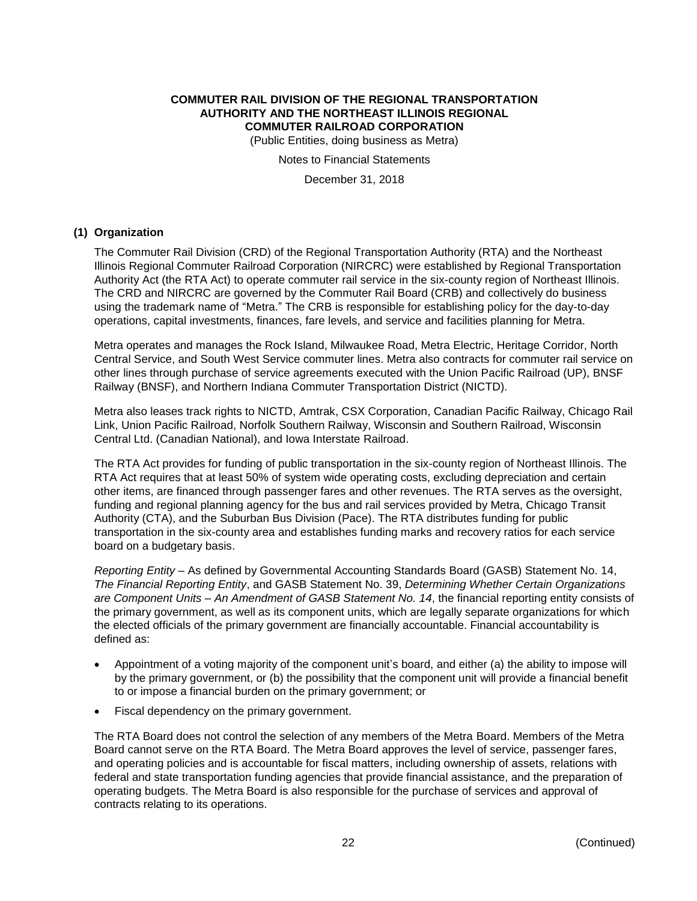## (1) Organization

The Commuter Rail Division (CRD) of the Regional Transportation Authority (RTA) and the Northeast Illinois Regional Commuter Railroad Corporation (NIRCRC) were established by Regional Transportation Authority Act (the RTA Act) to operate commuter rail service in the six-county region of Northeast Illinois. The CRD and NIRCRC are governed by the Commuter Rail Board (CRB) and collectively do business using the trademark name of "Metra." The CRB is responsible for establishing policy for the day-to-day operations, capital investments, finances, fare levels, and service and facilities planning for Metra.

Metra operates and manages the Rock Island, Milwaukee Road, Metra Electric, Heritage Corridor, North Central Service, and South West Service commuter lines. Metra also contracts for commuter rail service on other lines through purchase of service agreements executed with the Union Pacific Railroad (UP), BNSF Railway (BNSF), and Northern Indiana Commuter Transportation District (NICTD).

Metra also leases track rights to NICTD, Amtrak, CSX Corporation, Canadian Pacific Railway, Chicago Rail Link, Union Pacific Railroad, Norfolk Southern Railway, Wisconsin and Southern Railroad, Wisconsin Central Ltd. (Canadian National), and Iowa Interstate Railroad.

The RTA Act provides for funding of public transportation in the six-county region of Northeast Illinois. The RTA Act requires that at least 50% of system wide operating costs, excluding depreciation and certain other items, are financed through passenger fares and other revenues. The RTA serves as the oversight, funding and regional planning agency for the bus and rail services provided by Metra, Chicago Transit Authority (CTA), and the Suburban Bus Division (Pace). The RTA distributes funding for public transportation in the six-county area and establishes funding marks and recovery ratios for each service board on a budgetary basis.

*Reporting Entity* – As defined by Governmental Accounting Standards Board (GASB) Statement No. 14, *The Financial Reporting Entity*, and GASB Statement No. 39, *Determining Whether Certain Organizations are Component Units – An Amendment of GASB Statement No. 14*, the financial reporting entity consists of the primary government, as well as its component units, which are legally separate organizations for which the elected officials of the primary government are financially accountable. Financial accountability is defined as:

- Appointment of a voting majority of the component unit's board, and either (a) the ability to impose will by the primary government, or (b) the possibility that the component unit will provide a financial benefit to or impose a financial burden on the primary government; or
- Fiscal dependency on the primary government.

The RTA Board does not control the selection of any members of the Metra Board. Members of the Metra Board cannot serve on the RTA Board. The Metra Board approves the level of service, passenger fares, and operating policies and is accountable for fiscal matters, including ownership of assets, relations with federal and state transportation funding agencies that provide financial assistance, and the preparation of operating budgets. The Metra Board is also responsible for the purchase of services and approval of contracts relating to its operations.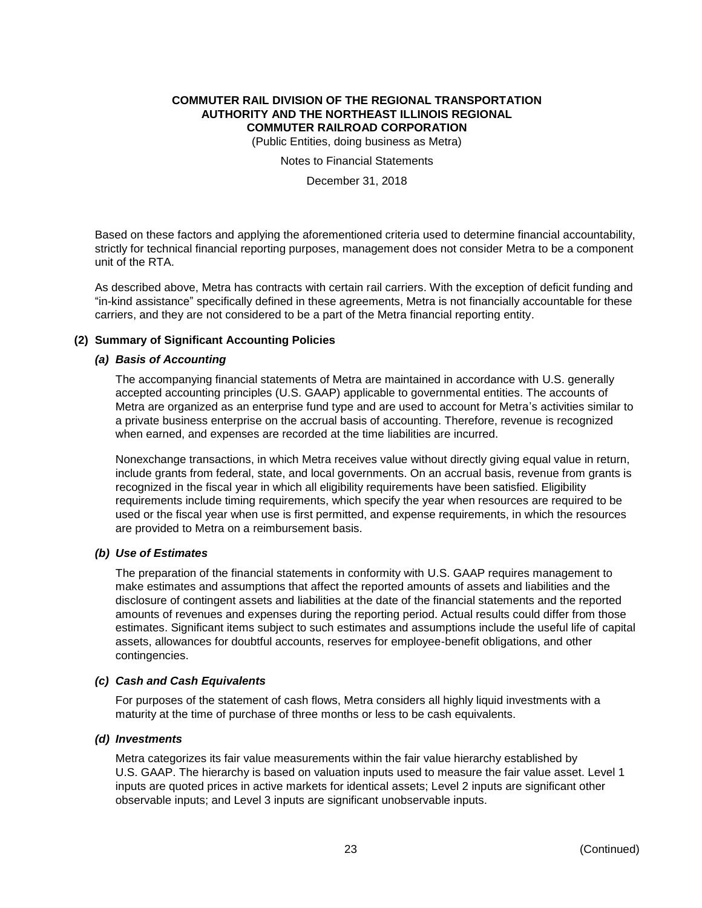Based on these factors and applying the aforementioned criteria used to determine financial accountability, strictly for technical financial reporting purposes, management does not consider Metra to be a component unit of the RTA.

As described above, Metra has contracts with certain rail carriers. With the exception of deficit funding and "in-kind assistance" specifically defined in these agreements, Metra is not financially accountable for these carriers, and they are not considered to be a part of the Metra financial reporting entity.

## (2) Summary of Significant Accounting Policies

### *(a) Basis of Accounting*

The accompanying financial statements of Metra are maintained in accordance with U.S. generally accepted accounting principles (U.S. GAAP) applicable to governmental entities. The accounts of Metra are organized as an enterprise fund type and are used to account for Metra's activities similar to a private business enterprise on the accrual basis of accounting. Therefore, revenue is recognized when earned, and expenses are recorded at the time liabilities are incurred.

Nonexchange transactions, in which Metra receives value without directly giving equal value in return, include grants from federal, state, and local governments. On an accrual basis, revenue from grants is recognized in the fiscal year in which all eligibility requirements have been satisfied. Eligibility requirements include timing requirements, which specify the year when resources are required to be used or the fiscal year when use is first permitted, and expense requirements, in which the resources are provided to Metra on a reimbursement basis.

### *(b) Use of Estimates*

The preparation of the financial statements in conformity with U.S. GAAP requires management to make estimates and assumptions that affect the reported amounts of assets and liabilities and the disclosure of contingent assets and liabilities at the date of the financial statements and the reported amounts of revenues and expenses during the reporting period. Actual results could differ from those estimates. Significant items subject to such estimates and assumptions include the useful life of capital assets, allowances for doubtful accounts, reserves for employee-benefit obligations, and other contingencies.

### *(c) Cash and Cash Equivalents*

For purposes of the statement of cash flows, Metra considers all highly liquid investments with a maturity at the time of purchase of three months or less to be cash equivalents.

### *(d) Investments*

Metra categorizes its fair value measurements within the fair value hierarchy established by U.S. GAAP. The hierarchy is based on valuation inputs used to measure the fair value asset. Level 1 inputs are quoted prices in active markets for identical assets; Level 2 inputs are significant other observable inputs; and Level 3 inputs are significant unobservable inputs.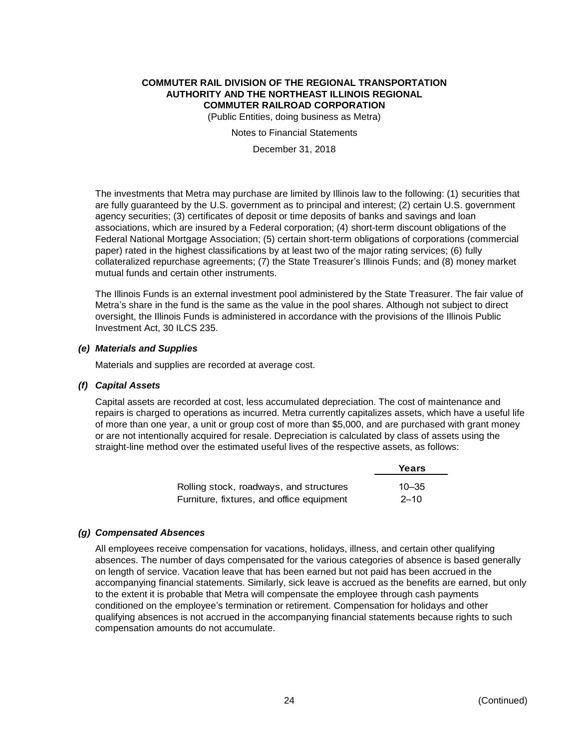The investments that Metra may purchase are limited by Illinois law to the following: (1) securities that are fully guaranteed by the U.S. government as to principal and interest; (2) certain U.S. government agency securities; (3) certificates of deposit or time deposits of banks and savings and loan associations, which are insured by a Federal corporation; (4) short-term discount obligations of the Federal National Mortgage Association; (5) certain short-term obligations of corporations (commercial paper) rated in the highest classifications by at least two of the major rating services; (6) fully collateralized repurchase agreements; (7) the State Treasurer's Illinois Funds; and (8) money market mutual funds and certain other instruments.

The Illinois Funds is an external investment pool administered by the State Treasurer. The fair value of Metra's share in the fund is the same as the value in the pool shares. Although not subject to direct oversight, the Illinois Funds is administered in accordance with the provisions of the Illinois Public Investment Act, 30 ILCS 235.

### *(e) Materials and Supplies*

Materials and supplies are recorded at average cost.

### *(f) Capital Assets*

Capital assets are recorded at cost, less accumulated depreciation. The cost of maintenance and repairs is charged to operations as incurred. Metra currently capitalizes assets, which have a useful life of more than one year, a unit or group cost of more than $5,000, and are purchased with grant money or are not intentionally acquired for resale. Depreciation is calculated by class of assets using the straight-line method over the estimated useful lives of the respective assets, as follows:

| | Years |
|---|---|
| Rolling stock, roadways, and structures | 10–35 |
| Furniture, fixtures, and office equipment | 2–10 |

### *(g) Compensated Absences*

All employees receive compensation for vacations, holidays, illness, and certain other qualifying absences. The number of days compensated for the various categories of absence is based generally on length of service. Vacation leave that has been earned but not paid has been accrued in the accompanying financial statements. Similarly, sick leave is accrued as the benefits are earned, but only to the extent it is probable that Metra will compensate the employee through cash payments conditioned on the employee's termination or retirement. Compensation for holidays and other qualifying absences is not accrued in the accompanying financial statements because rights to such compensation amounts do not accumulate.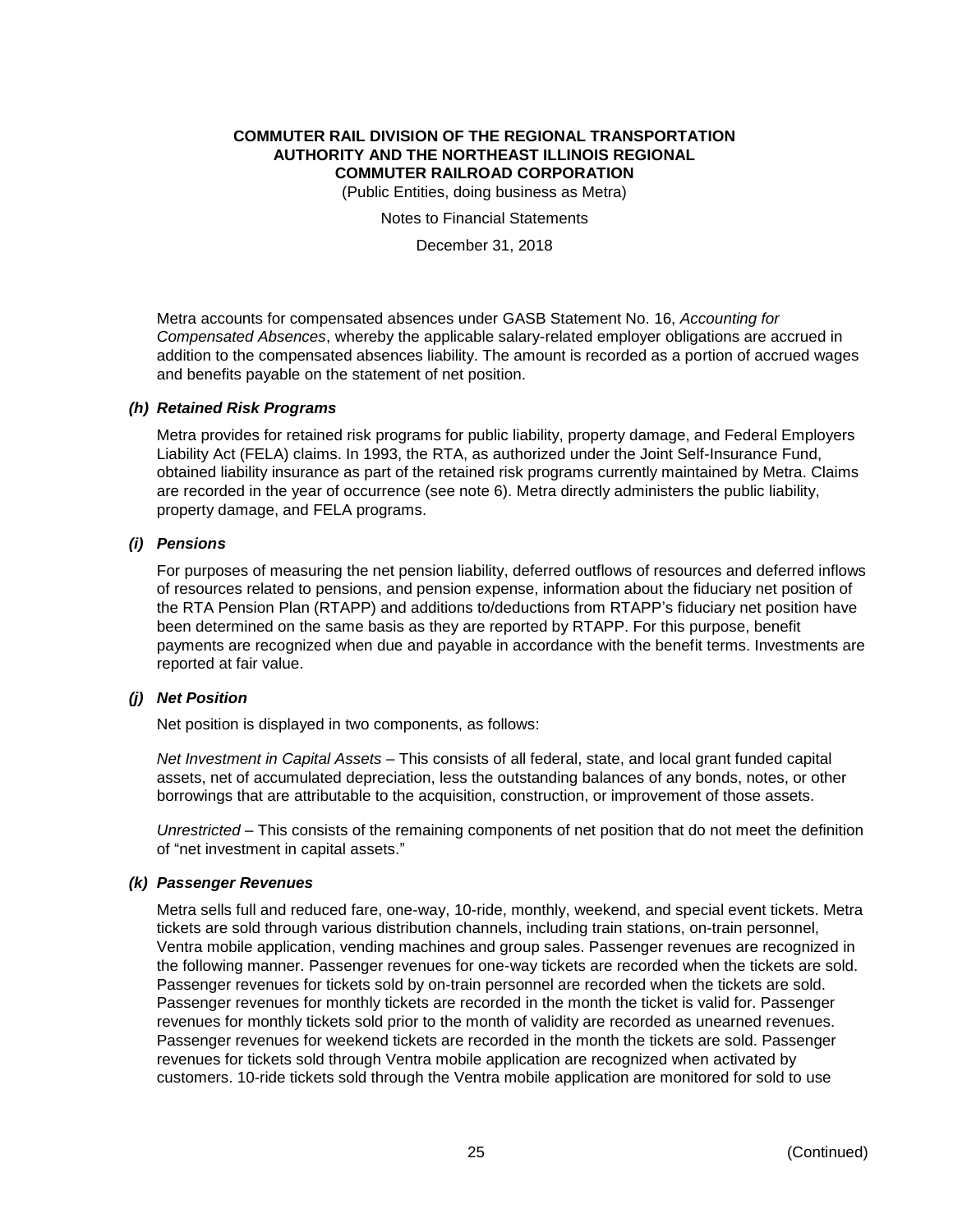Metra accounts for compensated absences under GASB Statement No. 16, *Accounting for Compensated Absences*, whereby the applicable salary-related employer obligations are accrued in addition to the compensated absences liability. The amount is recorded as a portion of accrued wages and benefits payable on the statement of net position.

### *(h) Retained Risk Programs*

Metra provides for retained risk programs for public liability, property damage, and Federal Employers Liability Act (FELA) claims. In 1993, the RTA, as authorized under the Joint Self-Insurance Fund, obtained liability insurance as part of the retained risk programs currently maintained by Metra. Claims are recorded in the year of occurrence (see note 6). Metra directly administers the public liability, property damage, and FELA programs.

### *(i) Pensions*

For purposes of measuring the net pension liability, deferred outflows of resources and deferred inflows of resources related to pensions, and pension expense, information about the fiduciary net position of the RTA Pension Plan (RTAPP) and additions to/deductions from RTAPP's fiduciary net position have been determined on the same basis as they are reported by RTAPP. For this purpose, benefit payments are recognized when due and payable in accordance with the benefit terms. Investments are reported at fair value.

### *(j) Net Position*

Net position is displayed in two components, as follows:

*Net Investment in Capital Assets* – This consists of all federal, state, and local grant funded capital assets, net of accumulated depreciation, less the outstanding balances of any bonds, notes, or other borrowings that are attributable to the acquisition, construction, or improvement of those assets.

*Unrestricted* – This consists of the remaining components of net position that do not meet the definition of "net investment in capital assets."

### *(k) Passenger Revenues*

Metra sells full and reduced fare, one-way, 10-ride, monthly, weekend, and special event tickets. Metra tickets are sold through various distribution channels, including train stations, on-train personnel, Ventra mobile application, vending machines and group sales. Passenger revenues are recognized in the following manner. Passenger revenues for one-way tickets are recorded when the tickets are sold. Passenger revenues for tickets sold by on-train personnel are recorded when the tickets are sold. Passenger revenues for monthly tickets are recorded in the month the ticket is valid for. Passenger revenues for monthly tickets sold prior to the month of validity are recorded as unearned revenues. Passenger revenues for weekend tickets are recorded in the month the tickets are sold. Passenger revenues for tickets sold through Ventra mobile application are recognized when activated by customers. 10-ride tickets sold through the Ventra mobile application are monitored for sold to use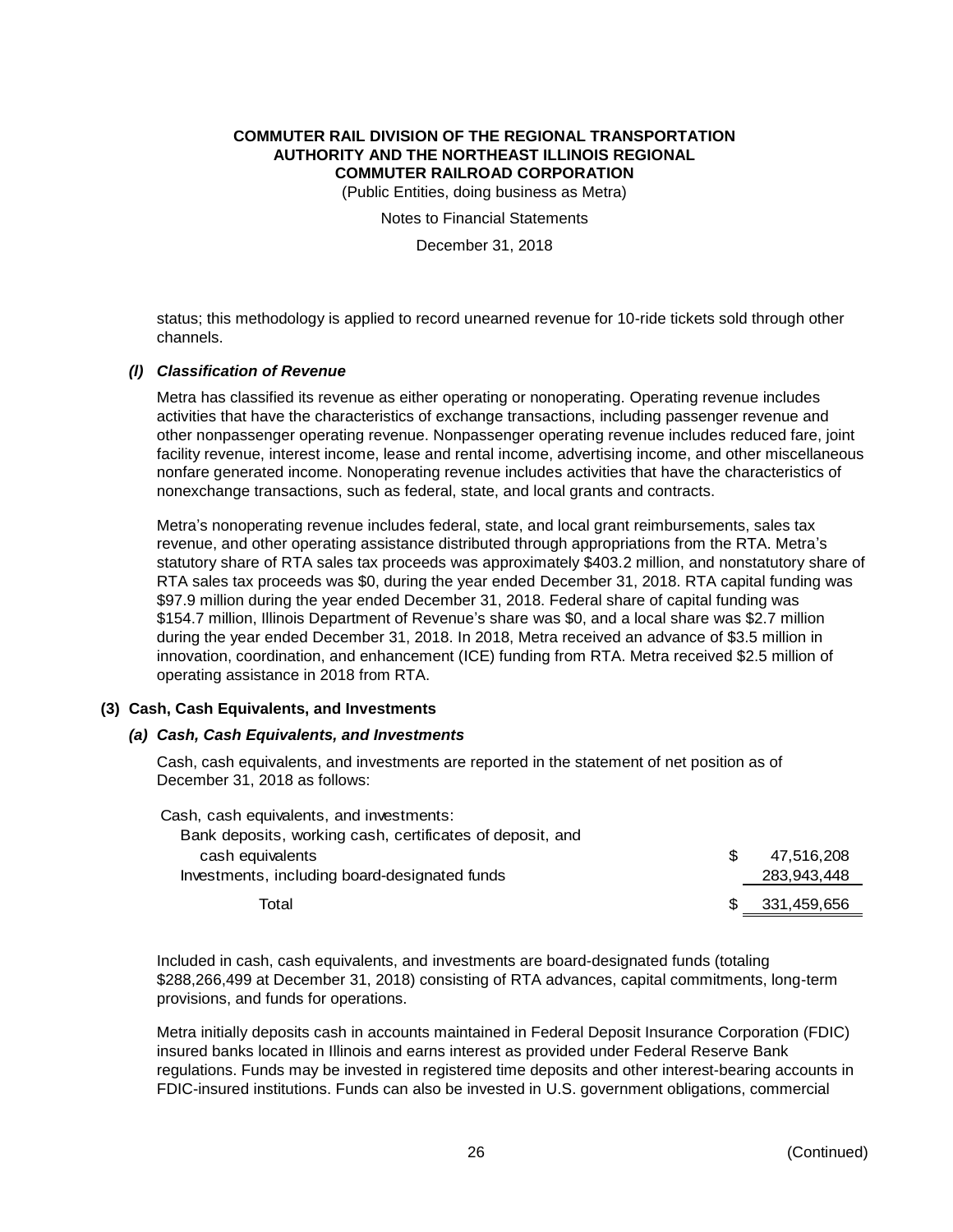status; this methodology is applied to record unearned revenue for 10-ride tickets sold through other channels.

### *(l) Classification of Revenue*

Metra has classified its revenue as either operating or nonoperating. Operating revenue includes activities that have the characteristics of exchange transactions, including passenger revenue and other nonpassenger operating revenue. Nonpassenger operating revenue includes reduced fare, joint facility revenue, interest income, lease and rental income, advertising income, and other miscellaneous nonfare generated income. Nonoperating revenue includes activities that have the characteristics of nonexchange transactions, such as federal, state, and local grants and contracts.

Metra's nonoperating revenue includes federal, state, and local grant reimbursements, sales tax revenue, and other operating assistance distributed through appropriations from the RTA. Metra's statutory share of RTA sales tax proceeds was approximately $403.2 million, and nonstatutory share of RTA sales tax proceeds was $0, during the year ended December 31, 2018. RTA capital funding was $97.9 million during the year ended December 31, 2018. Federal share of capital funding was $154.7 million, Illinois Department of Revenue's share was $0, and a local share was $2.7 million during the year ended December 31, 2018. In 2018, Metra received an advance of $3.5 million in innovation, coordination, and enhancement (ICE) funding from RTA. Metra received $2.5 million of operating assistance in 2018 from RTA.

## (3) Cash, Cash Equivalents, and Investments

### *(a) Cash, Cash Equivalents, and Investments*

Cash, cash equivalents, and investments are reported in the statement of net position as of December 31, 2018 as follows:

| | | |
|---|---|---|
| Cash, cash equivalents, and investments: | | |
| Bank deposits, working cash, certificates of deposit, and cash equivalents | $ | 47,516,208 |
| Investments, including board-designated funds | | 283,943,448 |
| Total | $ | 331,459,656 |

Included in cash, cash equivalents, and investments are board-designated funds (totaling $288,266,499 at December 31, 2018) consisting of RTA advances, capital commitments, long-term provisions, and funds for operations.

Metra initially deposits cash in accounts maintained in Federal Deposit Insurance Corporation (FDIC) insured banks located in Illinois and earns interest as provided under Federal Reserve Bank regulations. Funds may be invested in registered time deposits and other interest-bearing accounts in FDIC-insured institutions. Funds can also be invested in U.S. government obligations, commercial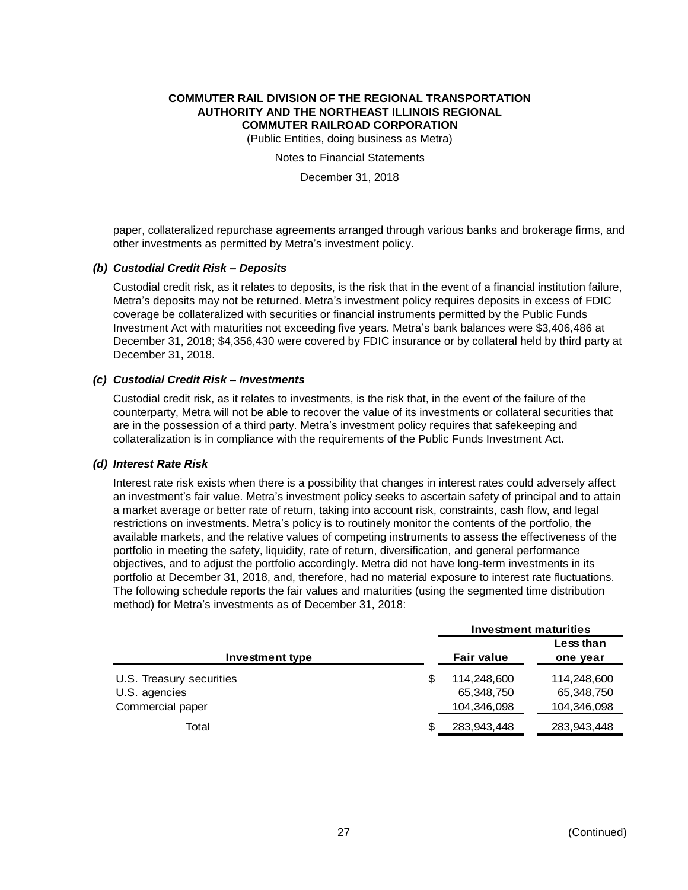paper, collateralized repurchase agreements arranged through various banks and brokerage firms, and other investments as permitted by Metra's investment policy.

### *(b) Custodial Credit Risk – Deposits*

Custodial credit risk, as it relates to deposits, is the risk that in the event of a financial institution failure, Metra's deposits may not be returned. Metra's investment policy requires deposits in excess of FDIC coverage be collateralized with securities or financial instruments permitted by the Public Funds Investment Act with maturities not exceeding five years. Metra's bank balances were $3,406,486 at December 31, 2018; $4,356,430 were covered by FDIC insurance or by collateral held by third party at December 31, 2018.

### *(c) Custodial Credit Risk – Investments*

Custodial credit risk, as it relates to investments, is the risk that, in the event of the failure of the counterparty, Metra will not be able to recover the value of its investments or collateral securities that are in the possession of a third party. Metra's investment policy requires that safekeeping and collateralization is in compliance with the requirements of the Public Funds Investment Act.

### *(d) Interest Rate Risk*

Interest rate risk exists when there is a possibility that changes in interest rates could adversely affect an investment's fair value. Metra's investment policy seeks to ascertain safety of principal and to attain a market average or better rate of return, taking into account risk, constraints, cash flow, and legal restrictions on investments. Metra's policy is to routinely monitor the contents of the portfolio, the available markets, and the relative values of competing instruments to assess the effectiveness of the portfolio in meeting the safety, liquidity, rate of return, diversification, and general performance objectives, and to adjust the portfolio accordingly. Metra did not have long-term investments in its portfolio at December 31, 2018, and, therefore, had no material exposure to interest rate fluctuations. The following schedule reports the fair values and maturities (using the segmented time distribution method) for Metra's investments as of December 31, 2018:

| | Investment maturities | |
|---|---|---|
| **Investment type** | **Fair value** | **Less than one year** |
| U.S. Treasury securities | $ 114,248,600 | 114,248,600 |
| U.S. agencies | 65,348,750 | 65,348,750 |
| Commercial paper | 104,346,098 | 104,346,098 |
| Total | $ 283,943,448 | 283,943,448 |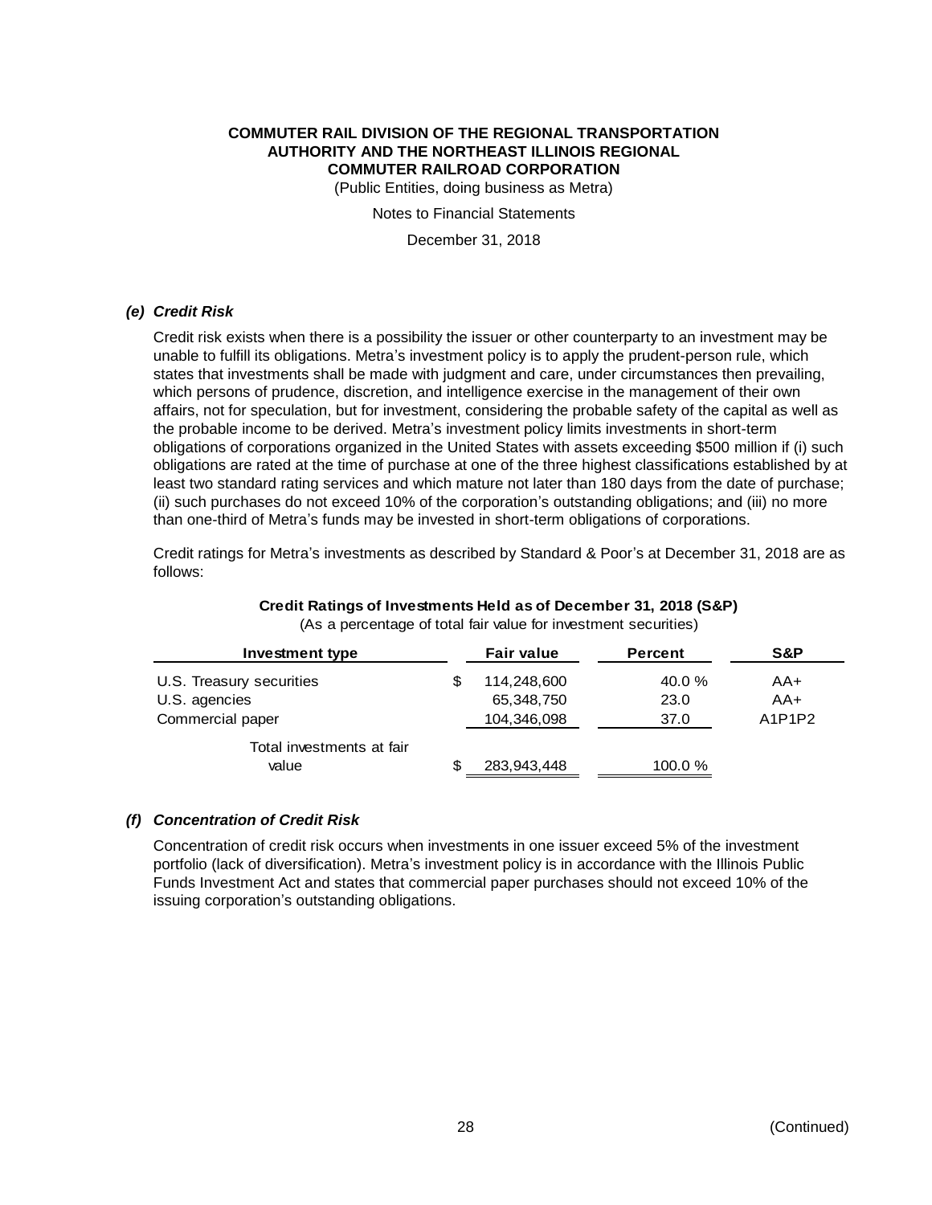**COMMUTER RAIL DIVISION OF THE REGIONAL TRANSPORTATION AUTHORITY AND THE NORTHEAST ILLINOIS REGIONAL COMMUTER RAILROAD CORPORATION**

(Public Entities, doing business as Metra)

Notes to Financial Statements

December 31, 2018

### *(e) Credit Risk*

Credit risk exists when there is a possibility the issuer or other counterparty to an investment may be unable to fulfill its obligations. Metra's investment policy is to apply the prudent-person rule, which states that investments shall be made with judgment and care, under circumstances then prevailing, which persons of prudence, discretion, and intelligence exercise in the management of their own affairs, not for speculation, but for investment, considering the probable safety of the capital as well as the probable income to be derived. Metra's investment policy limits investments in short-term obligations of corporations organized in the United States with assets exceeding $500 million if (i) such obligations are rated at the time of purchase at one of the three highest classifications established by at least two standard rating services and which mature not later than 180 days from the date of purchase; (ii) such purchases do not exceed 10% of the corporation's outstanding obligations; and (iii) no more than one-third of Metra's funds may be invested in short-term obligations of corporations.

Credit ratings for Metra's investments as described by Standard & Poor's at December 31, 2018 are as follows:

**Credit Ratings of Investments Held as of December 31, 2018 (S&P)**

(As a percentage of total fair value for investment securities)

| Investment type | Fair value | Percent | S&P |
|---|---|---|---|
| U.S. Treasury securities | $ 114,248,600 | 40.0 % | AA+ |
| U.S. agencies | 65,348,750 | 23.0 | AA+ |
| Commercial paper | 104,346,098 | 37.0 | A1P1P2 |
| Total investments at fair value | $ 283,943,448 | 100.0 % | |

### *(f) Concentration of Credit Risk*

Concentration of credit risk occurs when investments in one issuer exceed 5% of the investment portfolio (lack of diversification). Metra's investment policy is in accordance with the Illinois Public Funds Investment Act and states that commercial paper purchases should not exceed 10% of the issuing corporation's outstanding obligations.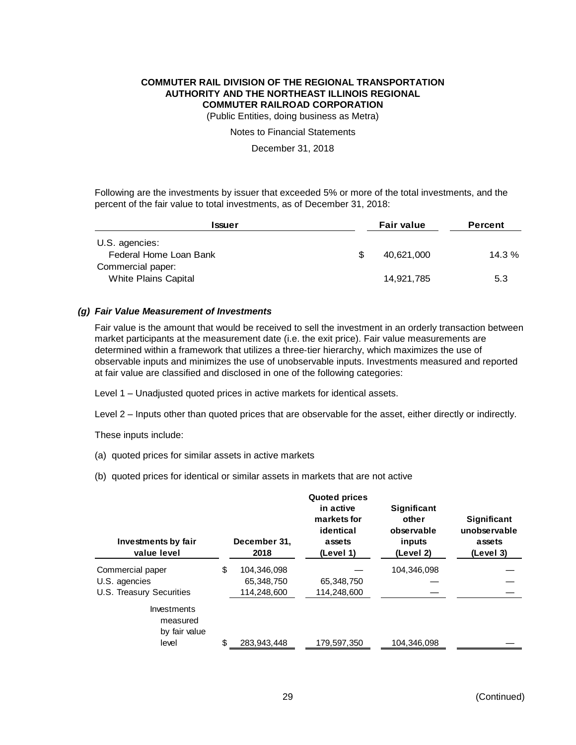Following are the investments by issuer that exceeded 5% or more of the total investments, and the percent of the fair value to total investments, as of December 31, 2018:

| Issuer | Fair value | Percent |
|---|---|---|
| U.S. agencies: | | |
| Federal Home Loan Bank | $ 40,621,000 | 14.3 % |
| Commercial paper: | | |
| White Plains Capital | 14,921,785 | 5.3 |

### *(g) Fair Value Measurement of Investments*

Fair value is the amount that would be received to sell the investment in an orderly transaction between market participants at the measurement date (i.e. the exit price). Fair value measurements are determined within a framework that utilizes a three-tier hierarchy, which maximizes the use of observable inputs and minimizes the use of unobservable inputs. Investments measured and reported at fair value are classified and disclosed in one of the following categories:

Level 1 – Unadjusted quoted prices in active markets for identical assets.

Level 2 – Inputs other than quoted prices that are observable for the asset, either directly or indirectly.

These inputs include:

(a) quoted prices for similar assets in active markets

(b) quoted prices for identical or similar assets in markets that are not active

| Investments by fair value level | December 31, 2018 | Quoted prices in active markets for identical assets (Level 1) | Significant other observable inputs (Level 2) | Significant unobservable assets (Level 3) |
|---|---|---|---|---|
| Commercial paper | $ 104,346,098 | — | 104,346,098 | — |
| U.S. agencies | 65,348,750 | 65,348,750 | — | — |
| U.S. Treasury Securities | 114,248,600 | 114,248,600 | — | — |
| Investments measured by fair value level | $ 283,943,448 | 179,597,350 | 104,346,098 | — |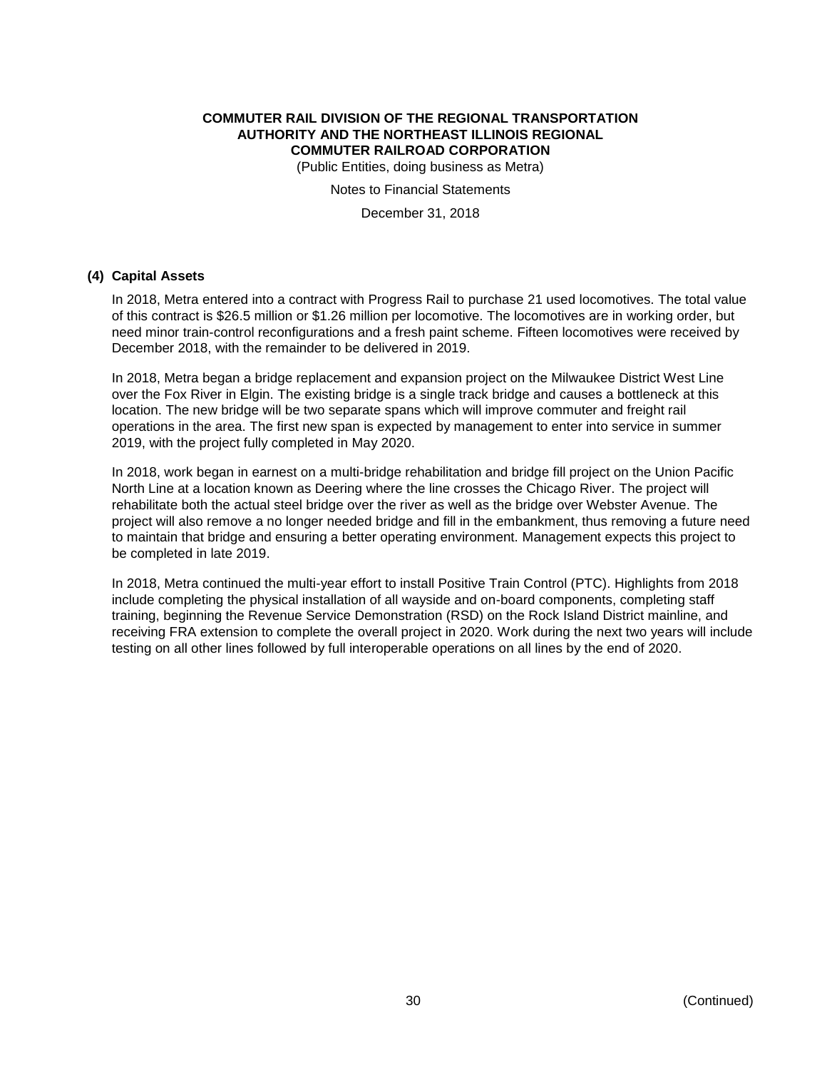### (4) Capital Assets

In 2018, Metra entered into a contract with Progress Rail to purchase 21 used locomotives. The total value of this contract is $26.5 million or $1.26 million per locomotive. The locomotives are in working order, but need minor train-control reconfigurations and a fresh paint scheme. Fifteen locomotives were received by December 2018, with the remainder to be delivered in 2019.

In 2018, Metra began a bridge replacement and expansion project on the Milwaukee District West Line over the Fox River in Elgin. The existing bridge is a single track bridge and causes a bottleneck at this location. The new bridge will be two separate spans which will improve commuter and freight rail operations in the area. The first new span is expected by management to enter into service in summer 2019, with the project fully completed in May 2020.

In 2018, work began in earnest on a multi-bridge rehabilitation and bridge fill project on the Union Pacific North Line at a location known as Deering where the line crosses the Chicago River. The project will rehabilitate both the actual steel bridge over the river as well as the bridge over Webster Avenue. The project will also remove a no longer needed bridge and fill in the embankment, thus removing a future need to maintain that bridge and ensuring a better operating environment. Management expects this project to be completed in late 2019.

In 2018, Metra continued the multi-year effort to install Positive Train Control (PTC). Highlights from 2018 include completing the physical installation of all wayside and on-board components, completing staff training, beginning the Revenue Service Demonstration (RSD) on the Rock Island District mainline, and receiving FRA extension to complete the overall project in 2020. Work during the next two years will include testing on all other lines followed by full interoperable operations on all lines by the end of 2020.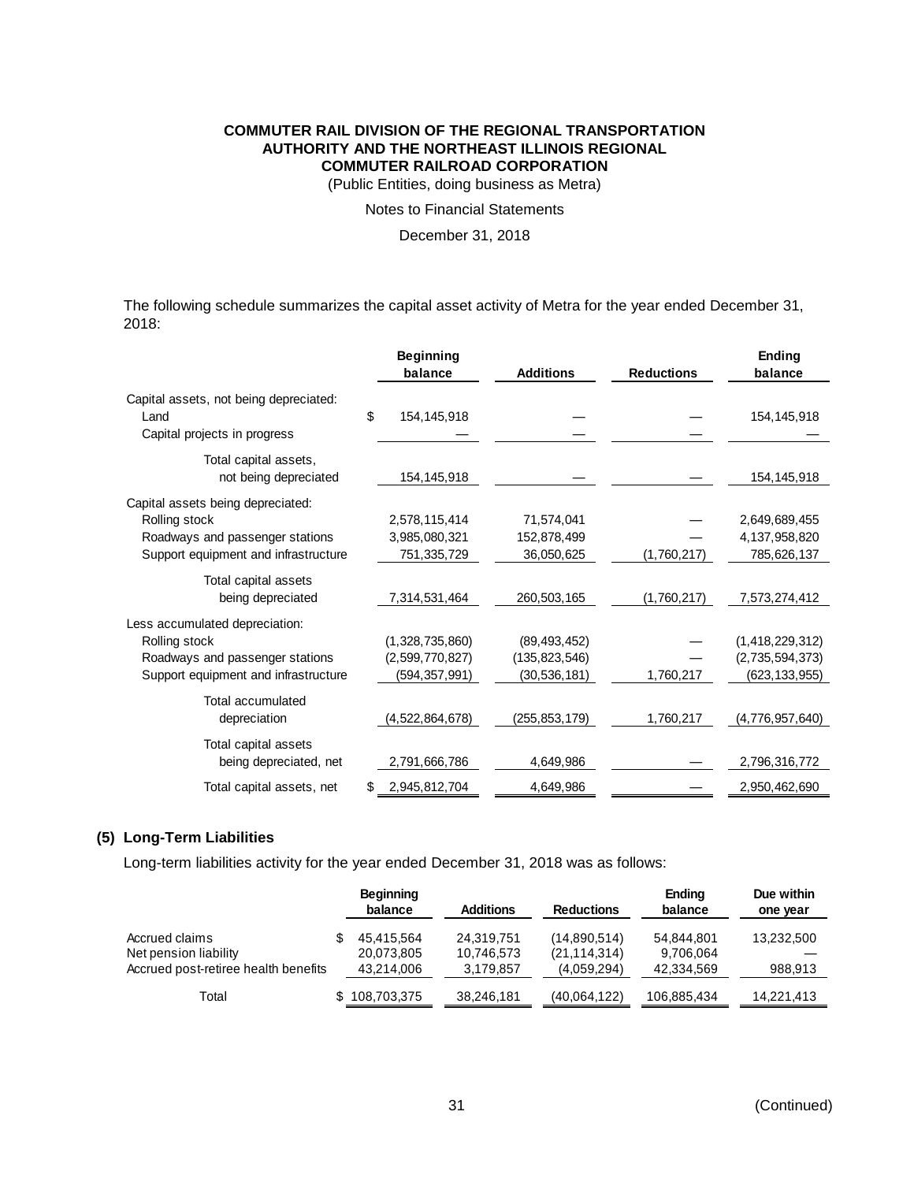**COMMUTER RAIL DIVISION OF THE REGIONAL TRANSPORTATION AUTHORITY AND THE NORTHEAST ILLINOIS REGIONAL COMMUTER RAILROAD CORPORATION**

(Public Entities, doing business as Metra)

Notes to Financial Statements

December 31, 2018

The following schedule summarizes the capital asset activity of Metra for the year ended December 31, 2018:

| | Beginning balance | Additions | Reductions | Ending balance |
|---|---|---|---|---|
| Capital assets, not being depreciated: | | | | |
| Land | $ 154,145,918 | — | — | 154,145,918 |
| Capital projects in progress | — | — | — | — |
| Total capital assets, not being depreciated | 154,145,918 | — | — | 154,145,918 |
| Capital assets being depreciated: | | | | |
| Rolling stock | 2,578,115,414 | 71,574,041 | — | 2,649,689,455 |
| Roadways and passenger stations | 3,985,080,321 | 152,878,499 | — | 4,137,958,820 |
| Support equipment and infrastructure | 751,335,729 | 36,050,625 | (1,760,217) | 785,626,137 |
| Total capital assets being depreciated | 7,314,531,464 | 260,503,165 | (1,760,217) | 7,573,274,412 |
| Less accumulated depreciation: | | | | |
| Rolling stock | (1,328,735,860) | (89,493,452) | — | (1,418,229,312) |
| Roadways and passenger stations | (2,599,770,827) | (135,823,546) | — | (2,735,594,373) |
| Support equipment and infrastructure | (594,357,991) | (30,536,181) | 1,760,217 | (623,133,955) |
| Total accumulated depreciation | (4,522,864,678) | (255,853,179) | 1,760,217 | (4,776,957,640) |
| Total capital assets being depreciated, net | 2,791,666,786 | 4,649,986 | — | 2,796,316,772 |
| Total capital assets, net | $ 2,945,812,704 | 4,649,986 | — | 2,950,462,690 |

## (5) Long-Term Liabilities

Long-term liabilities activity for the year ended December 31, 2018 was as follows:

| | Beginning balance | Additions | Reductions | Ending balance | Due within one year |
|---|---|---|---|---|---|
| Accrued claims | $ 45,415,564 | 24,319,751 | (14,890,514) | 54,844,801 | 13,232,500 |
| Net pension liability | 20,073,805 | 10,746,573 | (21,114,314) | 9,706,064 | — |
| Accrued post-retiree health benefits | 43,214,006 | 3,179,857 | (4,059,294) | 42,334,569 | 988,913 |
| Total | $ 108,703,375 | 38,246,181 | (40,064,122) | 106,885,434 | 14,221,413 |

(Continued)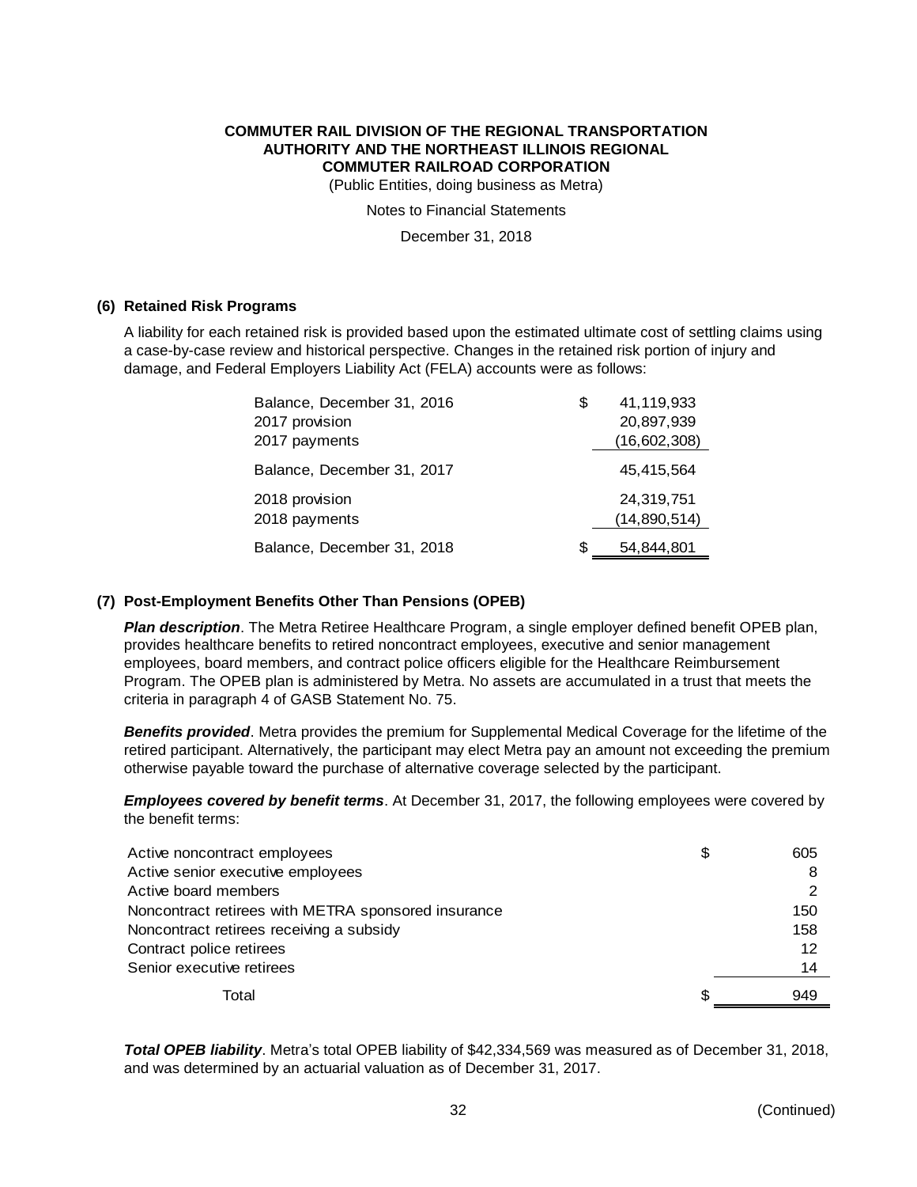# COMMUTER RAIL DIVISION OF THE REGIONAL TRANSPORTATION AUTHORITY AND THE NORTHEAST ILLINOIS REGIONAL COMMUTER RAILROAD CORPORATION

(Public Entities, doing business as Metra)

Notes to Financial Statements

December 31, 2018

## (6) Retained Risk Programs

A liability for each retained risk is provided based upon the estimated ultimate cost of settling claims using a case-by-case review and historical perspective. Changes in the retained risk portion of injury and damage, and Federal Employers Liability Act (FELA) accounts were as follows:

| | | |
|---|---|---|
| Balance, December 31, 2016 | $ | 41,119,933 |
| 2017 provision | | 20,897,939 |
| 2017 payments | | (16,602,308) |
| Balance, December 31, 2017 | | 45,415,564 |
| 2018 provision | | 24,319,751 |
| 2018 payments | | (14,890,514) |
| Balance, December 31, 2018 | $ | 54,844,801 |

## (7) Post-Employment Benefits Other Than Pensions (OPEB)

***Plan description***. The Metra Retiree Healthcare Program, a single employer defined benefit OPEB plan, provides healthcare benefits to retired noncontract employees, executive and senior management employees, board members, and contract police officers eligible for the Healthcare Reimbursement Program. The OPEB plan is administered by Metra. No assets are accumulated in a trust that meets the criteria in paragraph 4 of GASB Statement No. 75.

***Benefits provided***. Metra provides the premium for Supplemental Medical Coverage for the lifetime of the retired participant. Alternatively, the participant may elect Metra pay an amount not exceeding the premium otherwise payable toward the purchase of alternative coverage selected by the participant.

***Employees covered by benefit terms***. At December 31, 2017, the following employees were covered by the benefit terms:

| | | |
|---|---|---|
| Active noncontract employees | $ | 605 |
| Active senior executive employees | | 8 |
| Active board members | | 2 |
| Noncontract retirees with METRA sponsored insurance | | 150 |
| Noncontract retirees receiving a subsidy | | 158 |
| Contract police retirees | | 12 |
| Senior executive retirees | | 14 |
| Total | $ | 949 |

***Total OPEB liability***. Metra's total OPEB liability of $42,334,569 was measured as of December 31, 2018, and was determined by an actuarial valuation as of December 31, 2017.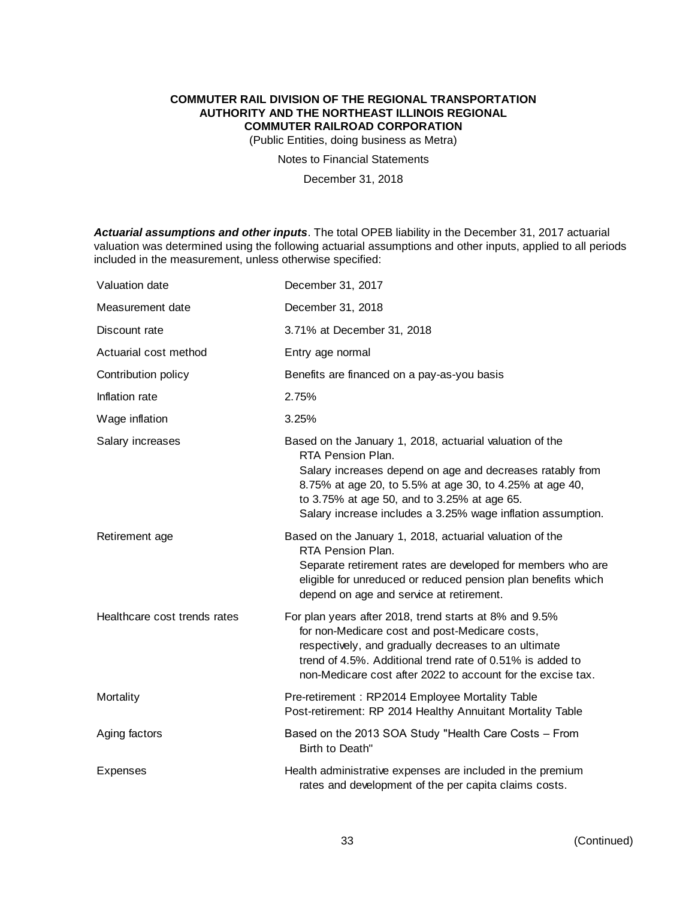***Actuarial assumptions and other inputs***. The total OPEB liability in the December 31, 2017 actuarial valuation was determined using the following actuarial assumptions and other inputs, applied to all periods included in the measurement, unless otherwise specified:

| | |
|---|---|
| Valuation date | December 31, 2017 |
| Measurement date | December 31, 2018 |
| Discount rate | 3.71% at December 31, 2018 |
| Actuarial cost method | Entry age normal |
| Contribution policy | Benefits are financed on a pay-as-you basis |
| Inflation rate | 2.75% |
| Wage inflation | 3.25% |
| Salary increases | Based on the January 1, 2018, actuarial valuation of the RTA Pension Plan. Salary increases depend on age and decreases ratably from 8.75% at age 20, to 5.5% at age 30, to 4.25% at age 40, to 3.75% at age 50, and to 3.25% at age 65. Salary increase includes a 3.25% wage inflation assumption. |
| Retirement age | Based on the January 1, 2018, actuarial valuation of the RTA Pension Plan. Separate retirement rates are developed for members who are eligible for unreduced or reduced pension plan benefits which depend on age and service at retirement. |
| Healthcare cost trends rates | For plan years after 2018, trend starts at 8% and 9.5% for non-Medicare cost and post-Medicare costs, respectively, and gradually decreases to an ultimate trend of 4.5%. Additional trend rate of 0.51% is added to non-Medicare cost after 2022 to account for the excise tax. |
| Mortality | Pre-retirement : RP2014 Employee Mortality Table<br>Post-retirement: RP 2014 Healthy Annuitant Mortality Table |
| Aging factors | Based on the 2013 SOA Study "Health Care Costs – From Birth to Death" |
| Expenses | Health administrative expenses are included in the premium rates and development of the per capita claims costs. |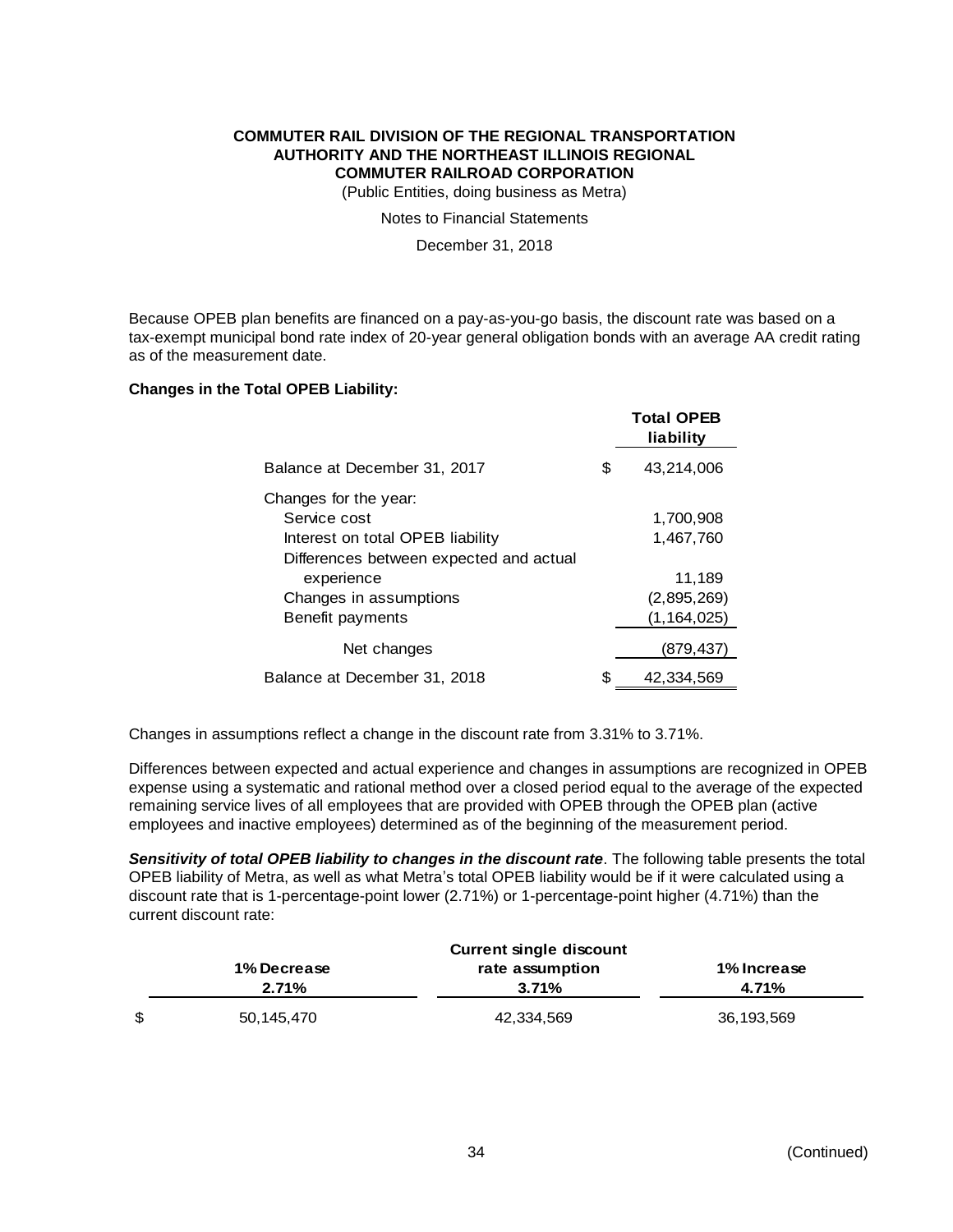Because OPEB plan benefits are financed on a pay-as-you-go basis, the discount rate was based on a tax-exempt municipal bond rate index of 20-year general obligation bonds with an average AA credit rating as of the measurement date.

**Changes in the Total OPEB Liability:**

| | Total OPEB liability |
|---|---|
| Balance at December 31, 2017 | $ 43,214,006 |
| Changes for the year: | |
| Service cost | 1,700,908 |
| Interest on total OPEB liability | 1,467,760 |
| Differences between expected and actual experience | 11,189 |
| Changes in assumptions | (2,895,269) |
| Benefit payments | (1,164,025) |
| Net changes | (879,437) |
| Balance at December 31, 2018 | $ 42,334,569 |

Changes in assumptions reflect a change in the discount rate from 3.31% to 3.71%.

Differences between expected and actual experience and changes in assumptions are recognized in OPEB expense using a systematic and rational method over a closed period equal to the average of the expected remaining service lives of all employees that are provided with OPEB through the OPEB plan (active employees and inactive employees) determined as of the beginning of the measurement period.

***Sensitivity of total OPEB liability to changes in the discount rate***. The following table presents the total OPEB liability of Metra, as well as what Metra's total OPEB liability would be if it were calculated using a discount rate that is 1-percentage-point lower (2.71%) or 1-percentage-point higher (4.71%) than the current discount rate:

| 1% Decrease 2.71% | Current single discount rate assumption 3.71% | 1% Increase 4.71% |
|---|---|---|
| $ 50,145,470 | 42,334,569 | 36,193,569 |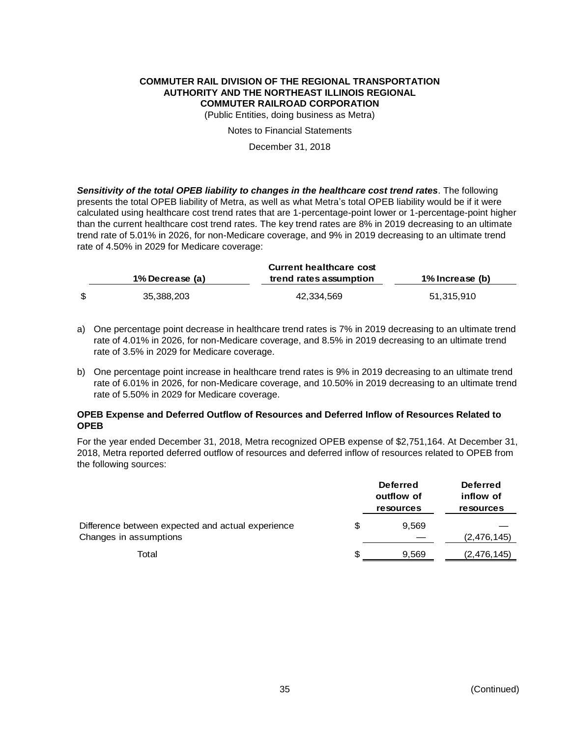**Sensitivity of the total OPEB liability to changes in the healthcare cost trend rates**. The following presents the total OPEB liability of Metra, as well as what Metra's total OPEB liability would be if it were calculated using healthcare cost trend rates that are 1-percentage-point lower or 1-percentage-point higher than the current healthcare cost trend rates. The key trend rates are 8% in 2019 decreasing to an ultimate trend rate of 5.01% in 2026, for non-Medicare coverage, and 9% in 2019 decreasing to an ultimate trend rate of 4.50% in 2029 for Medicare coverage:

| 1% Decrease (a) | Current healthcare cost trend rates assumption | 1% Increase (b) |
|---|---|---|
| $ 35,388,203 | 42,334,569 | 51,315,910 |

a) One percentage point decrease in healthcare trend rates is 7% in 2019 decreasing to an ultimate trend rate of 4.01% in 2026, for non-Medicare coverage, and 8.5% in 2019 decreasing to an ultimate trend rate of 3.5% in 2029 for Medicare coverage.

b) One percentage point increase in healthcare trend rates is 9% in 2019 decreasing to an ultimate trend rate of 6.01% in 2026, for non-Medicare coverage, and 10.50% in 2019 decreasing to an ultimate trend rate of 5.50% in 2029 for Medicare coverage.

**OPEB Expense and Deferred Outflow of Resources and Deferred Inflow of Resources Related to OPEB**

For the year ended December 31, 2018, Metra recognized OPEB expense of $2,751,164. At December 31, 2018, Metra reported deferred outflow of resources and deferred inflow of resources related to OPEB from the following sources:

| | Deferred outflow of resources | Deferred inflow of resources |
|---|---|---|
| Difference between expected and actual experience | $ 9,569 | — |
| Changes in assumptions | — | (2,476,145) |
| Total | $ 9,569 | (2,476,145) |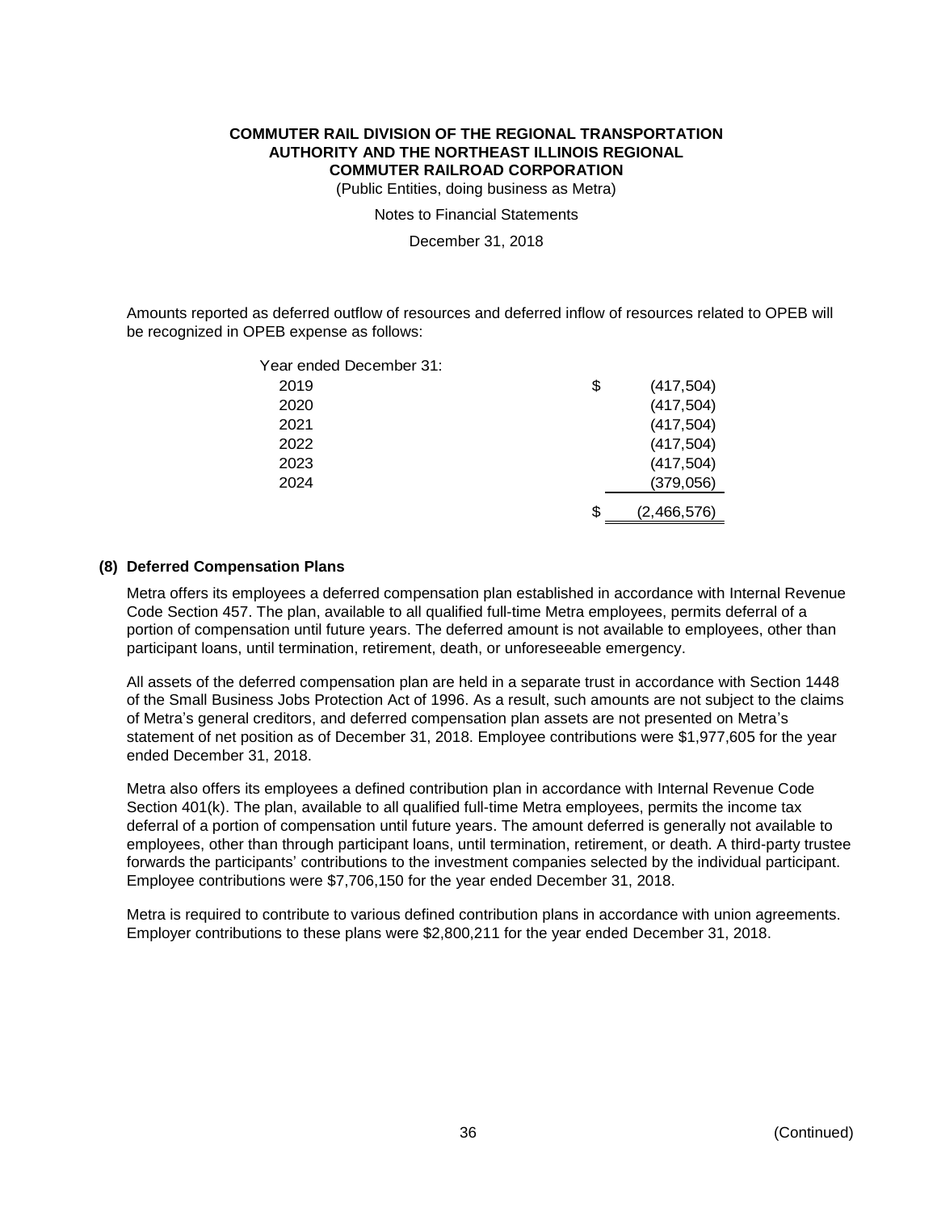Amounts reported as deferred outflow of resources and deferred inflow of resources related to OPEB will be recognized in OPEB expense as follows:

| Year ended December 31: | | |
|---|---|---|
| 2019 | $ | (417,504) |
| 2020 | | (417,504) |
| 2021 | | (417,504) |
| 2022 | | (417,504) |
| 2023 | | (417,504) |
| 2024 | | (379,056) |
| | $ | (2,466,576) |

## (8) Deferred Compensation Plans

Metra offers its employees a deferred compensation plan established in accordance with Internal Revenue Code Section 457. The plan, available to all qualified full-time Metra employees, permits deferral of a portion of compensation until future years. The deferred amount is not available to employees, other than participant loans, until termination, retirement, death, or unforeseeable emergency.

All assets of the deferred compensation plan are held in a separate trust in accordance with Section 1448 of the Small Business Jobs Protection Act of 1996. As a result, such amounts are not subject to the claims of Metra's general creditors, and deferred compensation plan assets are not presented on Metra's statement of net position as of December 31, 2018. Employee contributions were $1,977,605 for the year ended December 31, 2018.

Metra also offers its employees a defined contribution plan in accordance with Internal Revenue Code Section 401(k). The plan, available to all qualified full-time Metra employees, permits the income tax deferral of a portion of compensation until future years. The amount deferred is generally not available to employees, other than through participant loans, until termination, retirement, or death. A third-party trustee forwards the participants' contributions to the investment companies selected by the individual participant. Employee contributions were $7,706,150 for the year ended December 31, 2018.

Metra is required to contribute to various defined contribution plans in accordance with union agreements. Employer contributions to these plans were $2,800,211 for the year ended December 31, 2018.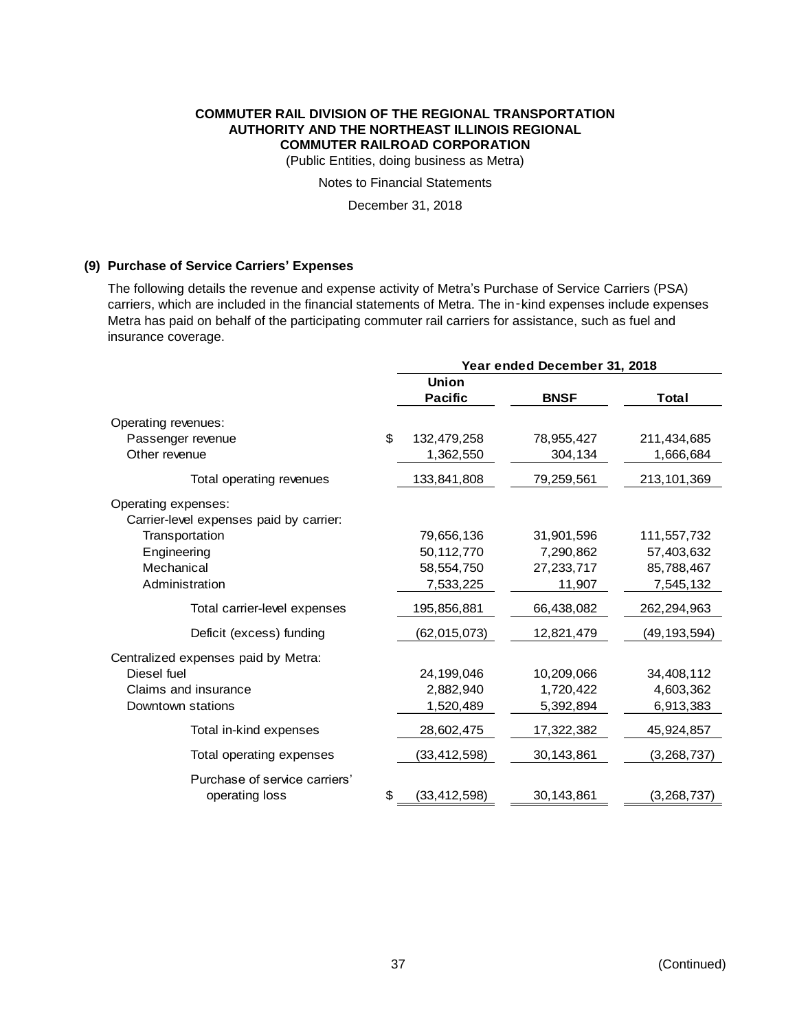**COMMUTER RAIL DIVISION OF THE REGIONAL TRANSPORTATION AUTHORITY AND THE NORTHEAST ILLINOIS REGIONAL COMMUTER RAILROAD CORPORATION**

(Public Entities, doing business as Metra)

Notes to Financial Statements

December 31, 2018

### (9) Purchase of Service Carriers' Expenses

The following details the revenue and expense activity of Metra's Purchase of Service Carriers (PSA) carriers, which are included in the financial statements of Metra. The in-kind expenses include expenses Metra has paid on behalf of the participating commuter rail carriers for assistance, such as fuel and insurance coverage.

| | Year ended December 31, 2018 | | |
|---|---|---|---|
| | **Union Pacific** | **BNSF** | **Total** |
| Operating revenues: | | | |
| Passenger revenue | $ 132,479,258 | 78,955,427 | 211,434,685 |
| Other revenue | 1,362,550 | 304,134 | 1,666,684 |
| Total operating revenues | 133,841,808 | 79,259,561 | 213,101,369 |
| Operating expenses: | | | |
| Carrier-level expenses paid by carrier: | | | |
| Transportation | 79,656,136 | 31,901,596 | 111,557,732 |
| Engineering | 50,112,770 | 7,290,862 | 57,403,632 |
| Mechanical | 58,554,750 | 27,233,717 | 85,788,467 |
| Administration | 7,533,225 | 11,907 | 7,545,132 |
| Total carrier-level expenses | 195,856,881 | 66,438,082 | 262,294,963 |
| Deficit (excess) funding | (62,015,073) | 12,821,479 | (49,193,594) |
| Centralized expenses paid by Metra: | | | |
| Diesel fuel | 24,199,046 | 10,209,066 | 34,408,112 |
| Claims and insurance | 2,882,940 | 1,720,422 | 4,603,362 |
| Downtown stations | 1,520,489 | 5,392,894 | 6,913,383 |
| Total in-kind expenses | 28,602,475 | 17,322,382 | 45,924,857 |
| Total operating expenses | (33,412,598) | 30,143,861 | (3,268,737) |
| Purchase of service carriers' operating loss | $ (33,412,598) | 30,143,861 | (3,268,737) |

(Continued)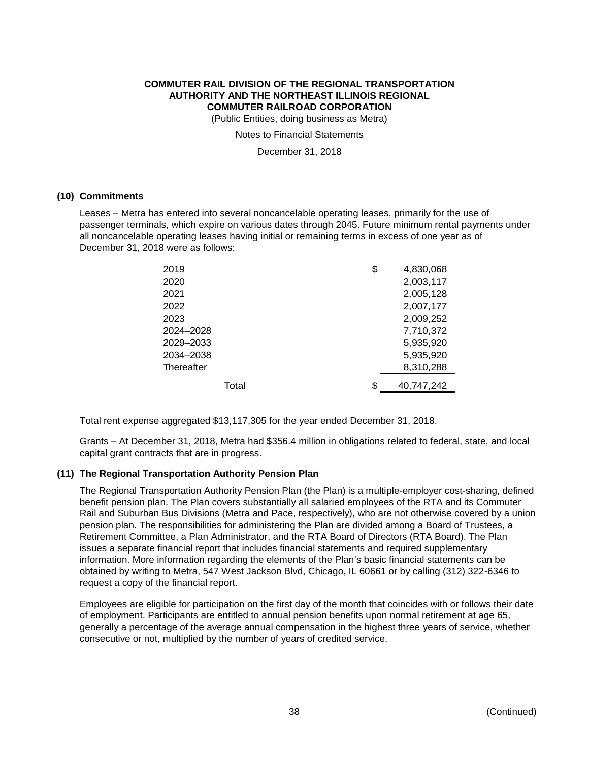**COMMUTER RAIL DIVISION OF THE REGIONAL TRANSPORTATION AUTHORITY AND THE NORTHEAST ILLINOIS REGIONAL COMMUTER RAILROAD CORPORATION**

(Public Entities, doing business as Metra)

Notes to Financial Statements

December 31, 2018

## (10) Commitments

Leases – Metra has entered into several noncancelable operating leases, primarily for the use of passenger terminals, which expire on various dates through 2045. Future minimum rental payments under all noncancelable operating leases having initial or remaining terms in excess of one year as of December 31, 2018 were as follows:

| | |
|---|---|
| 2019 | $ 4,830,068 |
| 2020 | 2,003,117 |
| 2021 | 2,005,128 |
| 2022 | 2,007,177 |
| 2023 | 2,009,252 |
| 2024–2028 | 7,710,372 |
| 2029–2033 | 5,935,920 |
| 2034–2038 | 5,935,920 |
| Thereafter | 8,310,288 |
| Total | $ 40,747,242 |

Total rent expense aggregated $13,117,305 for the year ended December 31, 2018.

Grants – At December 31, 2018, Metra had $356.4 million in obligations related to federal, state, and local capital grant contracts that are in progress.

## (11) The Regional Transportation Authority Pension Plan

The Regional Transportation Authority Pension Plan (the Plan) is a multiple-employer cost-sharing, defined benefit pension plan. The Plan covers substantially all salaried employees of the RTA and its Commuter Rail and Suburban Bus Divisions (Metra and Pace, respectively), who are not otherwise covered by a union pension plan. The responsibilities for administering the Plan are divided among a Board of Trustees, a Retirement Committee, a Plan Administrator, and the RTA Board of Directors (RTA Board). The Plan issues a separate financial report that includes financial statements and required supplementary information. More information regarding the elements of the Plan's basic financial statements can be obtained by writing to Metra, 547 West Jackson Blvd, Chicago, IL 60661 or by calling (312) 322-6346 to request a copy of the financial report.

Employees are eligible for participation on the first day of the month that coincides with or follows their date of employment. Participants are entitled to annual pension benefits upon normal retirement at age 65, generally a percentage of the average annual compensation in the highest three years of service, whether consecutive or not, multiplied by the number of years of credited service.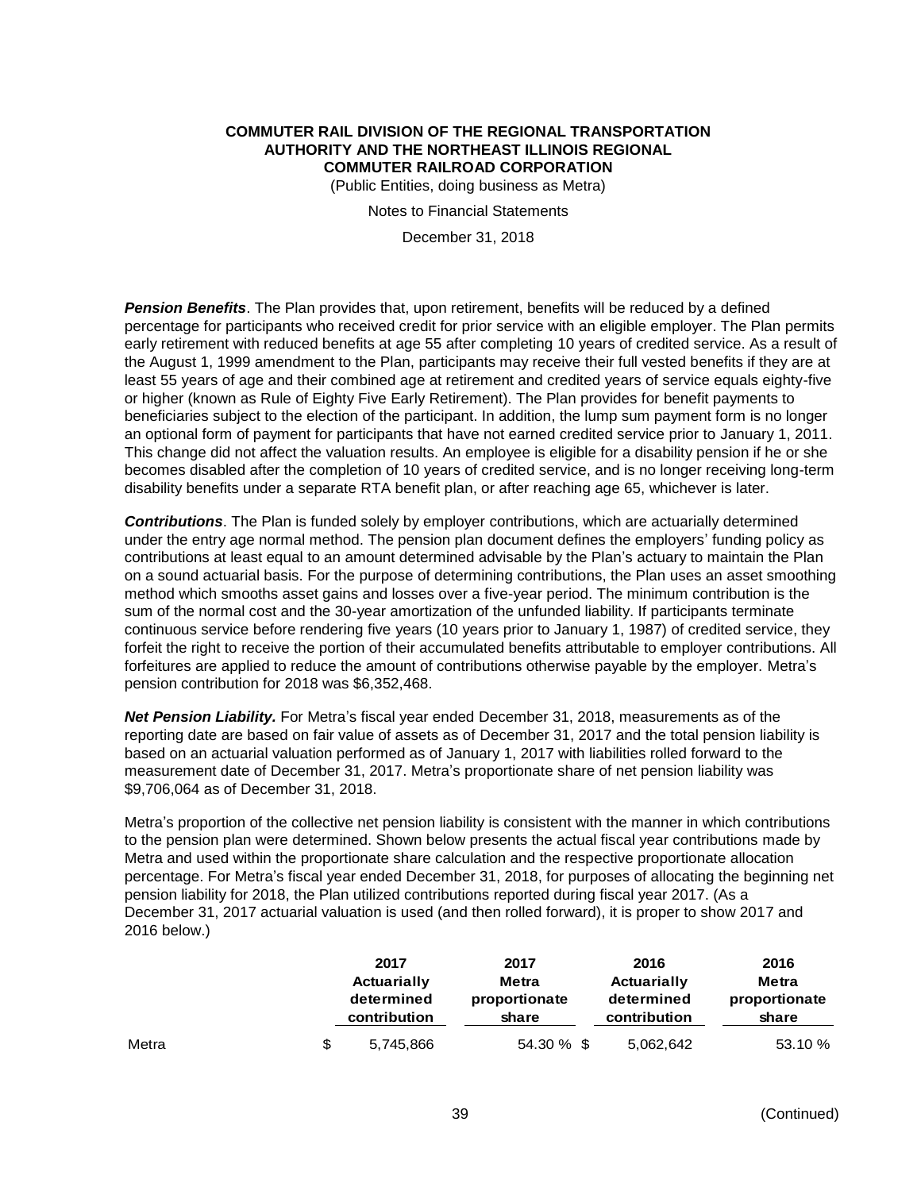**COMMUTER RAIL DIVISION OF THE REGIONAL TRANSPORTATION AUTHORITY AND THE NORTHEAST ILLINOIS REGIONAL COMMUTER RAILROAD CORPORATION**

(Public Entities, doing business as Metra)

Notes to Financial Statements

December 31, 2018

***Pension Benefits***. The Plan provides that, upon retirement, benefits will be reduced by a defined percentage for participants who received credit for prior service with an eligible employer. The Plan permits early retirement with reduced benefits at age 55 after completing 10 years of credited service. As a result of the August 1, 1999 amendment to the Plan, participants may receive their full vested benefits if they are at least 55 years of age and their combined age at retirement and credited years of service equals eighty-five or higher (known as Rule of Eighty Five Early Retirement). The Plan provides for benefit payments to beneficiaries subject to the election of the participant. In addition, the lump sum payment form is no longer an optional form of payment for participants that have not earned credited service prior to January 1, 2011. This change did not affect the valuation results. An employee is eligible for a disability pension if he or she becomes disabled after the completion of 10 years of credited service, and is no longer receiving long-term disability benefits under a separate RTA benefit plan, or after reaching age 65, whichever is later.

***Contributions***. The Plan is funded solely by employer contributions, which are actuarially determined under the entry age normal method. The pension plan document defines the employers' funding policy as contributions at least equal to an amount determined advisable by the Plan's actuary to maintain the Plan on a sound actuarial basis. For the purpose of determining contributions, the Plan uses an asset smoothing method which smooths asset gains and losses over a five-year period. The minimum contribution is the sum of the normal cost and the 30-year amortization of the unfunded liability. If participants terminate continuous service before rendering five years (10 years prior to January 1, 1987) of credited service, they forfeit the right to receive the portion of their accumulated benefits attributable to employer contributions. All forfeitures are applied to reduce the amount of contributions otherwise payable by the employer. Metra's pension contribution for 2018 was $6,352,468.

***Net Pension Liability.*** For Metra's fiscal year ended December 31, 2018, measurements as of the reporting date are based on fair value of assets as of December 31, 2017 and the total pension liability is based on an actuarial valuation performed as of January 1, 2017 with liabilities rolled forward to the measurement date of December 31, 2017. Metra's proportionate share of net pension liability was $9,706,064 as of December 31, 2018.

Metra's proportion of the collective net pension liability is consistent with the manner in which contributions to the pension plan were determined. Shown below presents the actual fiscal year contributions made by Metra and used within the proportionate share calculation and the respective proportionate allocation percentage. For Metra's fiscal year ended December 31, 2018, for purposes of allocating the beginning net pension liability for 2018, the Plan utilized contributions reported during fiscal year 2017. (As a December 31, 2017 actuarial valuation is used (and then rolled forward), it is proper to show 2017 and 2016 below.)

| | 2017 Actuarially determined contribution | 2017 Metra proportionate share | 2016 Actuarially determined contribution | 2016 Metra proportionate share |
|---|---|---|---|---|
| Metra | $ 5,745,866 | 54.30 % | $ 5,062,642 | 53.10 % |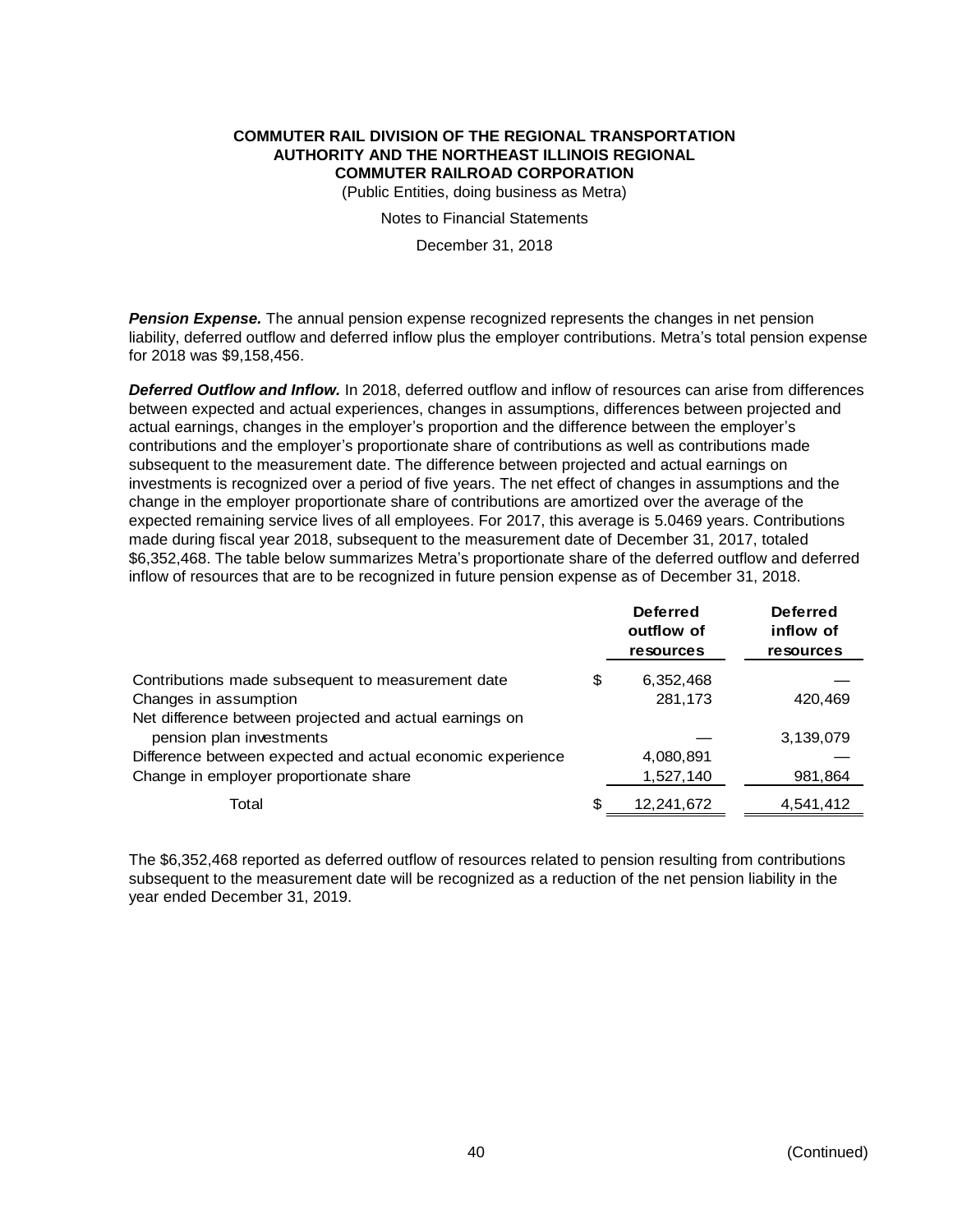**COMMUTER RAIL DIVISION OF THE REGIONAL TRANSPORTATION AUTHORITY AND THE NORTHEAST ILLINOIS REGIONAL COMMUTER RAILROAD CORPORATION**

(Public Entities, doing business as Metra)

Notes to Financial Statements

December 31, 2018

***Pension Expense.*** The annual pension expense recognized represents the changes in net pension liability, deferred outflow and deferred inflow plus the employer contributions. Metra's total pension expense for 2018 was $9,158,456.

***Deferred Outflow and Inflow.*** In 2018, deferred outflow and inflow of resources can arise from differences between expected and actual experiences, changes in assumptions, differences between projected and actual earnings, changes in the employer's proportion and the difference between the employer's contributions and the employer's proportionate share of contributions as well as contributions made subsequent to the measurement date. The difference between projected and actual earnings on investments is recognized over a period of five years. The net effect of changes in assumptions and the change in the employer proportionate share of contributions are amortized over the average of the expected remaining service lives of all employees. For 2017, this average is 5.0469 years. Contributions made during fiscal year 2018, subsequent to the measurement date of December 31, 2017, totaled $6,352,468. The table below summarizes Metra's proportionate share of the deferred outflow and deferred inflow of resources that are to be recognized in future pension expense as of December 31, 2018.

| | Deferred outflow of resources | Deferred inflow of resources |
|---|---|---|
| Contributions made subsequent to measurement date | $ 6,352,468 | — |
| Changes in assumption | 281,173 | 420,469 |
| Net difference between projected and actual earnings on pension plan investments | — | 3,139,079 |
| Difference between expected and actual economic experience | 4,080,891 | — |
| Change in employer proportionate share | 1,527,140 | 981,864 |
| Total | $ 12,241,672 | 4,541,412 |

The $6,352,468 reported as deferred outflow of resources related to pension resulting from contributions subsequent to the measurement date will be recognized as a reduction of the net pension liability in the year ended December 31, 2019.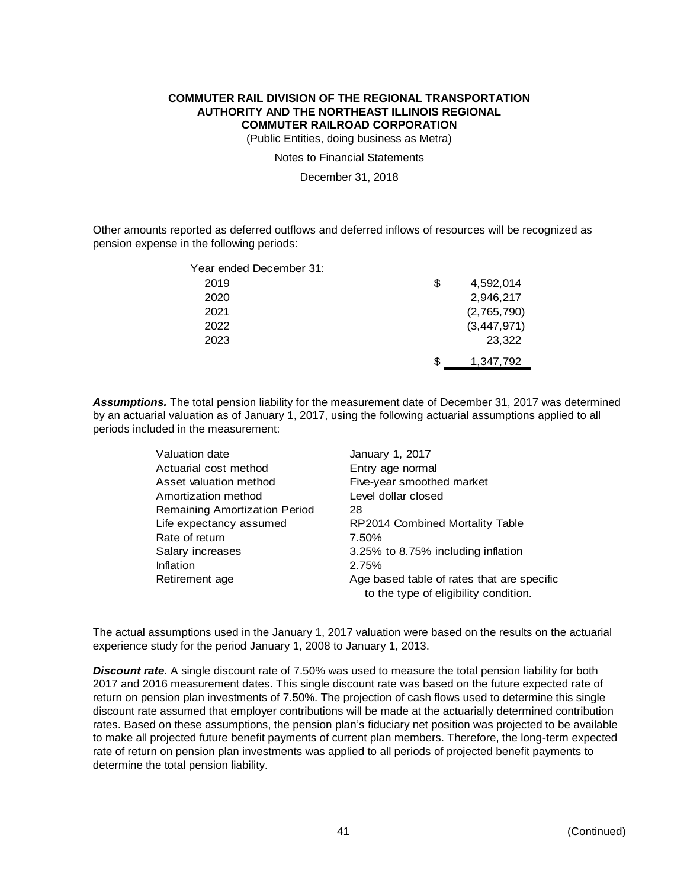Other amounts reported as deferred outflows and deferred inflows of resources will be recognized as pension expense in the following periods:

| Year ended December 31: | |
|---|---|
| 2019 | $ 4,592,014 |
| 2020 | 2,946,217 |
| 2021 | (2,765,790) |
| 2022 | (3,447,971) |
| 2023 | 23,322 |
| | $ 1,347,792 |

***Assumptions.*** The total pension liability for the measurement date of December 31, 2017 was determined by an actuarial valuation as of January 1, 2017, using the following actuarial assumptions applied to all periods included in the measurement:

| | |
|---|---|
| Valuation date | January 1, 2017 |
| Actuarial cost method | Entry age normal |
| Asset valuation method | Five-year smoothed market |
| Amortization method | Level dollar closed |
| Remaining Amortization Period | 28 |
| Life expectancy assumed | RP2014 Combined Mortality Table |
| Rate of return | 7.50% |
| Salary increases | 3.25% to 8.75% including inflation |
| Inflation | 2.75% |
| Retirement age | Age based table of rates that are specific to the type of eligibility condition. |

The actual assumptions used in the January 1, 2017 valuation were based on the results on the actuarial experience study for the period January 1, 2008 to January 1, 2013.

***Discount rate.*** A single discount rate of 7.50% was used to measure the total pension liability for both 2017 and 2016 measurement dates. This single discount rate was based on the future expected rate of return on pension plan investments of 7.50%. The projection of cash flows used to determine this single discount rate assumed that employer contributions will be made at the actuarially determined contribution rates. Based on these assumptions, the pension plan's fiduciary net position was projected to be available to make all projected future benefit payments of current plan members. Therefore, the long-term expected rate of return on pension plan investments was applied to all periods of projected benefit payments to determine the total pension liability.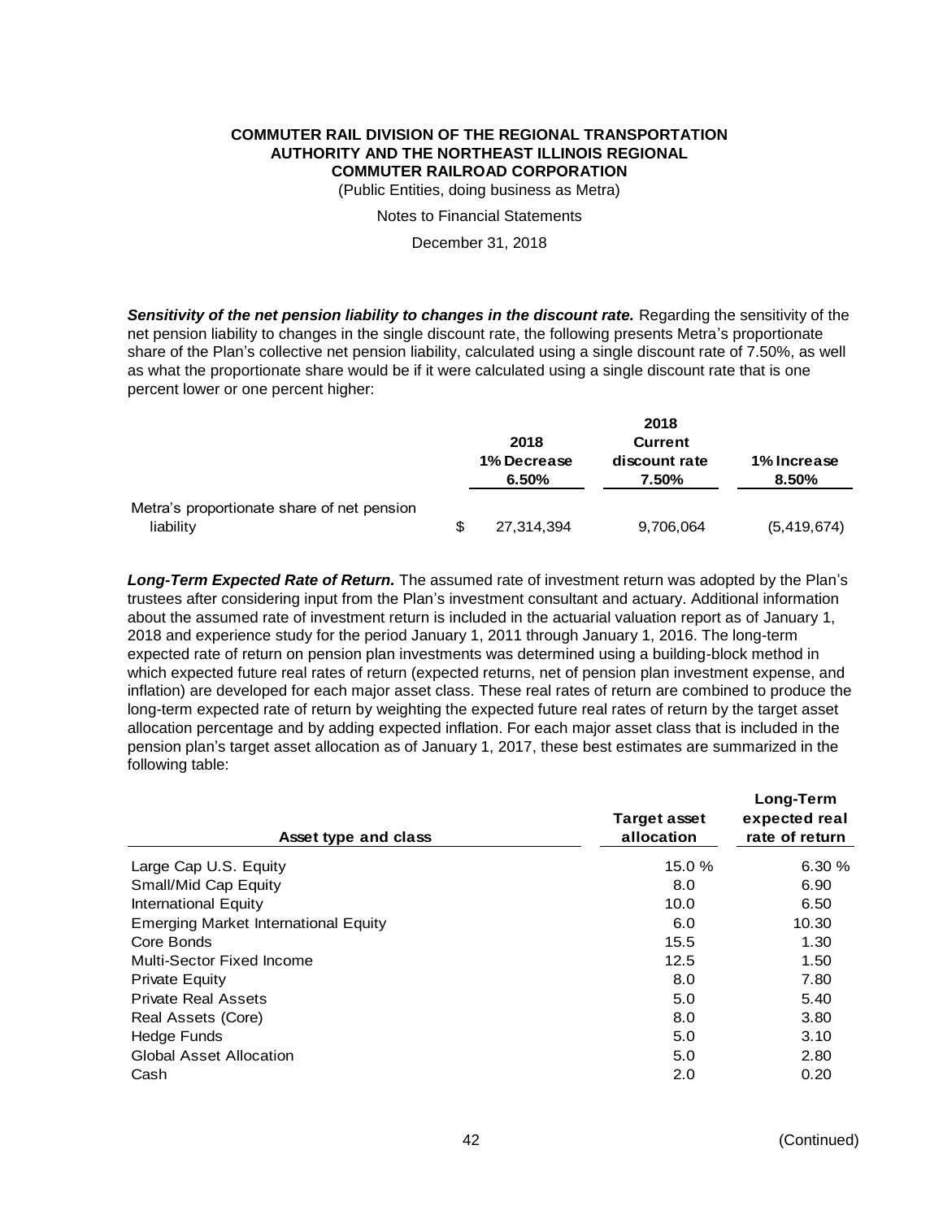**COMMUTER RAIL DIVISION OF THE REGIONAL TRANSPORTATION AUTHORITY AND THE NORTHEAST ILLINOIS REGIONAL COMMUTER RAILROAD CORPORATION**

(Public Entities, doing business as Metra)

Notes to Financial Statements

December 31, 2018

***Sensitivity of the net pension liability to changes in the discount rate.*** Regarding the sensitivity of the net pension liability to changes in the single discount rate, the following presents Metra's proportionate share of the Plan's collective net pension liability, calculated using a single discount rate of 7.50%, as well as what the proportionate share would be if it were calculated using a single discount rate that is one percent lower or one percent higher:

| | 2018 1% Decrease 6.50% | 2018 Current discount rate 7.50% | 1% Increase 8.50% |
|---|---|---|---|
| Metra's proportionate share of net pension liability | $ 27,314,394 | 9,706,064 | (5,419,674) |

***Long-Term Expected Rate of Return.*** The assumed rate of investment return was adopted by the Plan's trustees after considering input from the Plan's investment consultant and actuary. Additional information about the assumed rate of investment return is included in the actuarial valuation report as of January 1, 2018 and experience study for the period January 1, 2011 through January 1, 2016. The long-term expected rate of return on pension plan investments was determined using a building-block method in which expected future real rates of return (expected returns, net of pension plan investment expense, and inflation) are developed for each major asset class. These real rates of return are combined to produce the long-term expected rate of return by weighting the expected future real rates of return by the target asset allocation percentage and by adding expected inflation. For each major asset class that is included in the pension plan's target asset allocation as of January 1, 2017, these best estimates are summarized in the following table:

| Asset type and class | Target asset allocation | Long-Term expected real rate of return |
|---|---|---|
| Large Cap U.S. Equity | 15.0 % | 6.30 % |
| Small/Mid Cap Equity | 8.0 | 6.90 |
| International Equity | 10.0 | 6.50 |
| Emerging Market International Equity | 6.0 | 10.30 |
| Core Bonds | 15.5 | 1.30 |
| Multi-Sector Fixed Income | 12.5 | 1.50 |
| Private Equity | 8.0 | 7.80 |
| Private Real Assets | 5.0 | 5.40 |
| Real Assets (Core) | 8.0 | 3.80 |
| Hedge Funds | 5.0 | 3.10 |
| Global Asset Allocation | 5.0 | 2.80 |
| Cash | 2.0 | 0.20 |

(Continued)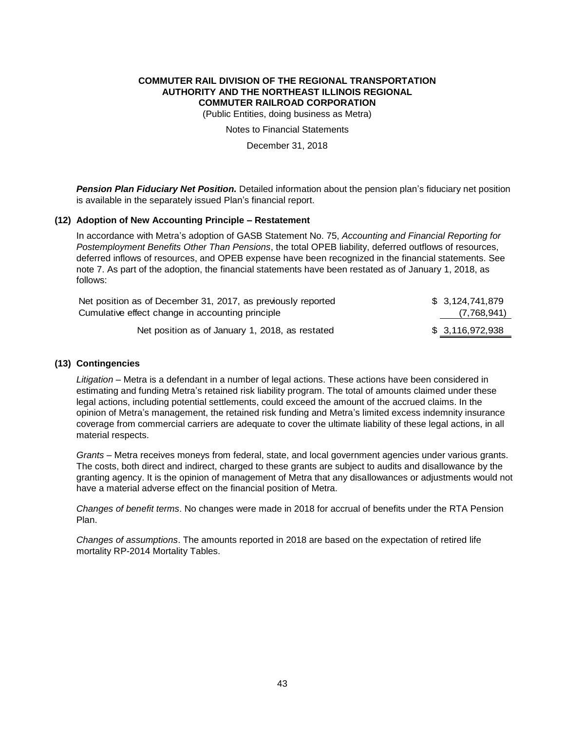***Pension Plan Fiduciary Net Position.*** Detailed information about the pension plan's fiduciary net position is available in the separately issued Plan's financial report.

### (12) Adoption of New Accounting Principle – Restatement

In accordance with Metra's adoption of GASB Statement No. 75, *Accounting and Financial Reporting for Postemployment Benefits Other Than Pensions*, the total OPEB liability, deferred outflows of resources, deferred inflows of resources, and OPEB expense have been recognized in the financial statements. See note 7. As part of the adoption, the financial statements have been restated as of January 1, 2018, as follows:

| | |
|---|---|
| Net position as of December 31, 2017, as previously reported | $ 3,124,741,879 |
| Cumulative effect change in accounting principle | (7,768,941) |
| Net position as of January 1, 2018, as restated | $ 3,116,972,938 |

### (13) Contingencies

*Litigation* – Metra is a defendant in a number of legal actions. These actions have been considered in estimating and funding Metra's retained risk liability program. The total of amounts claimed under these legal actions, including potential settlements, could exceed the amount of the accrued claims. In the opinion of Metra's management, the retained risk funding and Metra's limited excess indemnity insurance coverage from commercial carriers are adequate to cover the ultimate liability of these legal actions, in all material respects.

*Grants* – Metra receives moneys from federal, state, and local government agencies under various grants. The costs, both direct and indirect, charged to these grants are subject to audits and disallowance by the granting agency. It is the opinion of management of Metra that any disallowances or adjustments would not have a material adverse effect on the financial position of Metra.

*Changes of benefit terms*. No changes were made in 2018 for accrual of benefits under the RTA Pension Plan.

*Changes of assumptions*. The amounts reported in 2018 are based on the expectation of retired life mortality RP-2014 Mortality Tables.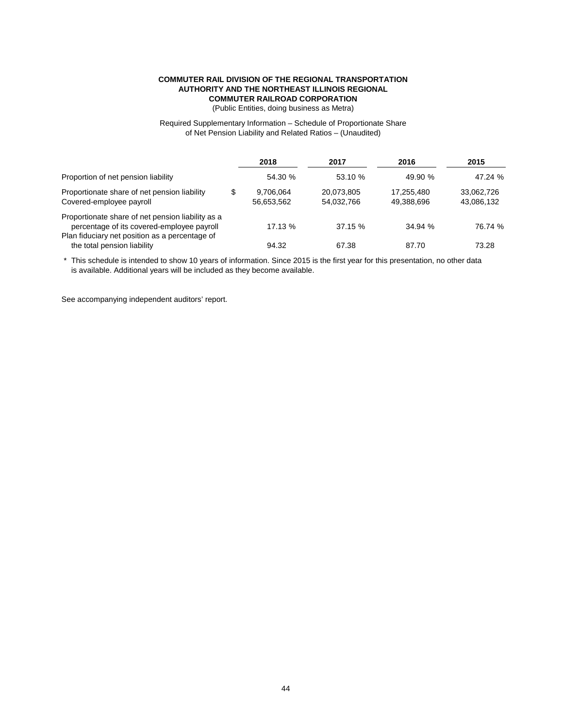**COMMUTER RAIL DIVISION OF THE REGIONAL TRANSPORTATION AUTHORITY AND THE NORTHEAST ILLINOIS REGIONAL COMMUTER RAILROAD CORPORATION**

(Public Entities, doing business as Metra)

Required Supplementary Information – Schedule of Proportionate Share of Net Pension Liability and Related Ratios – (Unaudited)

| | 2018 | 2017 | 2016 | 2015 |
|---|---|---|---|---|
| Proportion of net pension liability | 54.30 % | 53.10 % | 49.90 % | 47.24 % |
| Proportionate share of net pension liability | $ 9,706,064 | 20,073,805 | 17,255,480 | 33,062,726 |
| Covered-employee payroll | 56,653,562 | 54,032,766 | 49,388,696 | 43,086,132 |
| Proportionate share of net pension liability as a percentage of its covered-employee payroll | 17.13 % | 37.15 % | 34.94 % | 76.74 % |
| Plan fiduciary net position as a percentage of the total pension liability | 94.32 | 67.38 | 87.70 | 73.28 |

\* This schedule is intended to show 10 years of information. Since 2015 is the first year for this presentation, no other data is available. Additional years will be included as they become available.

See accompanying independent auditors' report.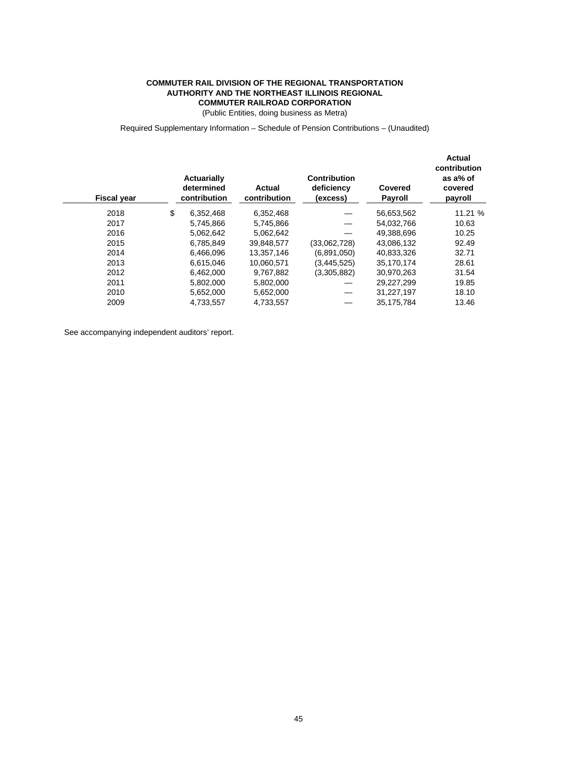**COMMUTER RAIL DIVISION OF THE REGIONAL TRANSPORTATION AUTHORITY AND THE NORTHEAST ILLINOIS REGIONAL COMMUTER RAILROAD CORPORATION**

(Public Entities, doing business as Metra)

Required Supplementary Information – Schedule of Pension Contributions – (Unaudited)

| Fiscal year | Actuarially determined contribution | Actual contribution | Contribution deficiency (excess) | Covered Payroll | Actual contribution as a% of covered payroll |
|---|---|---|---|---|---|
| 2018 | $ 6,352,468 | 6,352,468 | — | 56,653,562 | 11.21 % |
| 2017 | 5,745,866 | 5,745,866 | — | 54,032,766 | 10.63 |
| 2016 | 5,062,642 | 5,062,642 | — | 49,388,696 | 10.25 |
| 2015 | 6,785,849 | 39,848,577 | (33,062,728) | 43,086,132 | 92.49 |
| 2014 | 6,466,096 | 13,357,146 | (6,891,050) | 40,833,326 | 32.71 |
| 2013 | 6,615,046 | 10,060,571 | (3,445,525) | 35,170,174 | 28.61 |
| 2012 | 6,462,000 | 9,767,882 | (3,305,882) | 30,970,263 | 31.54 |
| 2011 | 5,802,000 | 5,802,000 | — | 29,227,299 | 19.85 |
| 2010 | 5,652,000 | 5,652,000 | — | 31,227,197 | 18.10 |
| 2009 | 4,733,557 | 4,733,557 | — | 35,175,784 | 13.46 |

See accompanying independent auditors' report.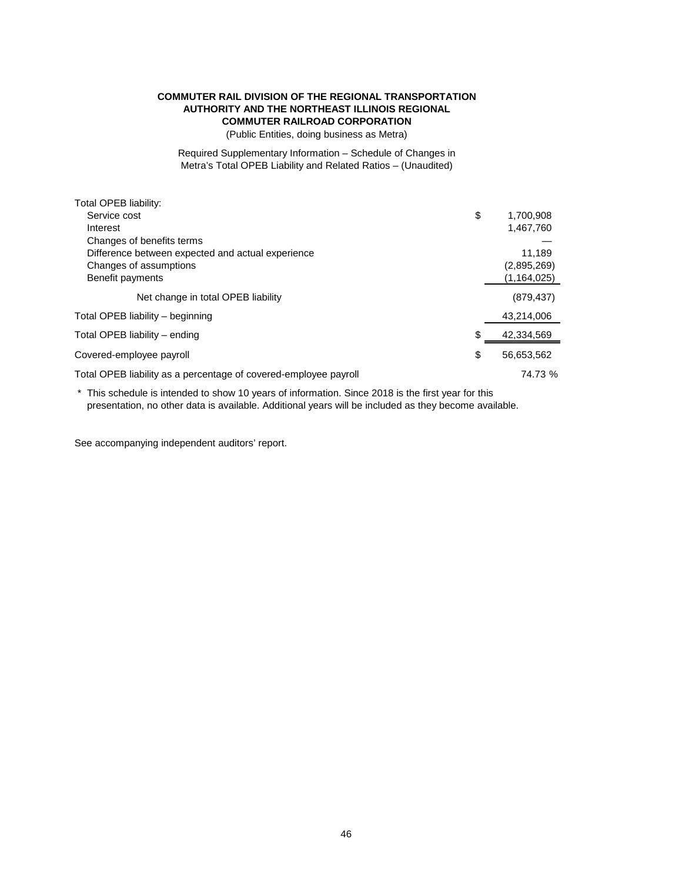**COMMUTER RAIL DIVISION OF THE REGIONAL TRANSPORTATION AUTHORITY AND THE NORTHEAST ILLINOIS REGIONAL COMMUTER RAILROAD CORPORATION**

(Public Entities, doing business as Metra)

Required Supplementary Information – Schedule of Changes in Metra's Total OPEB Liability and Related Ratios – (Unaudited)

| | |
|---|---|
| Total OPEB liability: | |
| Service cost | $ 1,700,908 |
| Interest | 1,467,760 |
| Changes of benefits terms | — |
| Difference between expected and actual experience | 11,189 |
| Changes of assumptions | (2,895,269) |
| Benefit payments | (1,164,025) |
| Net change in total OPEB liability | (879,437) |
| Total OPEB liability – beginning | 43,214,006 |
| Total OPEB liability – ending | $ 42,334,569 |
| Covered-employee payroll | $ 56,653,562 |
| Total OPEB liability as a percentage of covered-employee payroll | 74.73 % |

\* This schedule is intended to show 10 years of information. Since 2018 is the first year for this presentation, no other data is available. Additional years will be included as they become available.

See accompanying independent auditors' report.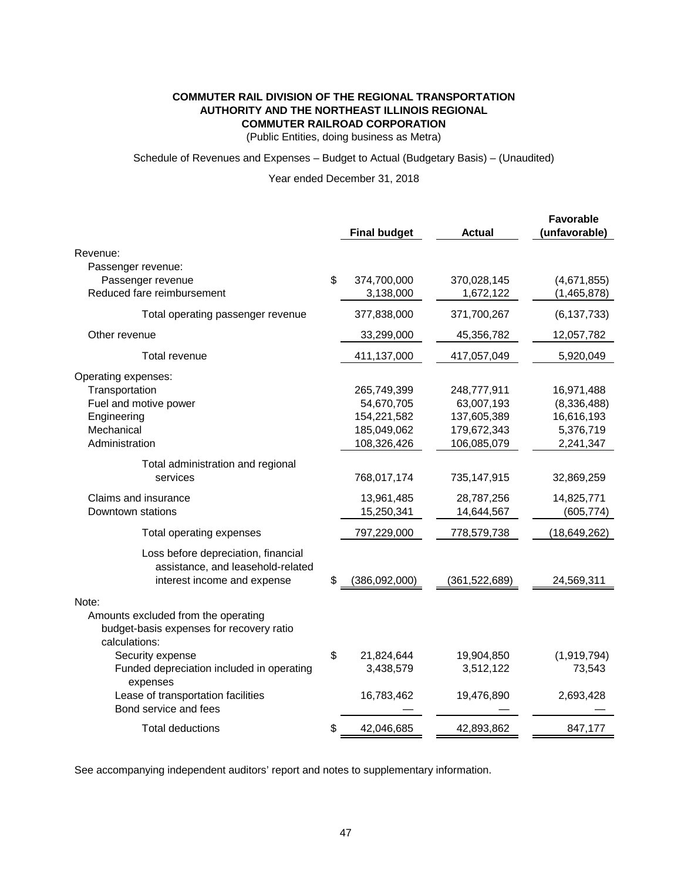**COMMUTER RAIL DIVISION OF THE REGIONAL TRANSPORTATION AUTHORITY AND THE NORTHEAST ILLINOIS REGIONAL COMMUTER RAILROAD CORPORATION**

(Public Entities, doing business as Metra)

Schedule of Revenues and Expenses – Budget to Actual (Budgetary Basis) – (Unaudited)

Year ended December 31, 2018

| | Final budget | Actual | Favorable (unfavorable) |
|---|---|---|---|
| Revenue: | | | |
| Passenger revenue: | | | |
| Passenger revenue | $ 374,700,000 | 370,028,145 | (4,671,855) |
| Reduced fare reimbursement | 3,138,000 | 1,672,122 | (1,465,878) |
| Total operating passenger revenue | 377,838,000 | 371,700,267 | (6,137,733) |
| Other revenue | 33,299,000 | 45,356,782 | 12,057,782 |
| Total revenue | 411,137,000 | 417,057,049 | 5,920,049 |
| Operating expenses: | | | |
| Transportation | 265,749,399 | 248,777,911 | 16,971,488 |
| Fuel and motive power | 54,670,705 | 63,007,193 | (8,336,488) |
| Engineering | 154,221,582 | 137,605,389 | 16,616,193 |
| Mechanical | 185,049,062 | 179,672,343 | 5,376,719 |
| Administration | 108,326,426 | 106,085,079 | 2,241,347 |
| Total administration and regional services | 768,017,174 | 735,147,915 | 32,869,259 |
| Claims and insurance | 13,961,485 | 28,787,256 | 14,825,771 |
| Downtown stations | 15,250,341 | 14,644,567 | (605,774) |
| Total operating expenses | 797,229,000 | 778,579,738 | (18,649,262) |
| Loss before depreciation, financial assistance, and leasehold-related interest income and expense | $ (386,092,000) | (361,522,689) | 24,569,311 |
| Note: | | | |
| Amounts excluded from the operating budget-basis expenses for recovery ratio calculations: | | | |
| Security expense | $ 21,824,644 | 19,904,850 | (1,919,794) |
| Funded depreciation included in operating expenses | 3,438,579 | 3,512,122 | 73,543 |
| Lease of transportation facilities | 16,783,462 | 19,476,890 | 2,693,428 |
| Bond service and fees | — | — | — |
| Total deductions | $ 42,046,685 | 42,893,862 | 847,177 |

See accompanying independent auditors' report and notes to supplementary information.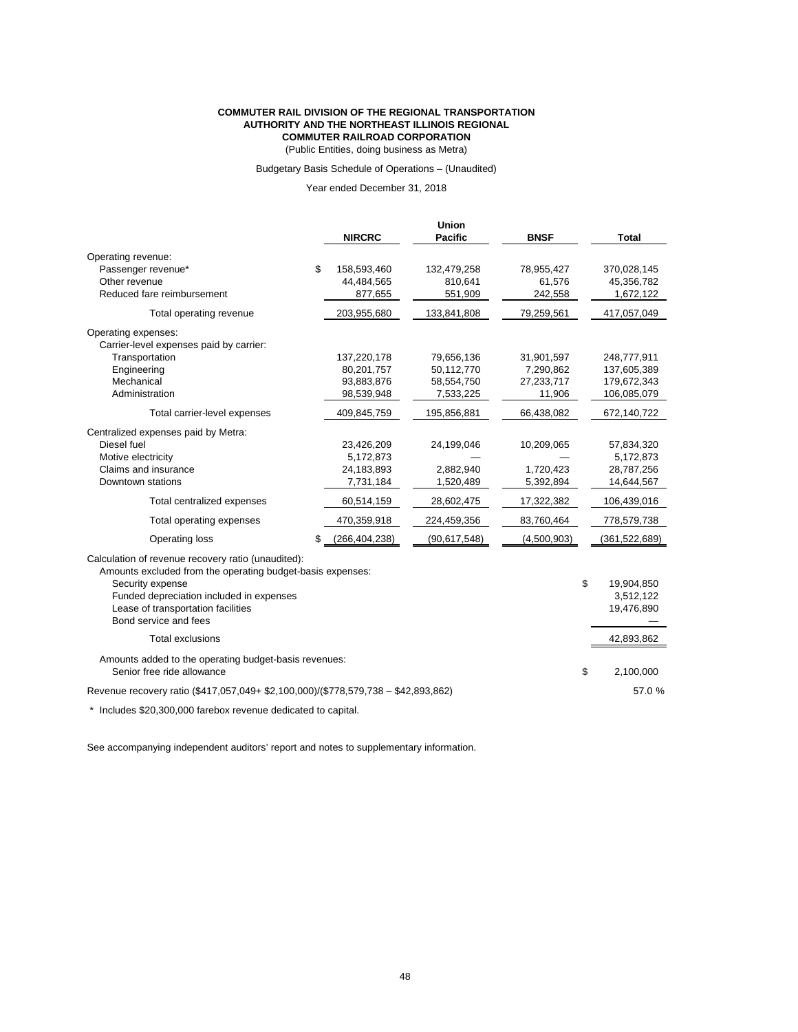**COMMUTER RAIL DIVISION OF THE REGIONAL TRANSPORTATION AUTHORITY AND THE NORTHEAST ILLINOIS REGIONAL COMMUTER RAILROAD CORPORATION**

(Public Entities, doing business as Metra)

Budgetary Basis Schedule of Operations – (Unaudited)

Year ended December 31, 2018

| | NIRCRC | Union Pacific | BNSF | Total |
|---|---|---|---|---|
| Operating revenue: | | | | |
| Passenger revenue* | $ 158,593,460 | 132,479,258 | 78,955,427 | 370,028,145 |
| Other revenue | 44,484,565 | 810,641 | 61,576 | 45,356,782 |
| Reduced fare reimbursement | 877,655 | 551,909 | 242,558 | 1,672,122 |
| Total operating revenue | 203,955,680 | 133,841,808 | 79,259,561 | 417,057,049 |
| Operating expenses: | | | | |
| Carrier-level expenses paid by carrier: | | | | |
| Transportation | 137,220,178 | 79,656,136 | 31,901,597 | 248,777,911 |
| Engineering | 80,201,757 | 50,112,770 | 7,290,862 | 137,605,389 |
| Mechanical | 93,883,876 | 58,554,750 | 27,233,717 | 179,672,343 |
| Administration | 98,539,948 | 7,533,225 | 11,906 | 106,085,079 |
| Total carrier-level expenses | 409,845,759 | 195,856,881 | 66,438,082 | 672,140,722 |
| Centralized expenses paid by Metra: | | | | |
| Diesel fuel | 23,426,209 | 24,199,046 | 10,209,065 | 57,834,320 |
| Motive electricity | 5,172,873 | — | — | 5,172,873 |
| Claims and insurance | 24,183,893 | 2,882,940 | 1,720,423 | 28,787,256 |
| Downtown stations | 7,731,184 | 1,520,489 | 5,392,894 | 14,644,567 |
| Total centralized expenses | 60,514,159 | 28,602,475 | 17,322,382 | 106,439,016 |
| Total operating expenses | 470,359,918 | 224,459,356 | 83,760,464 | 778,579,738 |
| Operating loss | $ (266,404,238) | (90,617,548) | (4,500,903) | (361,522,689) |
| Calculation of revenue recovery ratio (unaudited): | | | | |
| Amounts excluded from the operating budget-basis expenses: | | | | |
| Security expense | | | | $ 19,904,850 |
| Funded depreciation included in expenses | | | | 3,512,122 |
| Lease of transportation facilities | | | | 19,476,890 |
| Bond service and fees | | | | — |
| Total exclusions | | | | 42,893,862 |
| Amounts added to the operating budget-basis revenues: | | | | |
| Senior free ride allowance | | | | $ 2,100,000 |
| Revenue recovery ratio ($417,057,049+ $2,100,000)/($778,579,738 – $42,893,862) | | | | 57.0 % |

\* Includes $20,300,000 farebox revenue dedicated to capital.

See accompanying independent auditors' report and notes to supplementary information.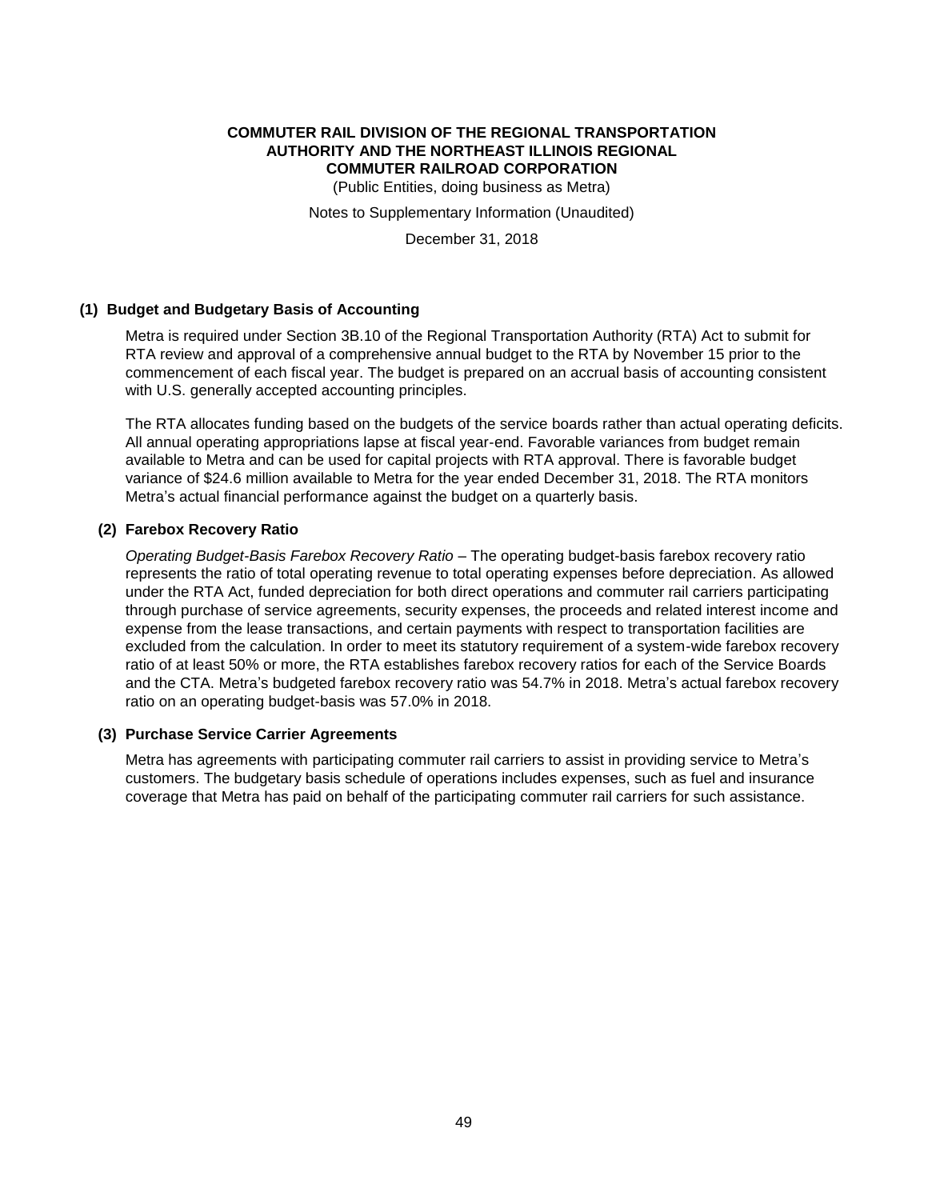**COMMUTER RAIL DIVISION OF THE REGIONAL TRANSPORTATION AUTHORITY AND THE NORTHEAST ILLINOIS REGIONAL COMMUTER RAILROAD CORPORATION**

(Public Entities, doing business as Metra)

Notes to Supplementary Information (Unaudited)

December 31, 2018

## (1) Budget and Budgetary Basis of Accounting

Metra is required under Section 3B.10 of the Regional Transportation Authority (RTA) Act to submit for RTA review and approval of a comprehensive annual budget to the RTA by November 15 prior to the commencement of each fiscal year. The budget is prepared on an accrual basis of accounting consistent with U.S. generally accepted accounting principles.

The RTA allocates funding based on the budgets of the service boards rather than actual operating deficits. All annual operating appropriations lapse at fiscal year-end. Favorable variances from budget remain available to Metra and can be used for capital projects with RTA approval. There is favorable budget variance of $24.6 million available to Metra for the year ended December 31, 2018. The RTA monitors Metra's actual financial performance against the budget on a quarterly basis.

## (2) Farebox Recovery Ratio

*Operating Budget-Basis Farebox Recovery Ratio* – The operating budget-basis farebox recovery ratio represents the ratio of total operating revenue to total operating expenses before depreciation. As allowed under the RTA Act, funded depreciation for both direct operations and commuter rail carriers participating through purchase of service agreements, security expenses, the proceeds and related interest income and expense from the lease transactions, and certain payments with respect to transportation facilities are excluded from the calculation. In order to meet its statutory requirement of a system-wide farebox recovery ratio of at least 50% or more, the RTA establishes farebox recovery ratios for each of the Service Boards and the CTA. Metra's budgeted farebox recovery ratio was 54.7% in 2018. Metra's actual farebox recovery ratio on an operating budget-basis was 57.0% in 2018.

## (3) Purchase Service Carrier Agreements

Metra has agreements with participating commuter rail carriers to assist in providing service to Metra's customers. The budgetary basis schedule of operations includes expenses, such as fuel and insurance coverage that Metra has paid on behalf of the participating commuter rail carriers for such assistance.